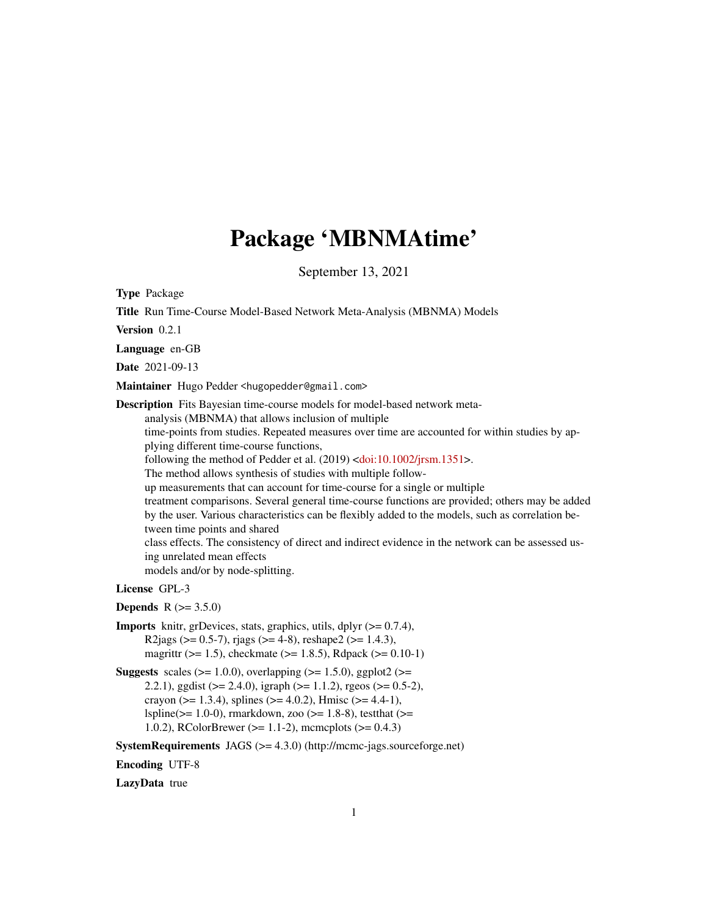# Package 'MBNMAtime'

September 13, 2021

**Type** Package

**Title** Run Time-Course Model-Based Network Meta-Analysis (MBNMA) Models

**Version** 0.2.1

**Language** en-GB

**Date** 2021-09-13

**Maintainer** Hugo Pedder <hugopedder@gmail.com>

**Description** Fits Bayesian time-course models for model-based network meta-analysis (MBNMA) that allows inclusion of multiple time-points from studies. Repeated measures over time are accounted for within studies by applying different time-course functions, following the method of Pedder et al. (2019) <doi:10.1002/jrsm.1351>. The method allows synthesis of studies with multiple follow-up measurements that can account for time-course for a single or multiple treatment comparisons. Several general time-course functions are provided; others may be added by the user. Various characteristics can be flexibly added to the models, such as correlation between time points and shared class effects. The consistency of direct and indirect evidence in the network can be assessed using unrelated mean effects models and/or by node-splitting.

**License** GPL-3

**Depends** R (>= 3.5.0)

**Imports** knitr, grDevices, stats, graphics, utils, dplyr (>= 0.7.4), R2jags (>= 0.5-7), rjags (>= 4-8), reshape2 (>= 1.4.3), magrittr (>= 1.5), checkmate (>= 1.8.5), Rdpack (>= 0.10-1)

**Suggests** scales (>= 1.0.0), overlapping (>= 1.5.0), ggplot2 (>= 2.2.1), ggdist (>= 2.4.0), igraph (>= 1.1.2), rgeos (>= 0.5-2), crayon (>= 1.3.4), splines (>= 4.0.2), Hmisc (>= 4.4-1), lspline(>= 1.0-0), rmarkdown, zoo (>= 1.8-8), testthat (>= 1.0.2), RColorBrewer (>= 1.1-2), mcmcplots (>= 0.4.3)

**SystemRequirements** JAGS (>= 4.3.0) (http://mcmc-jags.sourceforge.net)

**Encoding** UTF-8

**LazyData** true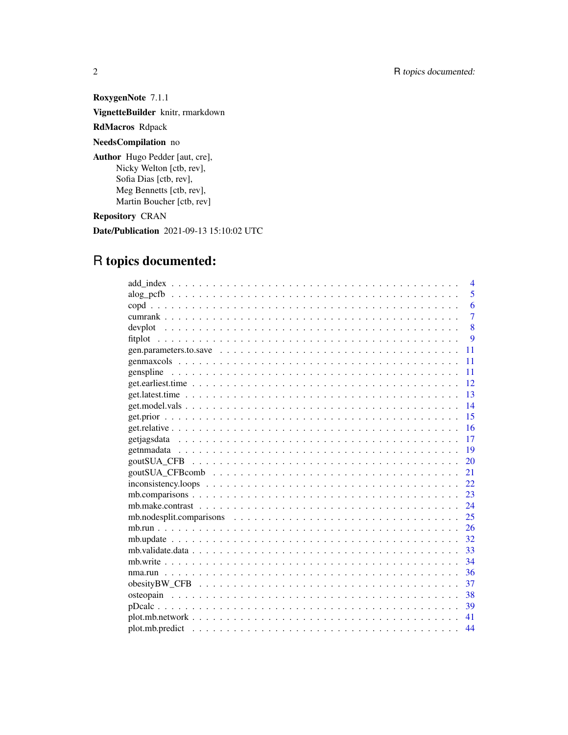**RoxygenNote** 7.1.1

**VignetteBuilder** knitr, rmarkdown

**RdMacros** Rdpack

**NeedsCompilation** no

**Author** Hugo Pedder [aut, cre],
Nicky Welton [ctb, rev],
Sofia Dias [ctb, rev],
Meg Bennetts [ctb, rev],
Martin Boucher [ctb, rev]

**Repository** CRAN

**Date/Publication** 2021-09-13 15:10:02 UTC

# R topics documented:

add_index . . . . . . . . . . . . . . . . . . . . . . . . . . . . . . . . . . . . . . . . . 4
alog_pcfb . . . . . . . . . . . . . . . . . . . . . . . . . . . . . . . . . . . . . . . . . 5
copd . . . . . . . . . . . . . . . . . . . . . . . . . . . . . . . . . . . . . . . . . . . 6
cumrank . . . . . . . . . . . . . . . . . . . . . . . . . . . . . . . . . . . . . . . . . 7
devplot . . . . . . . . . . . . . . . . . . . . . . . . . . . . . . . . . . . . . . . . . 8
fitplot . . . . . . . . . . . . . . . . . . . . . . . . . . . . . . . . . . . . . . . . . 9
gen.parameters.to.save . . . . . . . . . . . . . . . . . . . . . . . . . . . . . . . . 11
genmaxcols . . . . . . . . . . . . . . . . . . . . . . . . . . . . . . . . . . . . . . . 11
genspline . . . . . . . . . . . . . . . . . . . . . . . . . . . . . . . . . . . . . . . . 11
get.earliest.time . . . . . . . . . . . . . . . . . . . . . . . . . . . . . . . . . . . . 12
get.latest.time . . . . . . . . . . . . . . . . . . . . . . . . . . . . . . . . . . . . . 13
get.model.vals . . . . . . . . . . . . . . . . . . . . . . . . . . . . . . . . . . . . . 14
get.prior . . . . . . . . . . . . . . . . . . . . . . . . . . . . . . . . . . . . . . . . 15
get.relative . . . . . . . . . . . . . . . . . . . . . . . . . . . . . . . . . . . . . . 16
getjagsdata . . . . . . . . . . . . . . . . . . . . . . . . . . . . . . . . . . . . . . 17
getnmadata . . . . . . . . . . . . . . . . . . . . . . . . . . . . . . . . . . . . . . 19
goutSUA_CFB . . . . . . . . . . . . . . . . . . . . . . . . . . . . . . . . . . . . . 20
goutSUA_CFBcomb . . . . . . . . . . . . . . . . . . . . . . . . . . . . . . . . . . . 21
inconsistency.loops . . . . . . . . . . . . . . . . . . . . . . . . . . . . . . . . . . 22
mb.comparisons . . . . . . . . . . . . . . . . . . . . . . . . . . . . . . . . . . . . 23
mb.make.contrast . . . . . . . . . . . . . . . . . . . . . . . . . . . . . . . . . . . 24
mb.nodesplit.comparisons . . . . . . . . . . . . . . . . . . . . . . . . . . . . . . . 25
mb.run . . . . . . . . . . . . . . . . . . . . . . . . . . . . . . . . . . . . . . . . . 26
mb.update . . . . . . . . . . . . . . . . . . . . . . . . . . . . . . . . . . . . . . . 32
mb.validate.data . . . . . . . . . . . . . . . . . . . . . . . . . . . . . . . . . . . . 33
mb.write . . . . . . . . . . . . . . . . . . . . . . . . . . . . . . . . . . . . . . . . 34
nma.run . . . . . . . . . . . . . . . . . . . . . . . . . . . . . . . . . . . . . . . . 36
obesityBW_CFB . . . . . . . . . . . . . . . . . . . . . . . . . . . . . . . . . . . . 37
osteopain . . . . . . . . . . . . . . . . . . . . . . . . . . . . . . . . . . . . . . . 38
pDcalc . . . . . . . . . . . . . . . . . . . . . . . . . . . . . . . . . . . . . . . . . 39
plot.mb.network . . . . . . . . . . . . . . . . . . . . . . . . . . . . . . . . . . . . 41
plot.mb.predict . . . . . . . . . . . . . . . . . . . . . . . . . . . . . . . . . . . . 44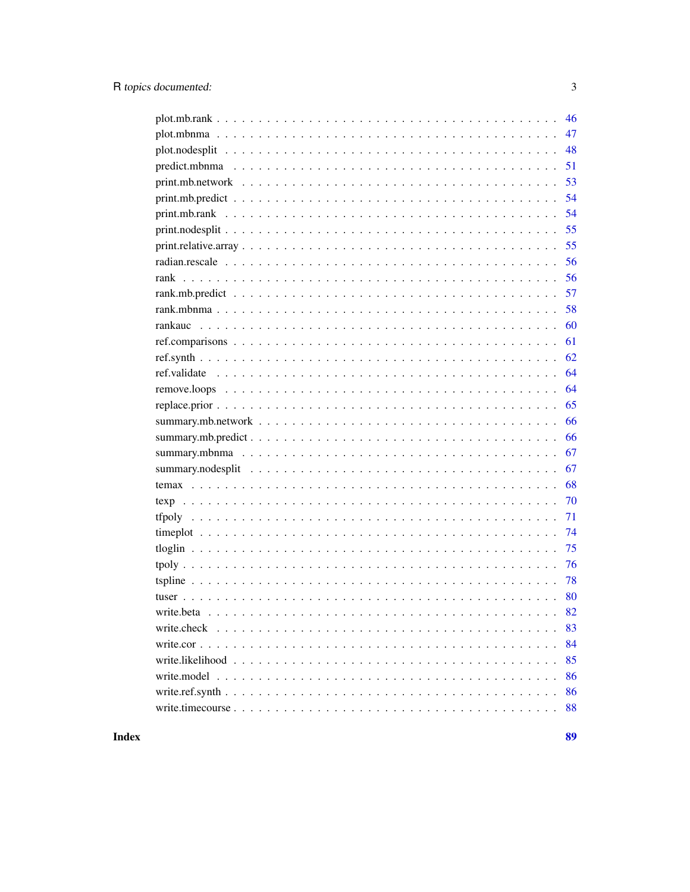plot.mb.rank . . . . . . . . . . . . . . . . . . . . . . . . . . . . . . . . . . . . 46
plot.mbnma . . . . . . . . . . . . . . . . . . . . . . . . . . . . . . . . . . . . . 47
plot.nodesplit . . . . . . . . . . . . . . . . . . . . . . . . . . . . . . . . . . . 48
predict.mbnma . . . . . . . . . . . . . . . . . . . . . . . . . . . . . . . . . . . 51
print.mb.network . . . . . . . . . . . . . . . . . . . . . . . . . . . . . . . . . . 53
print.mb.predict . . . . . . . . . . . . . . . . . . . . . . . . . . . . . . . . . . 54
print.mb.rank . . . . . . . . . . . . . . . . . . . . . . . . . . . . . . . . . . . 54
print.nodesplit . . . . . . . . . . . . . . . . . . . . . . . . . . . . . . . . . . 55
print.relative.array . . . . . . . . . . . . . . . . . . . . . . . . . . . . . . . . 55
radian.rescale . . . . . . . . . . . . . . . . . . . . . . . . . . . . . . . . . . 56
rank . . . . . . . . . . . . . . . . . . . . . . . . . . . . . . . . . . . . . . . . 56
rank.mb.predict . . . . . . . . . . . . . . . . . . . . . . . . . . . . . . . . . . 57
rank.mbnma . . . . . . . . . . . . . . . . . . . . . . . . . . . . . . . . . . . . 58
rankauc . . . . . . . . . . . . . . . . . . . . . . . . . . . . . . . . . . . . . . 60
ref.comparisons . . . . . . . . . . . . . . . . . . . . . . . . . . . . . . . . . . 61
ref.synth . . . . . . . . . . . . . . . . . . . . . . . . . . . . . . . . . . . . . 62
ref.validate . . . . . . . . . . . . . . . . . . . . . . . . . . . . . . . . . . . . 64
remove.loops . . . . . . . . . . . . . . . . . . . . . . . . . . . . . . . . . . . 64
replace.prior . . . . . . . . . . . . . . . . . . . . . . . . . . . . . . . . . . . 65
summary.mb.network . . . . . . . . . . . . . . . . . . . . . . . . . . . . . . . . 66
summary.mb.predict . . . . . . . . . . . . . . . . . . . . . . . . . . . . . . . . 66
summary.mbnma . . . . . . . . . . . . . . . . . . . . . . . . . . . . . . . . . . 67
summary.nodesplit . . . . . . . . . . . . . . . . . . . . . . . . . . . . . . . . . 67
temax . . . . . . . . . . . . . . . . . . . . . . . . . . . . . . . . . . . . . . . 68
texp . . . . . . . . . . . . . . . . . . . . . . . . . . . . . . . . . . . . . . . . 70
tfpoly . . . . . . . . . . . . . . . . . . . . . . . . . . . . . . . . . . . . . . . 71
timeplot . . . . . . . . . . . . . . . . . . . . . . . . . . . . . . . . . . . . . . 74
tloglin . . . . . . . . . . . . . . . . . . . . . . . . . . . . . . . . . . . . . . . 75
tpoly . . . . . . . . . . . . . . . . . . . . . . . . . . . . . . . . . . . . . . . . 76
tspline . . . . . . . . . . . . . . . . . . . . . . . . . . . . . . . . . . . . . . . 78
tuser . . . . . . . . . . . . . . . . . . . . . . . . . . . . . . . . . . . . . . . . 80
write.beta . . . . . . . . . . . . . . . . . . . . . . . . . . . . . . . . . . . . . 82
write.check . . . . . . . . . . . . . . . . . . . . . . . . . . . . . . . . . . . . 83
write.cor . . . . . . . . . . . . . . . . . . . . . . . . . . . . . . . . . . . . . . 84
write.likelihood . . . . . . . . . . . . . . . . . . . . . . . . . . . . . . . . . . 85
write.model . . . . . . . . . . . . . . . . . . . . . . . . . . . . . . . . . . . . 86
write.ref.synth . . . . . . . . . . . . . . . . . . . . . . . . . . . . . . . . . . . 86
write.timecourse . . . . . . . . . . . . . . . . . . . . . . . . . . . . . . . . . . 88

**Index** **89**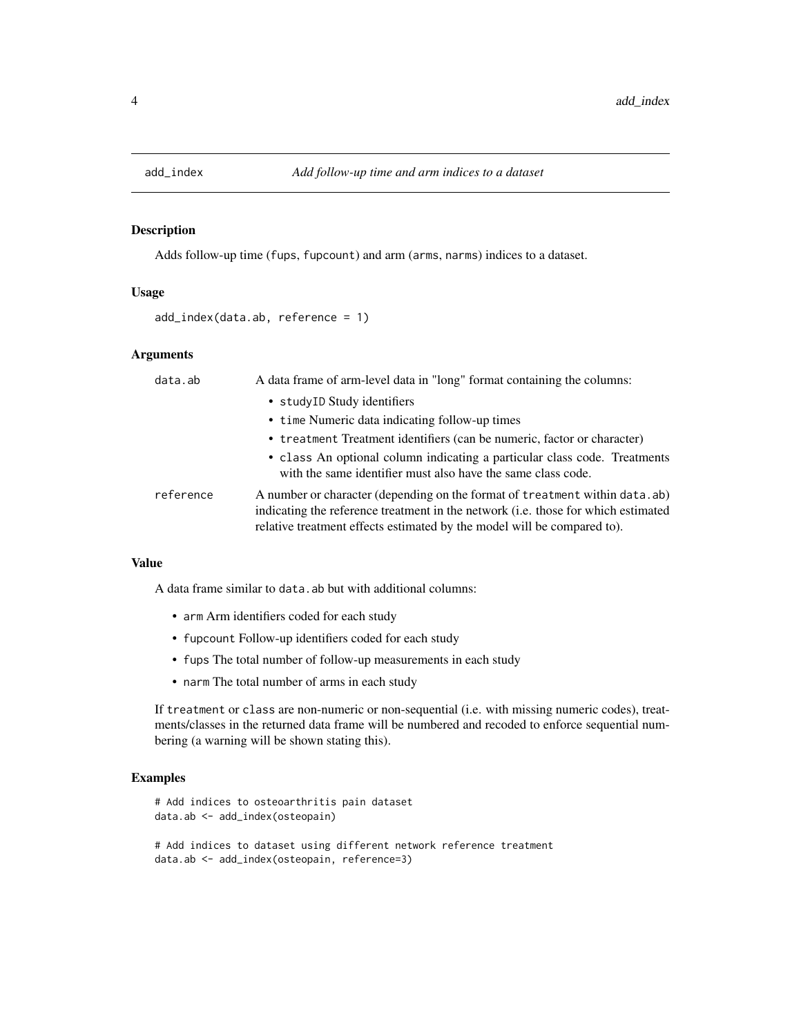## add_index — *Add follow-up time and arm indices to a dataset*

### Description

Adds follow-up time (`fups`, `fupcount`) and arm (`arms`, `narms`) indices to a dataset.

### Usage

```
add_index(data.ab, reference = 1)
```

### Arguments

- **data.ab** — A data frame of arm-level data in "long" format containing the columns:
  - `studyID` Study identifiers
  - `time` Numeric data indicating follow-up times
  - `treatment` Treatment identifiers (can be numeric, factor or character)
  - `class` An optional column indicating a particular class code. Treatments with the same identifier must also have the same class code.
- **reference** — A number or character (depending on the format of `treatment` within `data.ab`) indicating the reference treatment in the network (i.e. those for which estimated relative treatment effects estimated by the model will be compared to).

### Value

A data frame similar to `data.ab` but with additional columns:

- `arm` Arm identifiers coded for each study
- `fupcount` Follow-up identifiers coded for each study
- `fups` The total number of follow-up measurements in each study
- `narm` The total number of arms in each study

If `treatment` or `class` are non-numeric or non-sequential (i.e. with missing numeric codes), treatments/classes in the returned data frame will be numbered and recoded to enforce sequential numbering (a warning will be shown stating this).

### Examples

```
# Add indices to osteoarthritis pain dataset
data.ab <- add_index(osteopain)

# Add indices to dataset using different network reference treatment
data.ab <- add_index(osteopain, reference=3)
```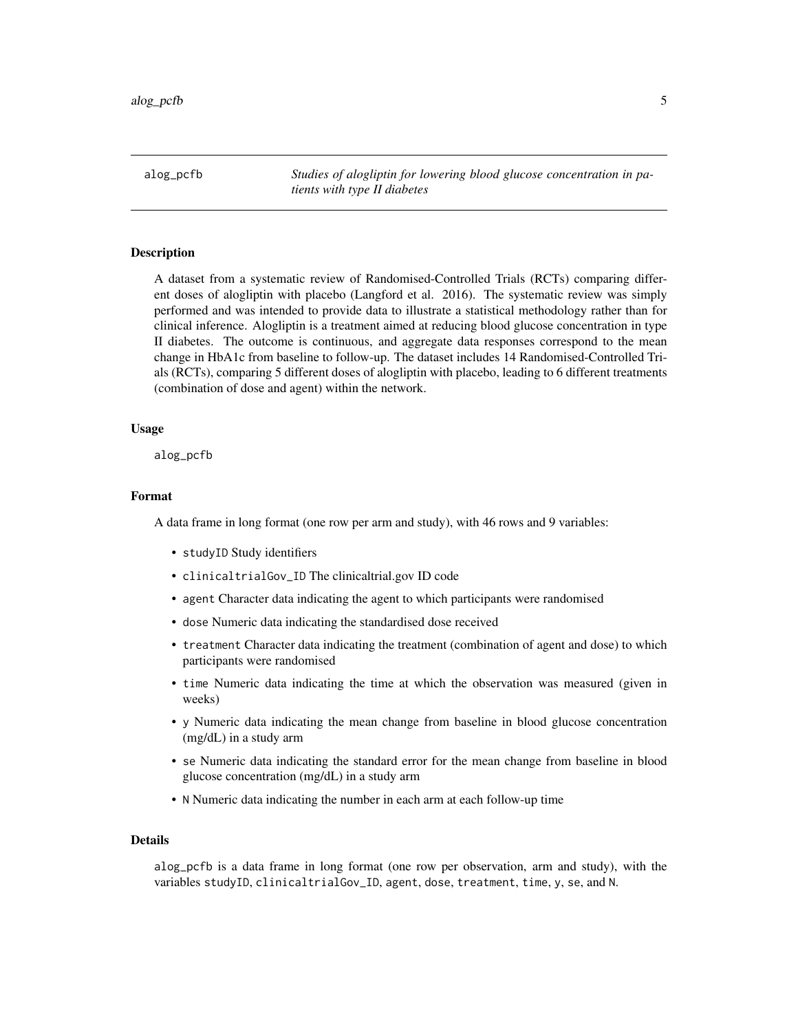alog_pcfb — *Studies of alogliptin for lowering blood glucose concentration in patients with type II diabetes*

## Description

A dataset from a systematic review of Randomised-Controlled Trials (RCTs) comparing different doses of alogliptin with placebo (Langford et al. 2016). The systematic review was simply performed and was intended to provide data to illustrate a statistical methodology rather than for clinical inference. Alogliptin is a treatment aimed at reducing blood glucose concentration in type II diabetes. The outcome is continuous, and aggregate data responses correspond to the mean change in HbA1c from baseline to follow-up. The dataset includes 14 Randomised-Controlled Trials (RCTs), comparing 5 different doses of alogliptin with placebo, leading to 6 different treatments (combination of dose and agent) within the network.

## Usage

```
alog_pcfb
```

## Format

A data frame in long format (one row per arm and study), with 46 rows and 9 variables:

- `studyID` Study identifiers
- `clinicaltrialGov_ID` The clinicaltrial.gov ID code
- `agent` Character data indicating the agent to which participants were randomised
- `dose` Numeric data indicating the standardised dose received
- `treatment` Character data indicating the treatment (combination of agent and dose) to which participants were randomised
- `time` Numeric data indicating the time at which the observation was measured (given in weeks)
- `y` Numeric data indicating the mean change from baseline in blood glucose concentration (mg/dL) in a study arm
- `se` Numeric data indicating the standard error for the mean change from baseline in blood glucose concentration (mg/dL) in a study arm
- `N` Numeric data indicating the number in each arm at each follow-up time

## Details

alog_pcfb is a data frame in long format (one row per observation, arm and study), with the variables `studyID`, `clinicaltrialGov_ID`, `agent`, `dose`, `treatment`, `time`, `y`, `se`, and `N`.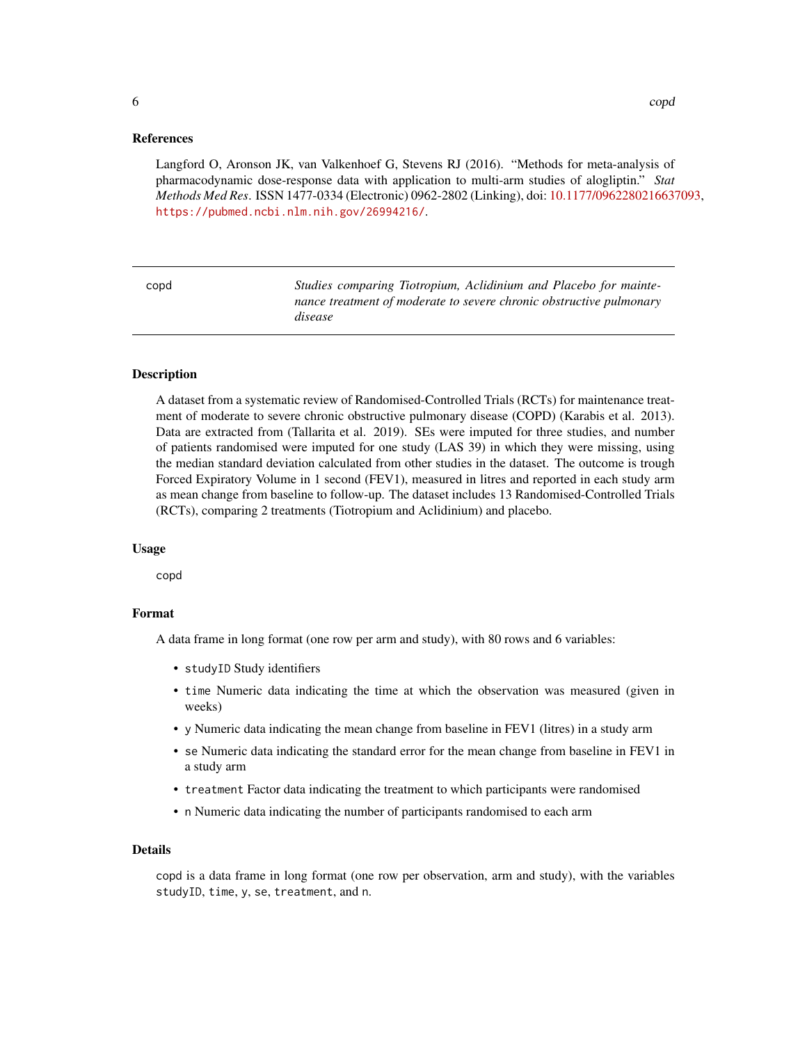## References

Langford O, Aronson JK, van Valkenhoef G, Stevens RJ (2016). "Methods for meta-analysis of pharmacodynamic dose-response data with application to multi-arm studies of alogliptin." *Stat Methods Med Res*. ISSN 1477-0334 (Electronic) 0962-2802 (Linking), doi: 10.1177/0962280216637093, https://pubmed.ncbi.nlm.nih.gov/26994216/.

---

copd — *Studies comparing Tiotropium, Aclidinium and Placebo for maintenance treatment of moderate to severe chronic obstructive pulmonary disease*

---

## Description

A dataset from a systematic review of Randomised-Controlled Trials (RCTs) for maintenance treatment of moderate to severe chronic obstructive pulmonary disease (COPD) (Karabis et al. 2013). Data are extracted from (Tallarita et al. 2019). SEs were imputed for three studies, and number of patients randomised were imputed for one study (LAS 39) in which they were missing, using the median standard deviation calculated from other studies in the dataset. The outcome is trough Forced Expiratory Volume in 1 second (FEV1), measured in litres and reported in each study arm as mean change from baseline to follow-up. The dataset includes 13 Randomised-Controlled Trials (RCTs), comparing 2 treatments (Tiotropium and Aclidinium) and placebo.

## Usage

```
copd
```

## Format

A data frame in long format (one row per arm and study), with 80 rows and 6 variables:

- `studyID` Study identifiers
- `time` Numeric data indicating the time at which the observation was measured (given in weeks)
- `y` Numeric data indicating the mean change from baseline in FEV1 (litres) in a study arm
- `se` Numeric data indicating the standard error for the mean change from baseline in FEV1 in a study arm
- `treatment` Factor data indicating the treatment to which participants were randomised
- `n` Numeric data indicating the number of participants randomised to each arm

## Details

`copd` is a data frame in long format (one row per observation, arm and study), with the variables `studyID`, `time`, `y`, `se`, `treatment`, and `n`.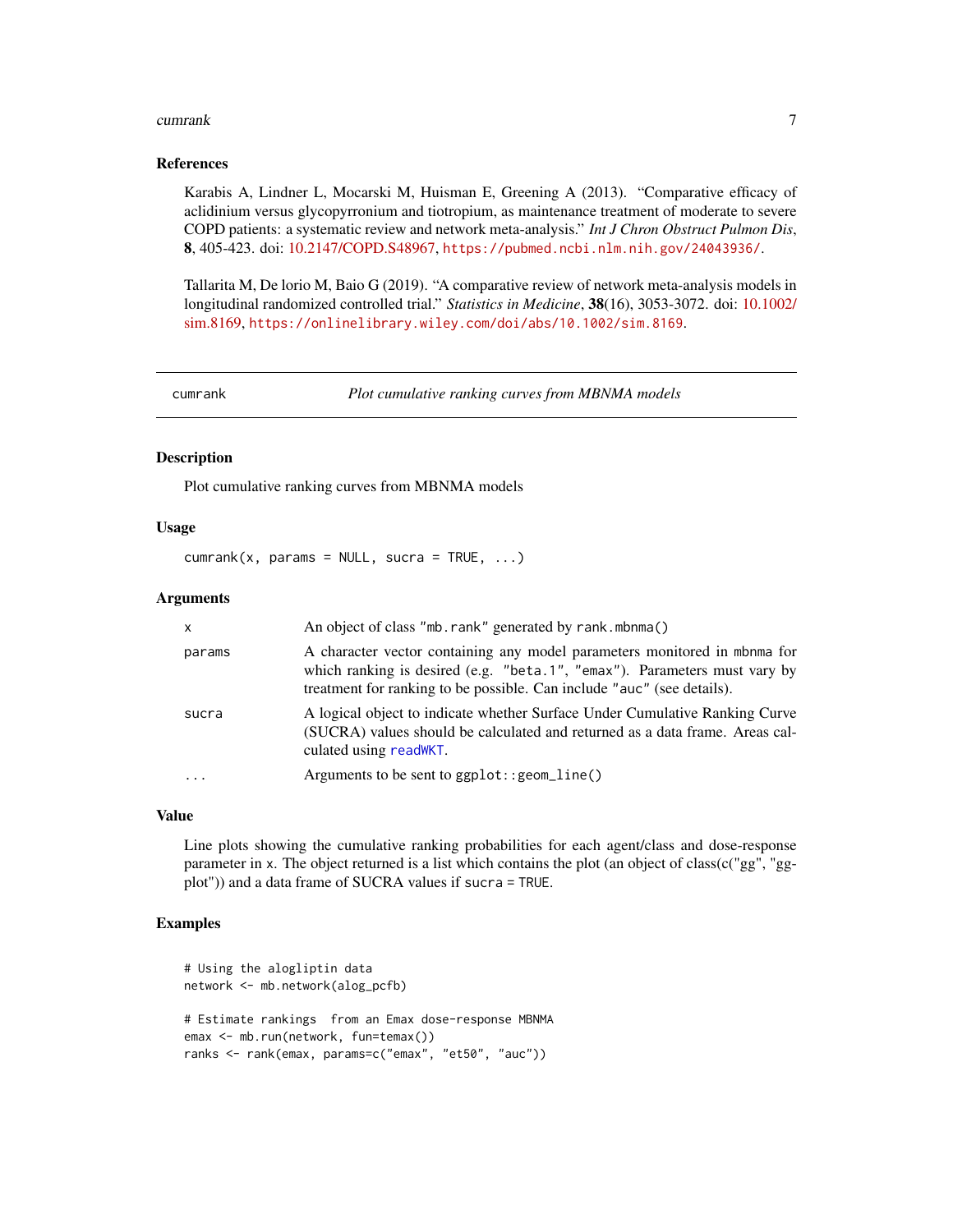## References

Karabis A, Lindner L, Mocarski M, Huisman E, Greening A (2013). "Comparative efficacy of aclidinium versus glycopyrronium and tiotropium, as maintenance treatment of moderate to severe COPD patients: a systematic review and network meta-analysis." *Int J Chron Obstruct Pulmon Dis*, **8**, 405-423. doi: 10.2147/COPD.S48967, https://pubmed.ncbi.nlm.nih.gov/24043936/.

Tallarita M, De lorio M, Baio G (2019). "A comparative review of network meta-analysis models in longitudinal randomized controlled trial." *Statistics in Medicine*, **38**(16), 3053-3072. doi: 10.1002/sim.8169, https://onlinelibrary.wiley.com/doi/abs/10.1002/sim.8169.

---

# cumrank — *Plot cumulative ranking curves from MBNMA models*

## Description

Plot cumulative ranking curves from MBNMA models

## Usage

```
cumrank(x, params = NULL, sucra = TRUE, ...)
```

## Arguments

| | |
|---|---|
| `x` | An object of class "mb.rank" generated by `rank.mbnma()` |
| `params` | A character vector containing any model parameters monitored in `mbnma` for which ranking is desired (e.g. "beta.1", "emax"). Parameters must vary by treatment for ranking to be possible. Can include "auc" (see details). |
| `sucra` | A logical object to indicate whether Surface Under Cumulative Ranking Curve (SUCRA) values should be calculated and returned as a data frame. Areas calculated using `readWKT`. |
| `...` | Arguments to be sent to `ggplot::geom_line()` |

## Value

Line plots showing the cumulative ranking probabilities for each agent/class and dose-response parameter in `x`. The object returned is a list which contains the plot (an object of class(c("gg", "ggplot")) and a data frame of SUCRA values if `sucra = TRUE`.

## Examples

```
# Using the alogliptin data
network <- mb.network(alog_pcfb)

# Estimate rankings  from an Emax dose-response MBNMA
emax <- mb.run(network, fun=temax())
ranks <- rank(emax, params=c("emax", "et50", "auc"))
```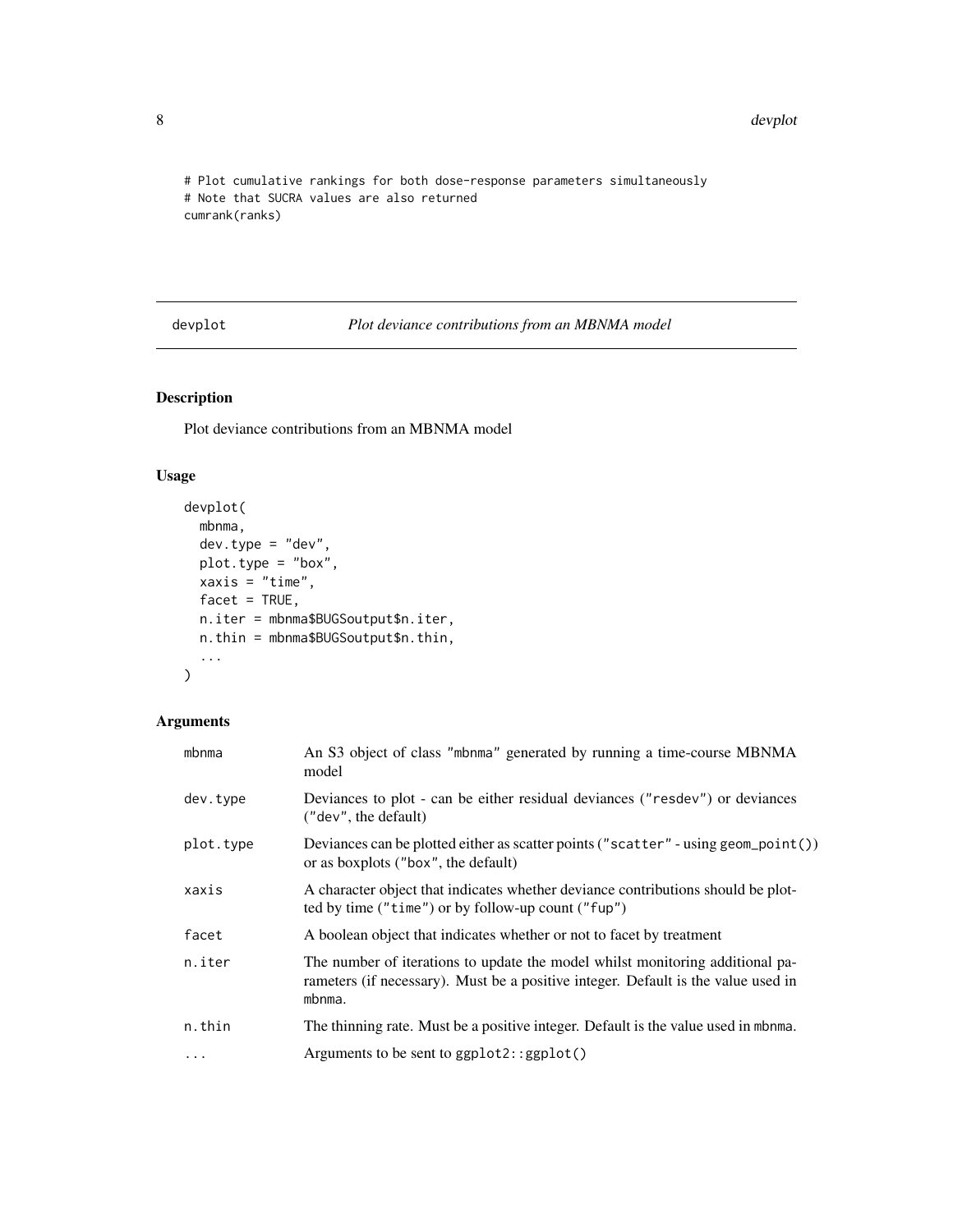```
# Plot cumulative rankings for both dose-response parameters simultaneously
# Note that SUCRA values are also returned
cumrank(ranks)
```

## devplot — *Plot deviance contributions from an MBNMA model*

### Description

Plot deviance contributions from an MBNMA model

### Usage

```
devplot(
  mbnma,
  dev.type = "dev",
  plot.type = "box",
  xaxis = "time",
  facet = TRUE,
  n.iter = mbnma$BUGSoutput$n.iter,
  n.thin = mbnma$BUGSoutput$n.thin,
  ...
)
```

### Arguments

| | |
|---|---|
| `mbnma` | An S3 object of class "mbnma" generated by running a time-course MBNMA model |
| `dev.type` | Deviances to plot - can be either residual deviances ("resdev") or deviances ("dev", the default) |
| `plot.type` | Deviances can be plotted either as scatter points ("scatter" - using `geom_point()`) or as boxplots ("box", the default) |
| `xaxis` | A character object that indicates whether deviance contributions should be plotted by time ("time") or by follow-up count ("fup") |
| `facet` | A boolean object that indicates whether or not to facet by treatment |
| `n.iter` | The number of iterations to update the model whilst monitoring additional parameters (if necessary). Must be a positive integer. Default is the value used in `mbnma`. |
| `n.thin` | The thinning rate. Must be a positive integer. Default is the value used in `mbnma`. |
| `...` | Arguments to be sent to `ggplot2::ggplot()` |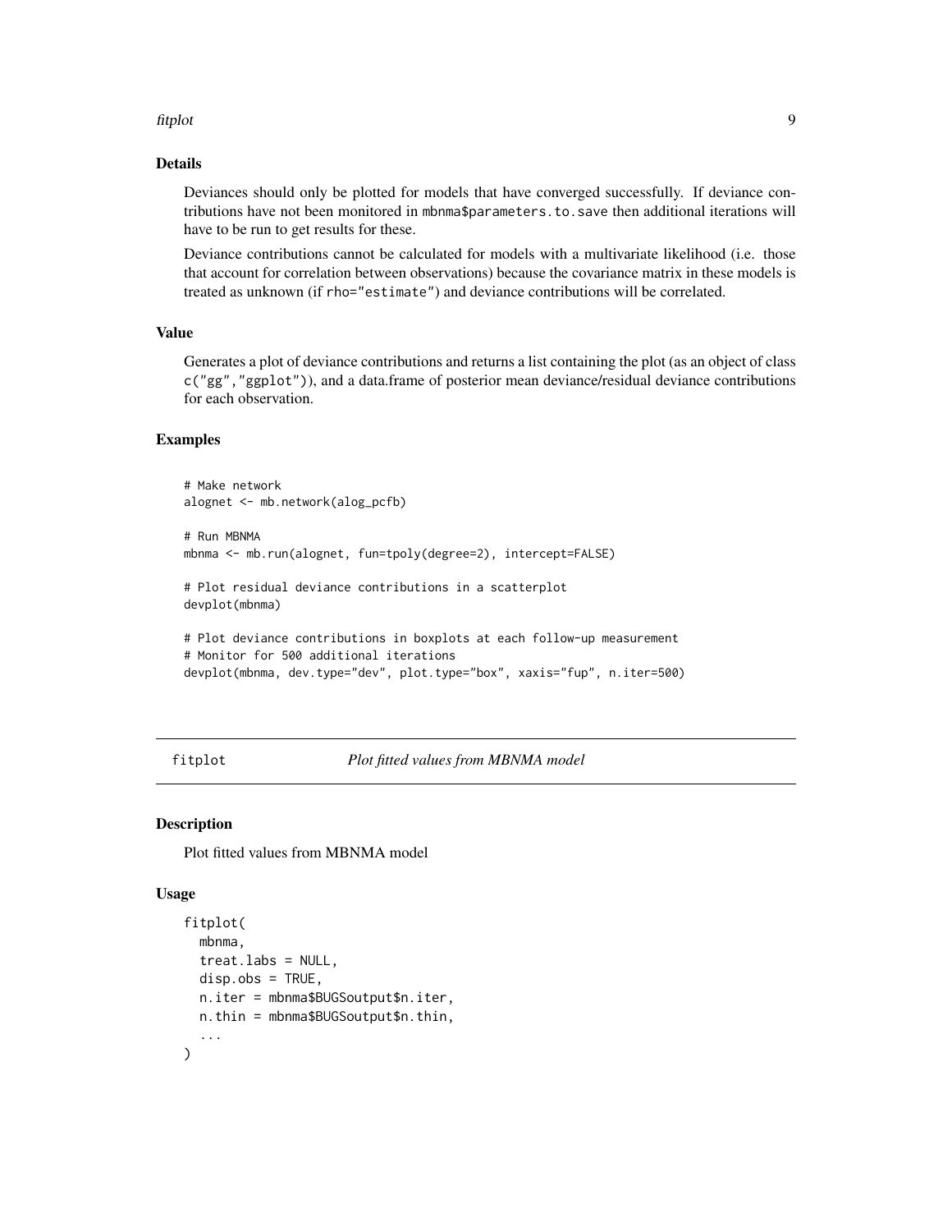### Details

Deviances should only be plotted for models that have converged successfully. If deviance contributions have not been monitored in `mbnma$parameters.to.save` then additional iterations will have to be run to get results for these.

Deviance contributions cannot be calculated for models with a multivariate likelihood (i.e. those that account for correlation between observations) because the covariance matrix in these models is treated as unknown (if `rho="estimate"`) and deviance contributions will be correlated.

### Value

Generates a plot of deviance contributions and returns a list containing the plot (as an object of class `c("gg","ggplot")`), and a data.frame of posterior mean deviance/residual deviance contributions for each observation.

### Examples

```
# Make network
alognet <- mb.network(alog_pcfb)

# Run MBNMA
mbnma <- mb.run(alognet, fun=tpoly(degree=2), intercept=FALSE)

# Plot residual deviance contributions in a scatterplot
devplot(mbnma)

# Plot deviance contributions in boxplots at each follow-up measurement
# Monitor for 500 additional iterations
devplot(mbnma, dev.type="dev", plot.type="box", xaxis="fup", n.iter=500)
```

---

## fitplot — *Plot fitted values from MBNMA model*

### Description

Plot fitted values from MBNMA model

### Usage

```
fitplot(
  mbnma,
  treat.labs = NULL,
  disp.obs = TRUE,
  n.iter = mbnma$BUGSoutput$n.iter,
  n.thin = mbnma$BUGSoutput$n.thin,
  ...
)
```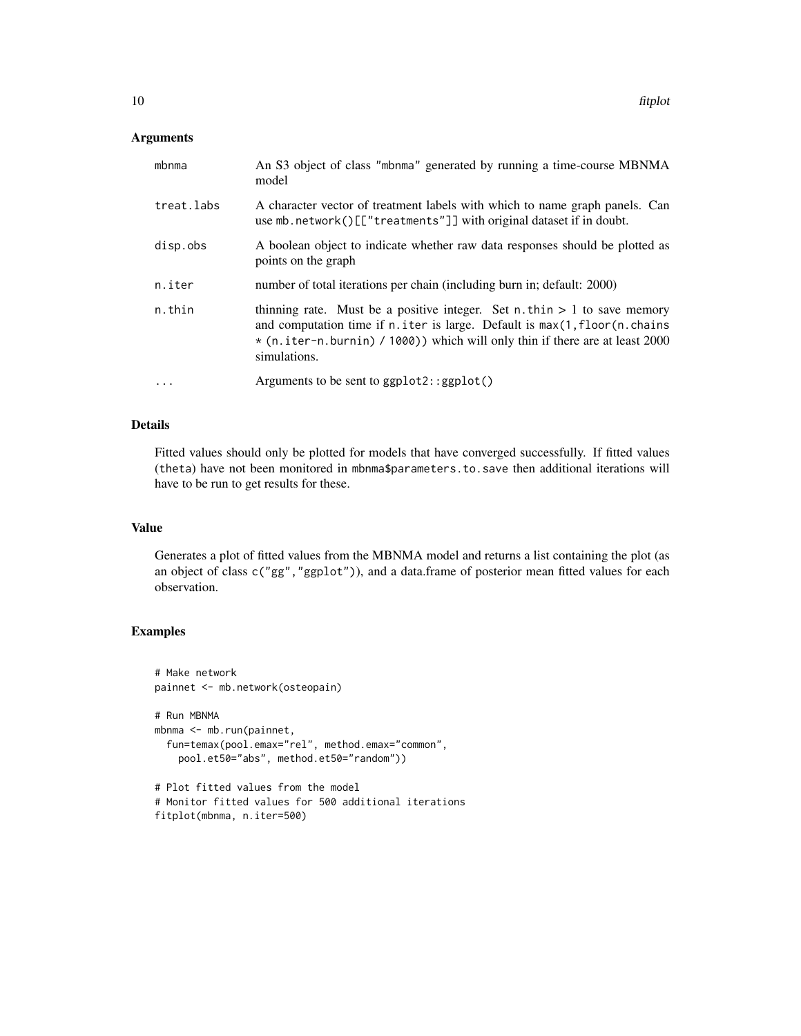## Arguments

| | |
|---|---|
| mbnma | An S3 object of class "mbnma" generated by running a time-course MBNMA model |
| treat.labs | A character vector of treatment labels with which to name graph panels. Can use `mb.network()[["treatments"]]` with original dataset if in doubt. |
| disp.obs | A boolean object to indicate whether raw data responses should be plotted as points on the graph |
| n.iter | number of total iterations per chain (including burn in; default: 2000) |
| n.thin | thinning rate. Must be a positive integer. Set `n.thin > 1` to save memory and computation time if `n.iter` is large. Default is `max(1,floor(n.chains * (n.iter-n.burnin) / 1000))` which will only thin if there are at least 2000 simulations. |
| ... | Arguments to be sent to `ggplot2::ggplot()` |

## Details

Fitted values should only be plotted for models that have converged successfully. If fitted values (`theta`) have not been monitored in `mbnma$parameters.to.save` then additional iterations will have to be run to get results for these.

## Value

Generates a plot of fitted values from the MBNMA model and returns a list containing the plot (as an object of class `c("gg","ggplot")`), and a data.frame of posterior mean fitted values for each observation.

## Examples

```
# Make network
painnet <- mb.network(osteopain)

# Run MBNMA
mbnma <- mb.run(painnet,
  fun=temax(pool.emax="rel", method.emax="common",
    pool.et50="abs", method.et50="random"))

# Plot fitted values from the model
# Monitor fitted values for 500 additional iterations
fitplot(mbnma, n.iter=500)
```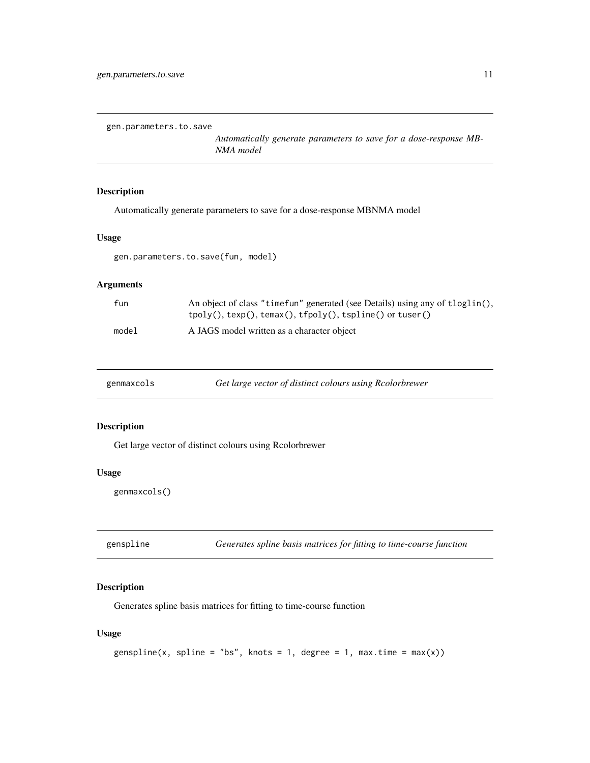## gen.parameters.to.save

*Automatically generate parameters to save for a dose-response MBNMA model*

### Description

Automatically generate parameters to save for a dose-response MBNMA model

### Usage

```
gen.parameters.to.save(fun, model)
```

### Arguments

| | |
|---|---|
| fun | An object of class "timefun" generated (see Details) using any of tloglin(), tpoly(), texp(), temax(), tfpoly(), tspline() or tuser() |
| model | A JAGS model written as a character object |

## genmaxcols

*Get large vector of distinct colours using Rcolorbrewer*

### Description

Get large vector of distinct colours using Rcolorbrewer

### Usage

```
genmaxcols()
```

## genspline

*Generates spline basis matrices for fitting to time-course function*

### Description

Generates spline basis matrices for fitting to time-course function

### Usage

```
genspline(x, spline = "bs", knots = 1, degree = 1, max.time = max(x))
```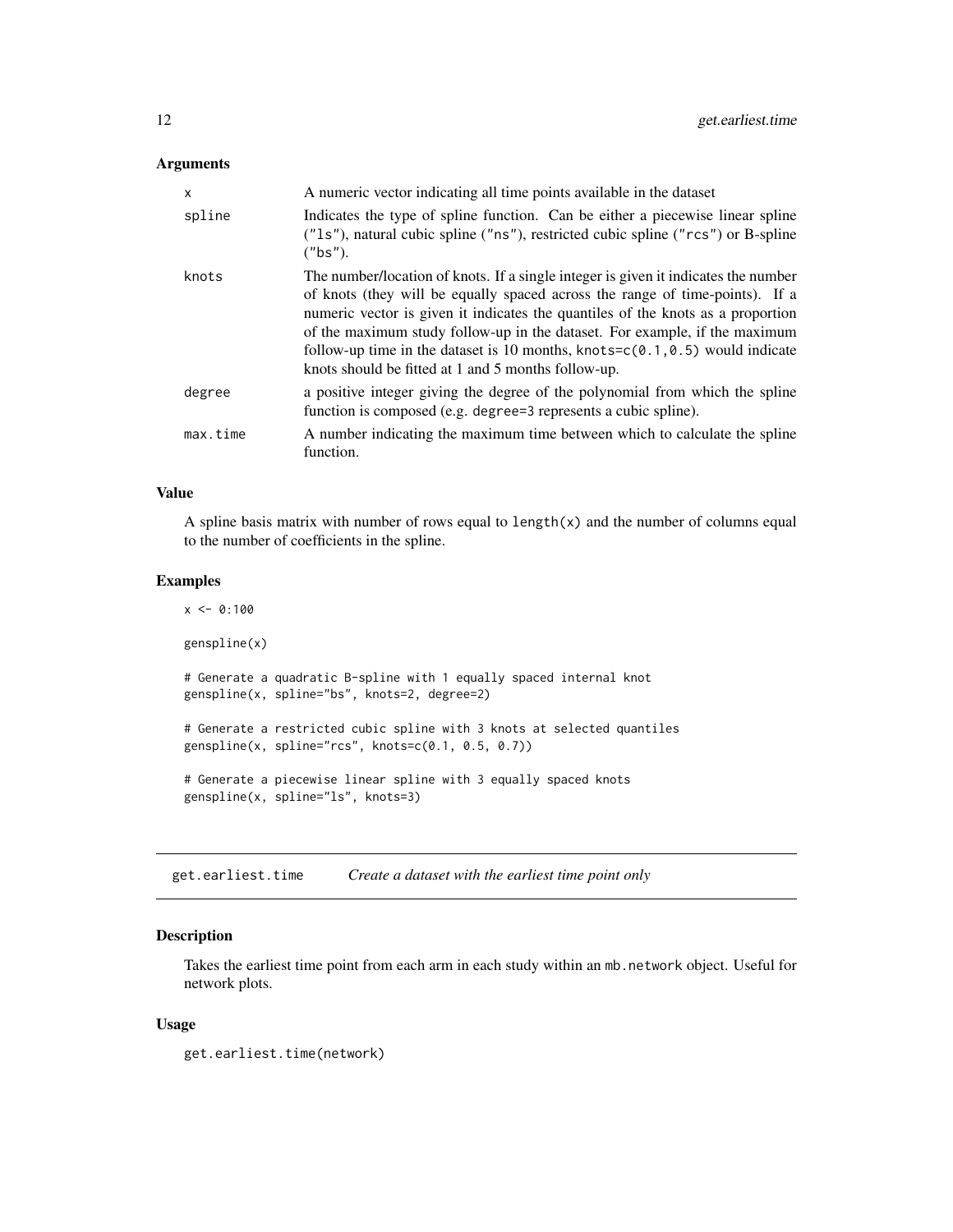### Arguments

| | |
|---|---|
| x | A numeric vector indicating all time points available in the dataset |
| spline | Indicates the type of spline function. Can be either a piecewise linear spline ("ls"), natural cubic spline ("ns"), restricted cubic spline ("rcs") or B-spline ("bs"). |
| knots | The number/location of knots. If a single integer is given it indicates the number of knots (they will be equally spaced across the range of time-points). If a numeric vector is given it indicates the quantiles of the knots as a proportion of the maximum study follow-up in the dataset. For example, if the maximum follow-up time in the dataset is 10 months, `knots=c(0.1,0.5)` would indicate knots should be fitted at 1 and 5 months follow-up. |
| degree | a positive integer giving the degree of the polynomial from which the spline function is composed (e.g. `degree=3` represents a cubic spline). |
| max.time | A number indicating the maximum time between which to calculate the spline function. |

### Value

A spline basis matrix with number of rows equal to `length(x)` and the number of columns equal to the number of coefficients in the spline.

### Examples

```
x <- 0:100

genspline(x)

# Generate a quadratic B-spline with 1 equally spaced internal knot
genspline(x, spline="bs", knots=2, degree=2)

# Generate a restricted cubic spline with 3 knots at selected quantiles
genspline(x, spline="rcs", knots=c(0.1, 0.5, 0.7))

# Generate a piecewise linear spline with 3 equally spaced knots
genspline(x, spline="ls", knots=3)
```

---

## get.earliest.time *Create a dataset with the earliest time point only*

### Description

Takes the earliest time point from each arm in each study within an `mb.network` object. Useful for network plots.

### Usage

```
get.earliest.time(network)
```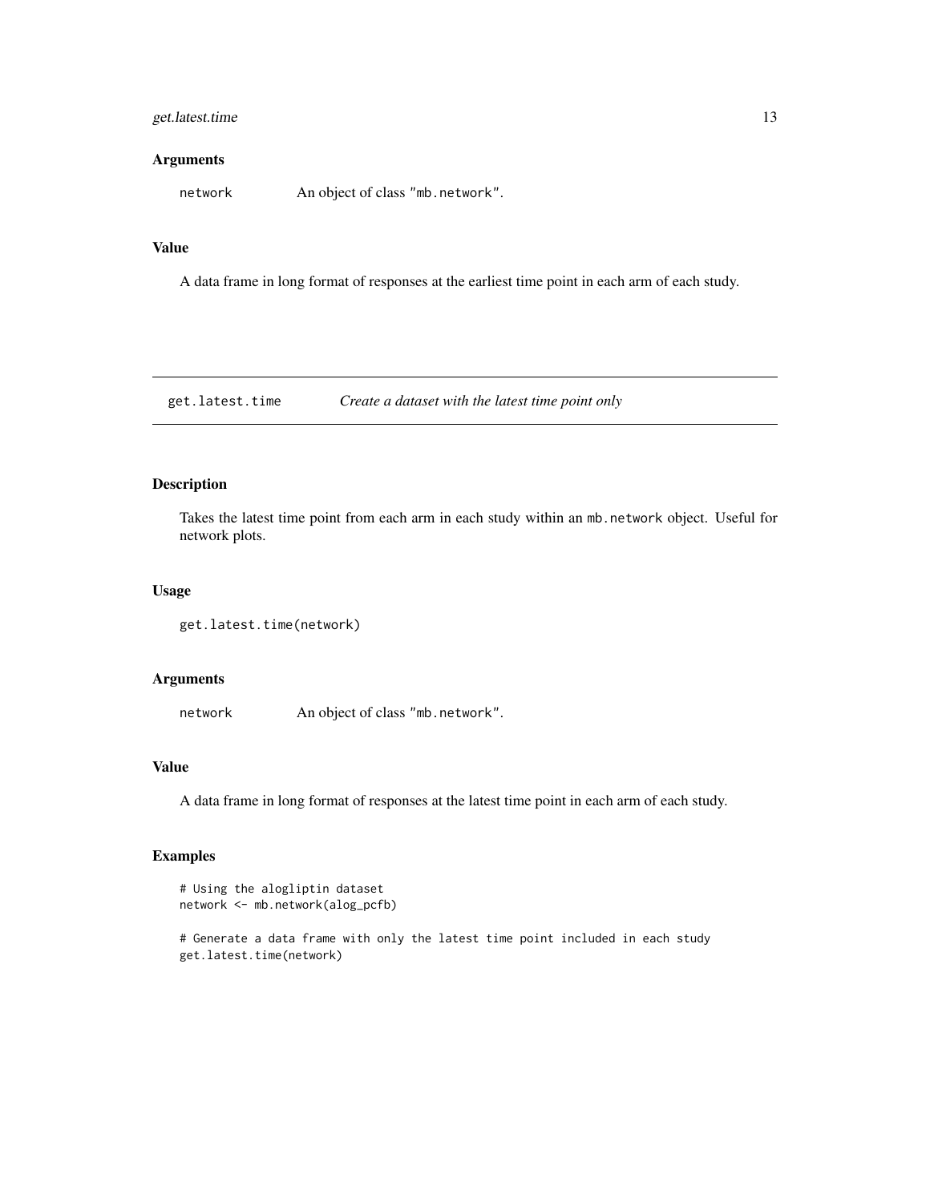### Arguments

network An object of class "mb.network".

### Value

A data frame in long format of responses at the earliest time point in each arm of each study.

---

## get.latest.time *Create a dataset with the latest time point only*

### Description

Takes the latest time point from each arm in each study within an mb.network object. Useful for network plots.

### Usage

```
get.latest.time(network)
```

### Arguments

network An object of class "mb.network".

### Value

A data frame in long format of responses at the latest time point in each arm of each study.

### Examples

```
# Using the alogliptin dataset
network <- mb.network(alog_pcfb)

# Generate a data frame with only the latest time point included in each study
get.latest.time(network)
```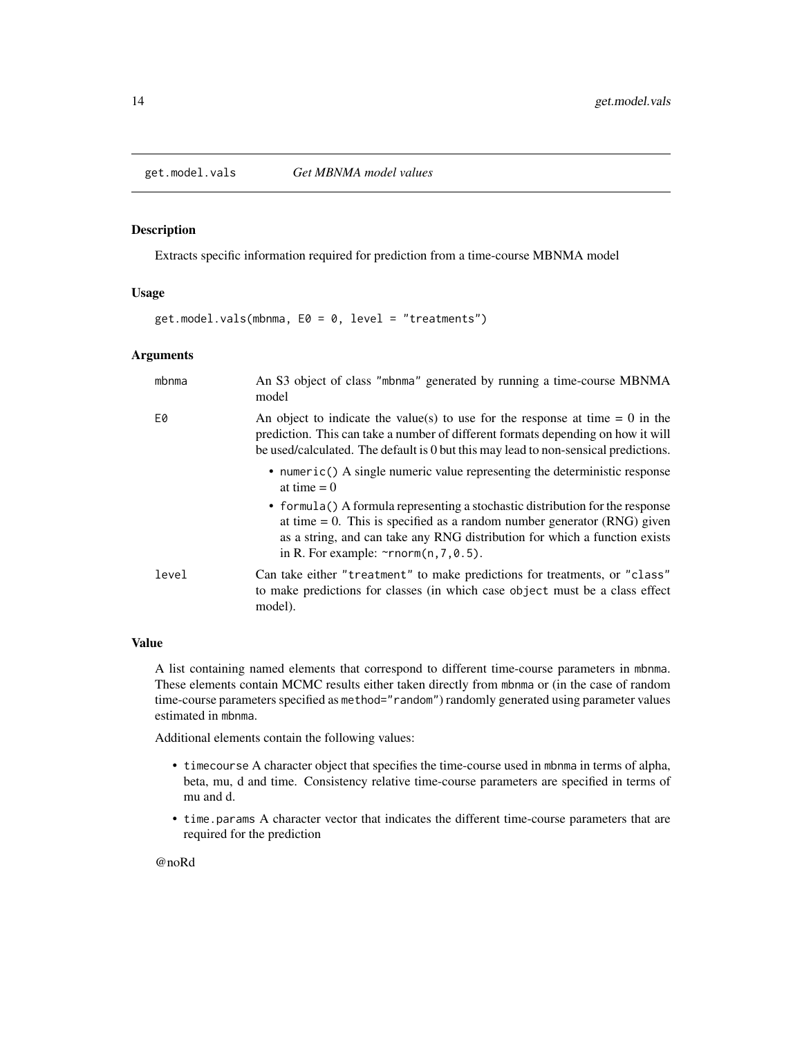# get.model.vals    *Get MBNMA model values*

## Description

Extracts specific information required for prediction from a time-course MBNMA model

## Usage

```
get.model.vals(mbnma, E0 = 0, level = "treatments")
```

## Arguments

| | |
|---|---|
| mbnma | An S3 object of class "mbnma" generated by running a time-course MBNMA model |
| E0 | An object to indicate the value(s) to use for the response at time = 0 in the prediction. This can take a number of different formats depending on how it will be used/calculated. The default is 0 but this may lead to non-sensical predictions.<br>• numeric() A single numeric value representing the deterministic response at time = 0<br>• formula() A formula representing a stochastic distribution for the response at time = 0. This is specified as a random number generator (RNG) given as a string, and can take any RNG distribution for which a function exists in R. For example: ~rnorm(n,7,0.5). |
| level | Can take either "treatment" to make predictions for treatments, or "class" to make predictions for classes (in which case object must be a class effect model). |

## Value

A list containing named elements that correspond to different time-course parameters in mbnma. These elements contain MCMC results either taken directly from mbnma or (in the case of random time-course parameters specified as method="random") randomly generated using parameter values estimated in mbnma.

Additional elements contain the following values:

- timecourse A character object that specifies the time-course used in mbnma in terms of alpha, beta, mu, d and time. Consistency relative time-course parameters are specified in terms of mu and d.
- time.params A character vector that indicates the different time-course parameters that are required for the prediction

@noRd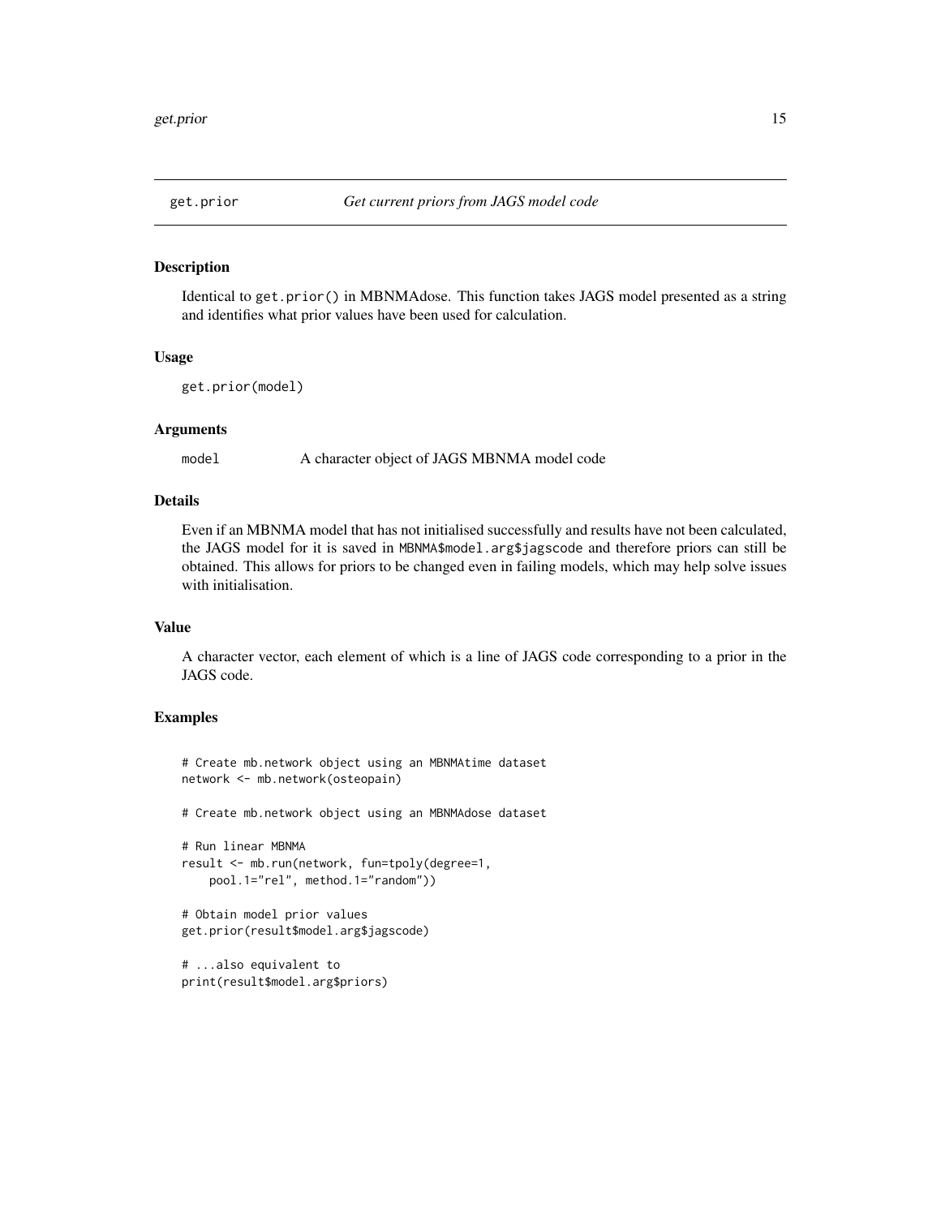get.prior *Get current priors from JAGS model code*

## Description

Identical to get.prior() in MBNMAdose. This function takes JAGS model presented as a string and identifies what prior values have been used for calculation.

## Usage

```
get.prior(model)
```

## Arguments

| | |
|---|---|
| model | A character object of JAGS MBNMA model code |

## Details

Even if an MBNMA model that has not initialised successfully and results have not been calculated, the JAGS model for it is saved in MBNMA$model.arg$jagscode and therefore priors can still be obtained. This allows for priors to be changed even in failing models, which may help solve issues with initialisation.

## Value

A character vector, each element of which is a line of JAGS code corresponding to a prior in the JAGS code.

## Examples

```
# Create mb.network object using an MBNMAtime dataset
network <- mb.network(osteopain)

# Create mb.network object using an MBNMAdose dataset

# Run linear MBNMA
result <- mb.run(network, fun=tpoly(degree=1,
    pool.1="rel", method.1="random"))

# Obtain model prior values
get.prior(result$model.arg$jagscode)

# ...also equivalent to
print(result$model.arg$priors)
```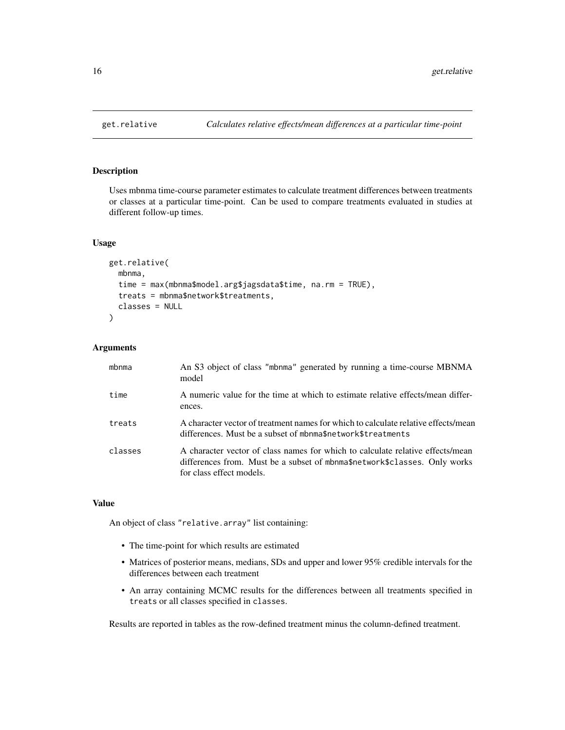## get.relative — *Calculates relative effects/mean differences at a particular time-point*

### Description

Uses mbnma time-course parameter estimates to calculate treatment differences between treatments or classes at a particular time-point. Can be used to compare treatments evaluated in studies at different follow-up times.

### Usage

```
get.relative(
  mbnma,
  time = max(mbnma$model.arg$jagsdata$time, na.rm = TRUE),
  treats = mbnma$network$treatments,
  classes = NULL
)
```

### Arguments

| | |
|---|---|
| mbnma | An S3 object of class "mbnma" generated by running a time-course MBNMA model |
| time | A numeric value for the time at which to estimate relative effects/mean differences. |
| treats | A character vector of treatment names for which to calculate relative effects/mean differences. Must be a subset of mbnma$network$treatments |
| classes | A character vector of class names for which to calculate relative effects/mean differences from. Must be a subset of mbnma$network$classes. Only works for class effect models. |

### Value

An object of class "relative.array" list containing:

- The time-point for which results are estimated
- Matrices of posterior means, medians, SDs and upper and lower 95% credible intervals for the differences between each treatment
- An array containing MCMC results for the differences between all treatments specified in treats or all classes specified in classes.

Results are reported in tables as the row-defined treatment minus the column-defined treatment.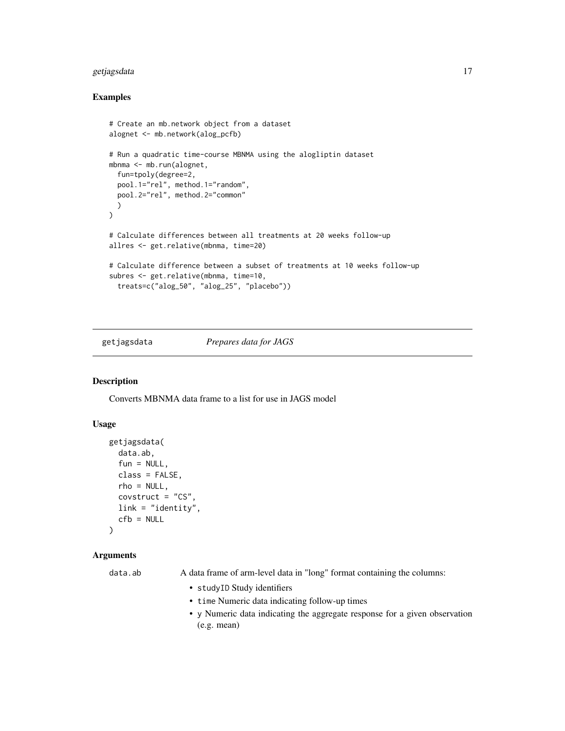## Examples

```
# Create an mb.network object from a dataset
alognet <- mb.network(alog_pcfb)

# Run a quadratic time-course MBNMA using the alogliptin dataset
mbnma <- mb.run(alognet,
  fun=tpoly(degree=2,
  pool.1="rel", method.1="random",
  pool.2="rel", method.2="common"
  )
)

# Calculate differences between all treatments at 20 weeks follow-up
allres <- get.relative(mbnma, time=20)

# Calculate difference between a subset of treatments at 10 weeks follow-up
subres <- get.relative(mbnma, time=10,
  treats=c("alog_50", "alog_25", "placebo"))
```

---

# getjagsdata *Prepares data for JAGS*

## Description

Converts MBNMA data frame to a list for use in JAGS model

## Usage

```
getjagsdata(
  data.ab,
  fun = NULL,
  class = FALSE,
  rho = NULL,
  covstruct = "CS",
  link = "identity",
  cfb = NULL
)
```

## Arguments

`data.ab` A data frame of arm-level data in "long" format containing the columns:

- `studyID` Study identifiers
- `time` Numeric data indicating follow-up times
- `y` Numeric data indicating the aggregate response for a given observation (e.g. mean)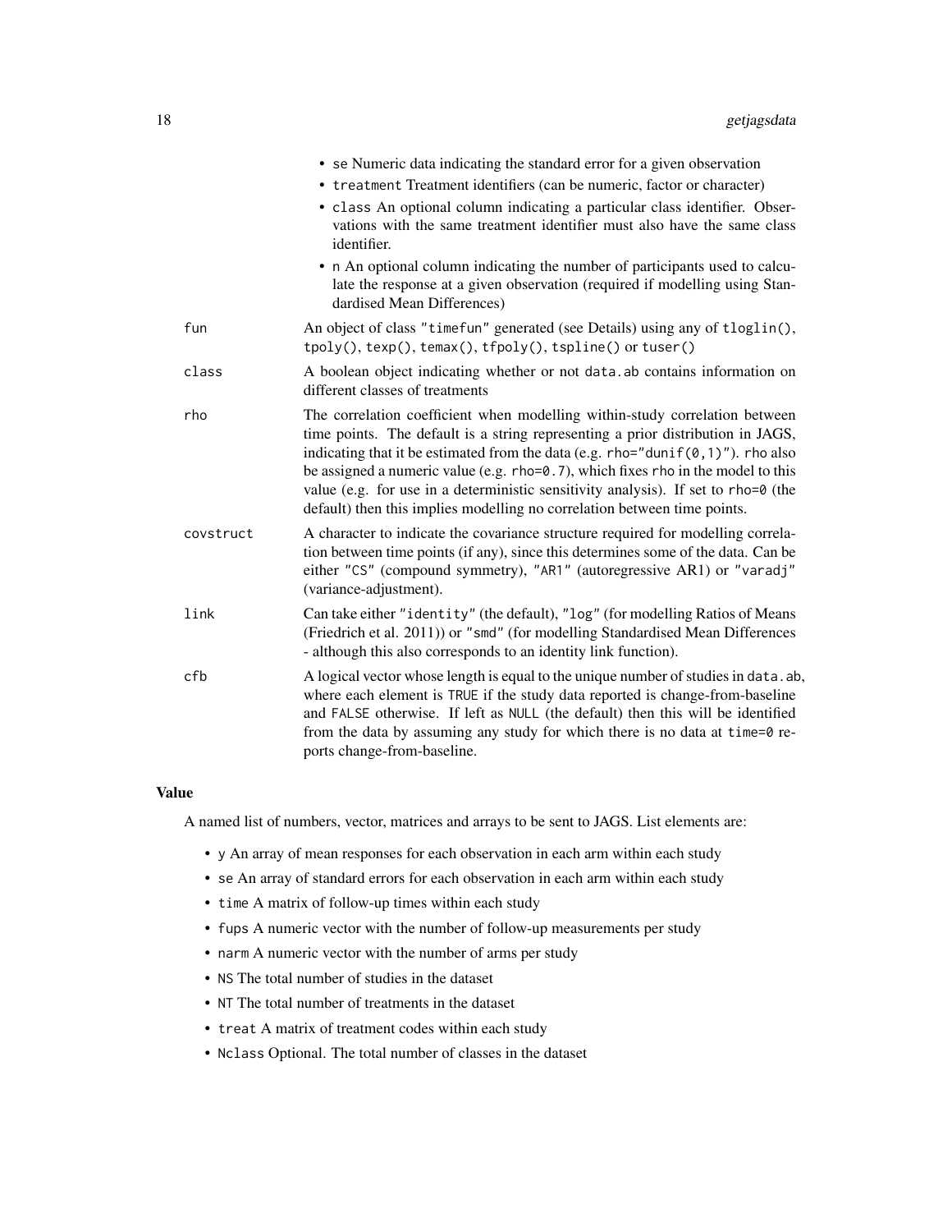- `se` Numeric data indicating the standard error for a given observation
- `treatment` Treatment identifiers (can be numeric, factor or character)
- `class` An optional column indicating a particular class identifier. Observations with the same treatment identifier must also have the same class identifier.
- `n` An optional column indicating the number of participants used to calculate the response at a given observation (required if modelling using Standardised Mean Differences)

| | |
|---|---|
| `fun` | An object of class `"timefun"` generated (see Details) using any of `tloglin()`, `tpoly()`, `texp()`, `temax()`, `tfpoly()`, `tspline()` or `tuser()` |
| `class` | A boolean object indicating whether or not `data.ab` contains information on different classes of treatments |
| `rho` | The correlation coefficient when modelling within-study correlation between time points. The default is a string representing a prior distribution in JAGS, indicating that it be estimated from the data (e.g. `rho="dunif(0,1)"`). `rho` also be assigned a numeric value (e.g. `rho=0.7`), which fixes `rho` in the model to this value (e.g. for use in a deterministic sensitivity analysis). If set to `rho=0` (the default) then this implies modelling no correlation between time points. |
| `covstruct` | A character to indicate the covariance structure required for modelling correlation between time points (if any), since this determines some of the data. Can be either `"CS"` (compound symmetry), `"AR1"` (autoregressive AR1) or `"varadj"` (variance-adjustment). |
| `link` | Can take either `"identity"` (the default), `"log"` (for modelling Ratios of Means (Friedrich et al. 2011)) or `"smd"` (for modelling Standardised Mean Differences - although this also corresponds to an identity link function). |
| `cfb` | A logical vector whose length is equal to the unique number of studies in `data.ab`, where each element is `TRUE` if the study data reported is change-from-baseline and `FALSE` otherwise. If left as `NULL` (the default) then this will be identified from the data by assuming any study for which there is no data at `time=0` reports change-from-baseline. |

## Value

A named list of numbers, vector, matrices and arrays to be sent to JAGS. List elements are:

- `y` An array of mean responses for each observation in each arm within each study
- `se` An array of standard errors for each observation in each arm within each study
- `time` A matrix of follow-up times within each study
- `fups` A numeric vector with the number of follow-up measurements per study
- `narm` A numeric vector with the number of arms per study
- `NS` The total number of studies in the dataset
- `NT` The total number of treatments in the dataset
- `treat` A matrix of treatment codes within each study
- `Nclass` Optional. The total number of classes in the dataset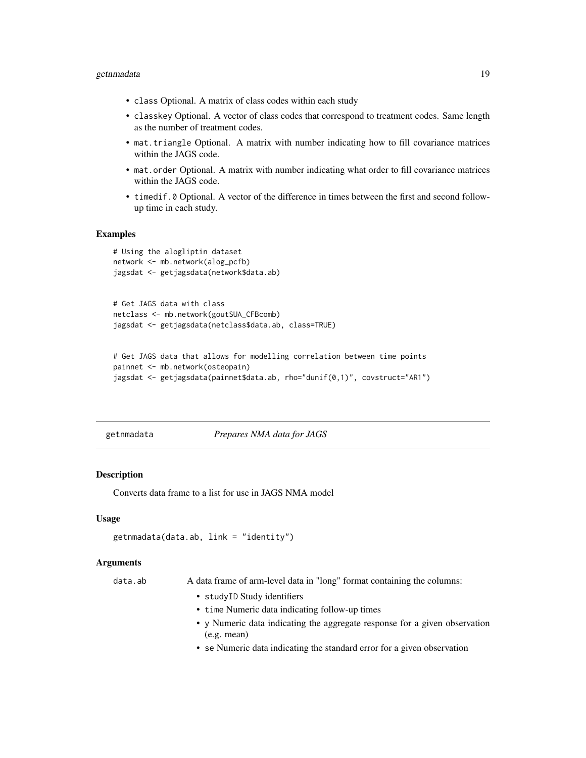- class Optional. A matrix of class codes within each study
- classkey Optional. A vector of class codes that correspond to treatment codes. Same length as the number of treatment codes.
- mat.triangle Optional. A matrix with number indicating how to fill covariance matrices within the JAGS code.
- mat.order Optional. A matrix with number indicating what order to fill covariance matrices within the JAGS code.
- timedif.0 Optional. A vector of the difference in times between the first and second follow-up time in each study.

### Examples

```
# Using the alogliptin dataset
network <- mb.network(alog_pcfb)
jagsdat <- getjagsdata(network$data.ab)


# Get JAGS data with class
netclass <- mb.network(goutSUA_CFBcomb)
jagsdat <- getjagsdata(netclass$data.ab, class=TRUE)


# Get JAGS data that allows for modelling correlation between time points
painnet <- mb.network(osteopain)
jagsdat <- getjagsdata(painnet$data.ab, rho="dunif(0,1)", covstruct="AR1")
```

## getnmadata — *Prepares NMA data for JAGS*

### Description

Converts data frame to a list for use in JAGS NMA model

### Usage

```
getnmadata(data.ab, link = "identity")
```

### Arguments

data.ab — A data frame of arm-level data in "long" format containing the columns:

- studyID Study identifiers
- time Numeric data indicating follow-up times
- y Numeric data indicating the aggregate response for a given observation (e.g. mean)
- se Numeric data indicating the standard error for a given observation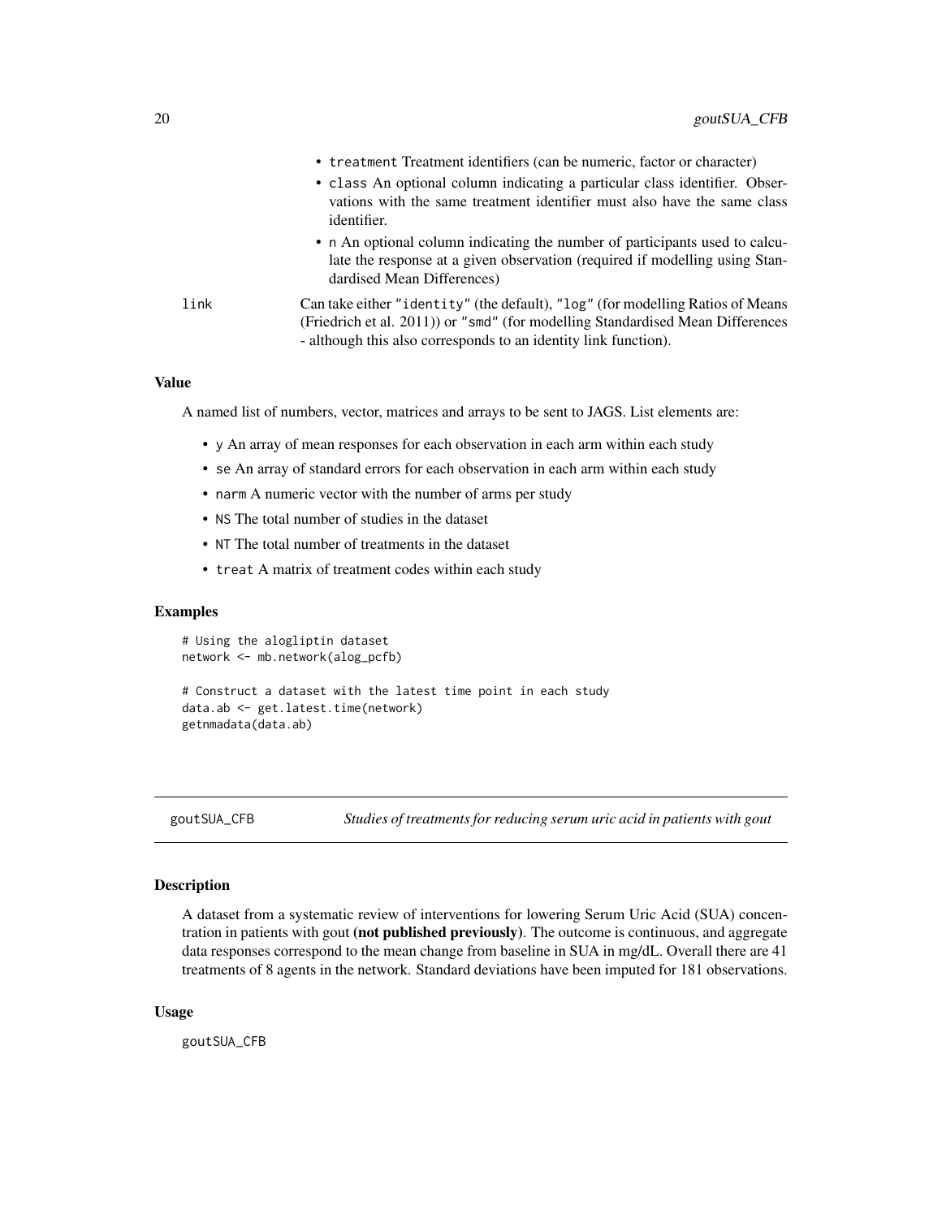- treatment Treatment identifiers (can be numeric, factor or character)
- class An optional column indicating a particular class identifier. Observations with the same treatment identifier must also have the same class identifier.
- n An optional column indicating the number of participants used to calculate the response at a given observation (required if modelling using Standardised Mean Differences)

link Can take either "identity" (the default), "log" (for modelling Ratios of Means (Friedrich et al. 2011)) or "smd" (for modelling Standardised Mean Differences - although this also corresponds to an identity link function).

### Value

A named list of numbers, vector, matrices and arrays to be sent to JAGS. List elements are:

- y An array of mean responses for each observation in each arm within each study
- se An array of standard errors for each observation in each arm within each study
- narm A numeric vector with the number of arms per study
- NS The total number of studies in the dataset
- NT The total number of treatments in the dataset
- treat A matrix of treatment codes within each study

### Examples

```
# Using the alogliptin dataset
network <- mb.network(alog_pcfb)

# Construct a dataset with the latest time point in each study
data.ab <- get.latest.time(network)
getnmadata(data.ab)
```

## goutSUA_CFB *Studies of treatments for reducing serum uric acid in patients with gout*

### Description

A dataset from a systematic review of interventions for lowering Serum Uric Acid (SUA) concentration in patients with gout **(not published previously)**. The outcome is continuous, and aggregate data responses correspond to the mean change from baseline in SUA in mg/dL. Overall there are 41 treatments of 8 agents in the network. Standard deviations have been imputed for 181 observations.

### Usage

goutSUA_CFB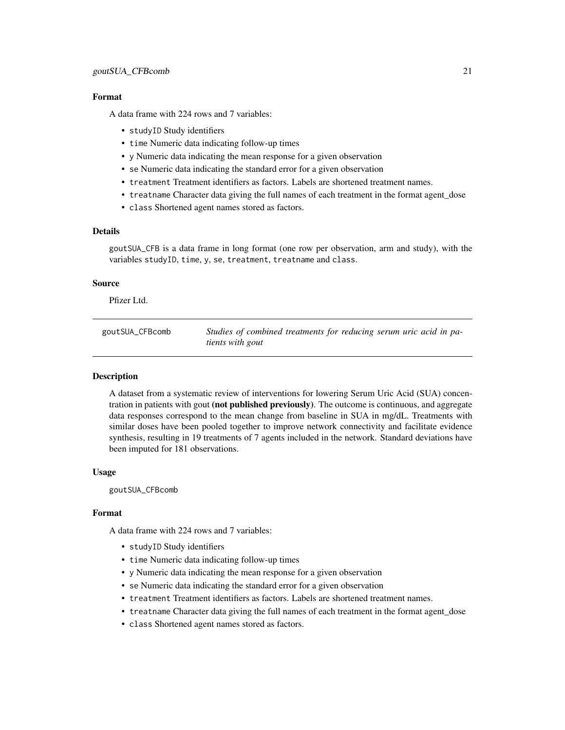### Format

A data frame with 224 rows and 7 variables:

- `studyID` Study identifiers
- `time` Numeric data indicating follow-up times
- `y` Numeric data indicating the mean response for a given observation
- `se` Numeric data indicating the standard error for a given observation
- `treatment` Treatment identifiers as factors. Labels are shortened treatment names.
- `treatname` Character data giving the full names of each treatment in the format agent_dose
- `class` Shortened agent names stored as factors.

### Details

`goutSUA_CFB` is a data frame in long format (one row per observation, arm and study), with the variables `studyID`, `time`, `y`, `se`, `treatment`, `treatname` and `class`.

### Source

Pfizer Ltd.

---

## goutSUA_CFBcomb — *Studies of combined treatments for reducing serum uric acid in patients with gout*

### Description

A dataset from a systematic review of interventions for lowering Serum Uric Acid (SUA) concentration in patients with gout **(not published previously)**. The outcome is continuous, and aggregate data responses correspond to the mean change from baseline in SUA in mg/dL. Treatments with similar doses have been pooled together to improve network connectivity and facilitate evidence synthesis, resulting in 19 treatments of 7 agents included in the network. Standard deviations have been imputed for 181 observations.

### Usage

```
goutSUA_CFBcomb
```

### Format

A data frame with 224 rows and 7 variables:

- `studyID` Study identifiers
- `time` Numeric data indicating follow-up times
- `y` Numeric data indicating the mean response for a given observation
- `se` Numeric data indicating the standard error for a given observation
- `treatment` Treatment identifiers as factors. Labels are shortened treatment names.
- `treatname` Character data giving the full names of each treatment in the format agent_dose
- `class` Shortened agent names stored as factors.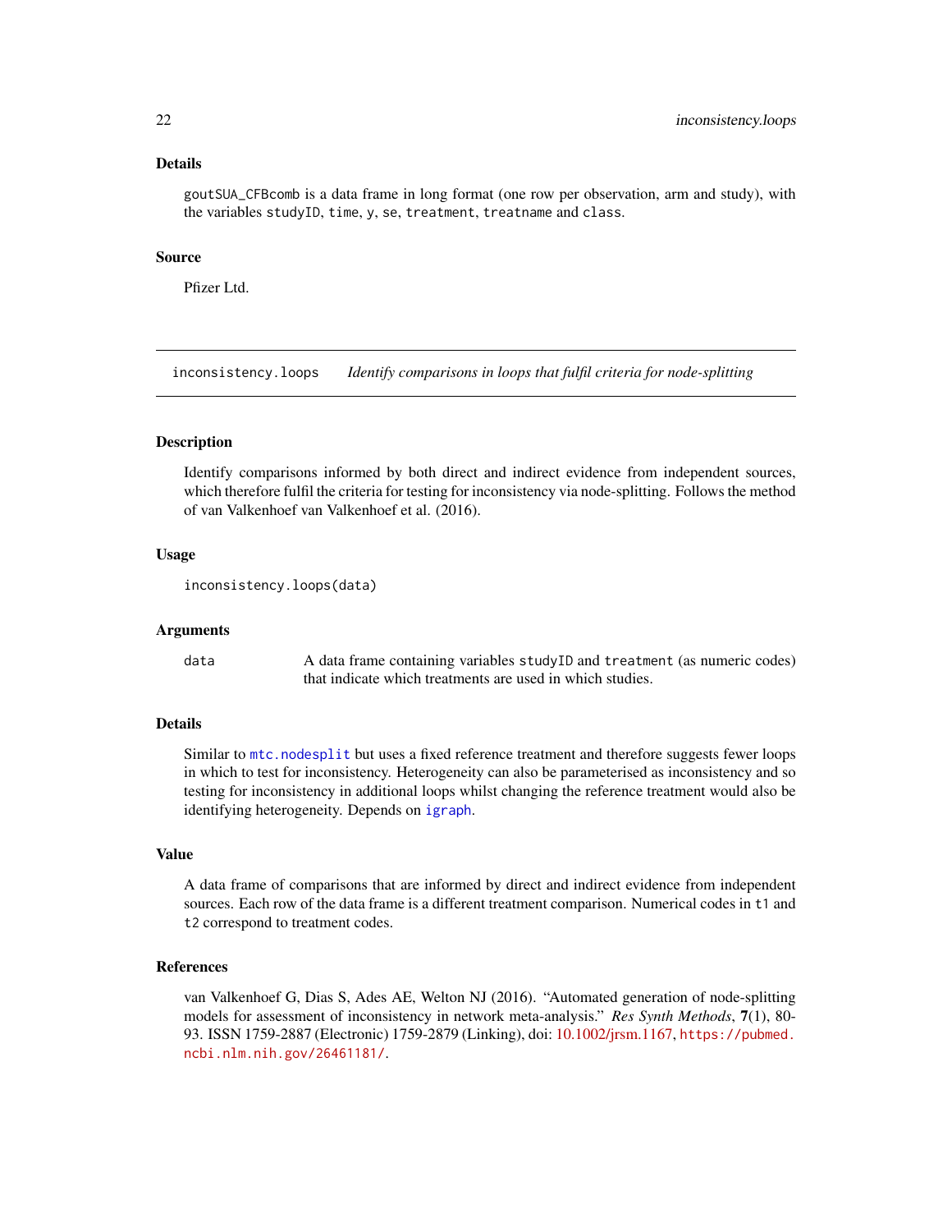## Details

goutSUA_CFBcomb is a data frame in long format (one row per observation, arm and study), with the variables studyID, time, y, se, treatment, treatname and class.

## Source

Pfizer Ltd.

---

# inconsistency.loops *Identify comparisons in loops that fulfil criteria for node-splitting*

---

## Description

Identify comparisons informed by both direct and indirect evidence from independent sources, which therefore fulfil the criteria for testing for inconsistency via node-splitting. Follows the method of van Valkenhoef van Valkenhoef et al. (2016).

## Usage

```
inconsistency.loops(data)
```

## Arguments

| | |
|---|---|
| data | A data frame containing variables studyID and treatment (as numeric codes) that indicate which treatments are used in which studies. |

## Details

Similar to mtc.nodesplit but uses a fixed reference treatment and therefore suggests fewer loops in which to test for inconsistency. Heterogeneity can also be parameterised as inconsistency and so testing for inconsistency in additional loops whilst changing the reference treatment would also be identifying heterogeneity. Depends on igraph.

## Value

A data frame of comparisons that are informed by direct and indirect evidence from independent sources. Each row of the data frame is a different treatment comparison. Numerical codes in t1 and t2 correspond to treatment codes.

## References

van Valkenhoef G, Dias S, Ades AE, Welton NJ (2016). "Automated generation of node-splitting models for assessment of inconsistency in network meta-analysis." *Res Synth Methods*, **7**(1), 80-93. ISSN 1759-2887 (Electronic) 1759-2879 (Linking), doi: 10.1002/jrsm.1167, https://pubmed.ncbi.nlm.nih.gov/26461181/.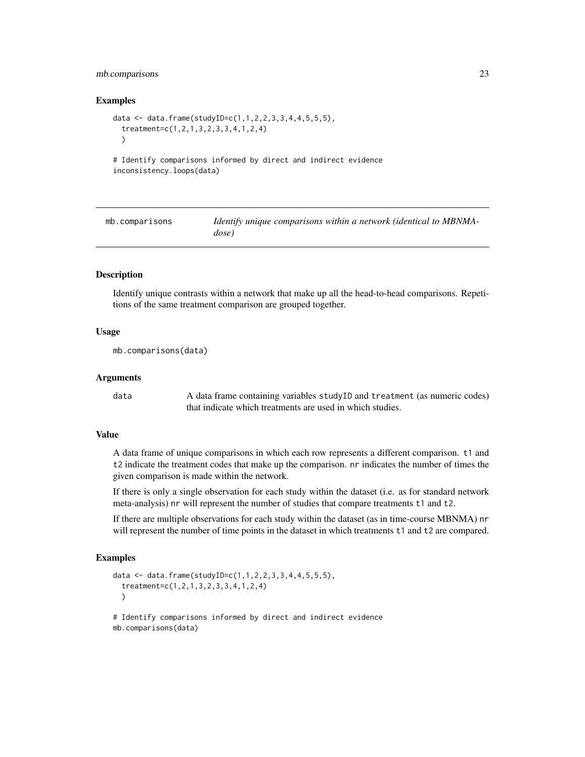### Examples

```
data <- data.frame(studyID=c(1,1,2,2,3,3,4,4,5,5,5),
  treatment=c(1,2,1,3,2,3,3,4,1,2,4)
  )

# Identify comparisons informed by direct and indirect evidence
inconsistency.loops(data)
```

---

## mb.comparisons — *Identify unique comparisons within a network (identical to MBNMA-dose)*

---

### Description

Identify unique contrasts within a network that make up all the head-to-head comparisons. Repetitions of the same treatment comparison are grouped together.

### Usage

```
mb.comparisons(data)
```

### Arguments

| | |
|---|---|
| data | A data frame containing variables studyID and treatment (as numeric codes) that indicate which treatments are used in which studies. |

### Value

A data frame of unique comparisons in which each row represents a different comparison. t1 and t2 indicate the treatment codes that make up the comparison. nr indicates the number of times the given comparison is made within the network.

If there is only a single observation for each study within the dataset (i.e. as for standard network meta-analysis) nr will represent the number of studies that compare treatments t1 and t2.

If there are multiple observations for each study within the dataset (as in time-course MBNMA) nr will represent the number of time points in the dataset in which treatments t1 and t2 are compared.

### Examples

```
data <- data.frame(studyID=c(1,1,2,2,3,3,4,4,5,5,5),
  treatment=c(1,2,1,3,2,3,3,4,1,2,4)
  )

# Identify comparisons informed by direct and indirect evidence
mb.comparisons(data)
```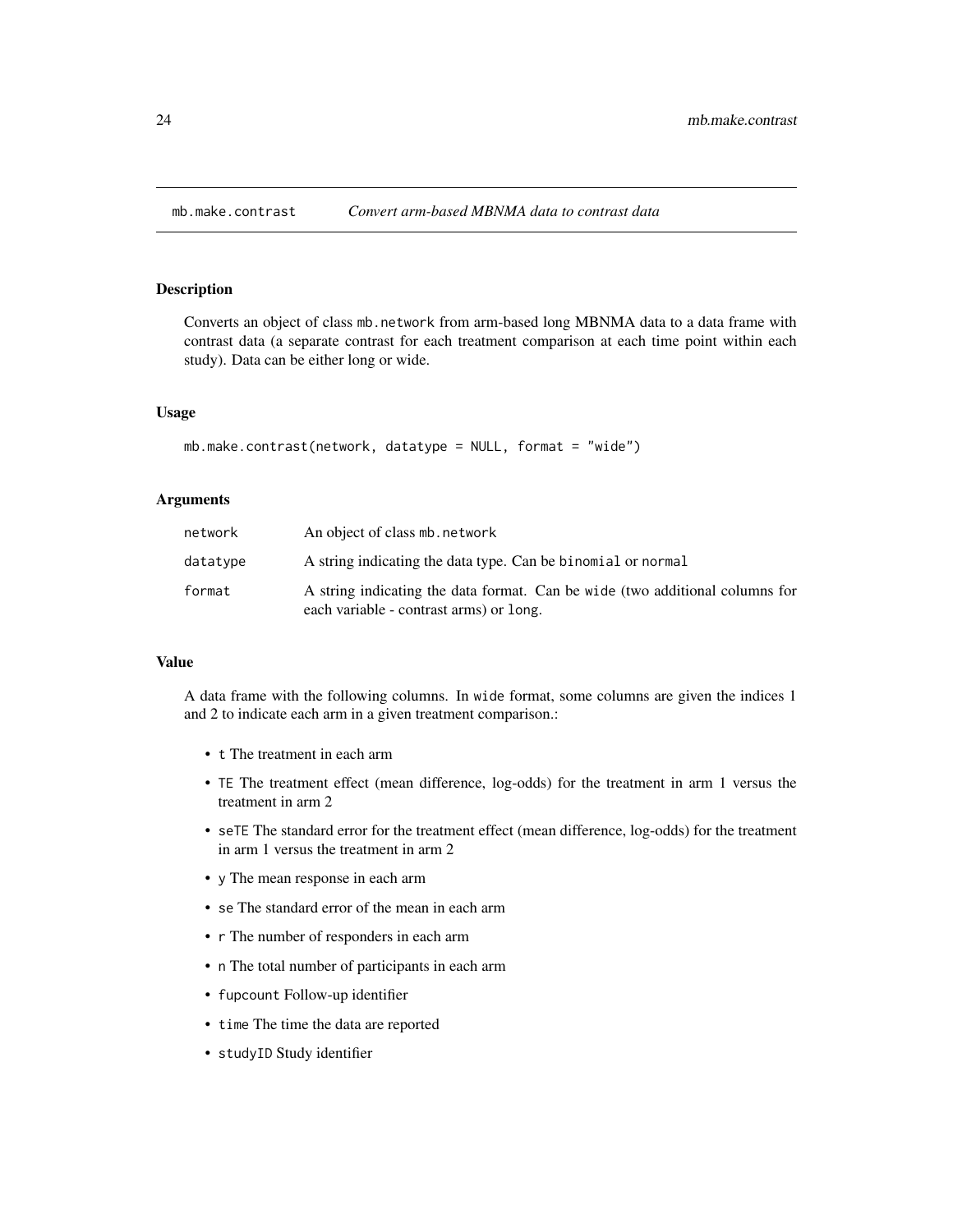# mb.make.contrast *Convert arm-based MBNMA data to contrast data*

## Description

Converts an object of class `mb.network` from arm-based long MBNMA data to a data frame with contrast data (a separate contrast for each treatment comparison at each time point within each study). Data can be either long or wide.

## Usage

```
mb.make.contrast(network, datatype = NULL, format = "wide")
```

## Arguments

| | |
|---|---|
| network | An object of class `mb.network` |
| datatype | A string indicating the data type. Can be `binomial` or `normal` |
| format | A string indicating the data format. Can be `wide` (two additional columns for each variable - contrast arms) or `long`. |

## Value

A data frame with the following columns. In `wide` format, some columns are given the indices 1 and 2 to indicate each arm in a given treatment comparison.:

- `t` The treatment in each arm
- `TE` The treatment effect (mean difference, log-odds) for the treatment in arm 1 versus the treatment in arm 2
- `seTE` The standard error for the treatment effect (mean difference, log-odds) for the treatment in arm 1 versus the treatment in arm 2
- `y` The mean response in each arm
- `se` The standard error of the mean in each arm
- `r` The number of responders in each arm
- `n` The total number of participants in each arm
- `fupcount` Follow-up identifier
- `time` The time the data are reported
- `studyID` Study identifier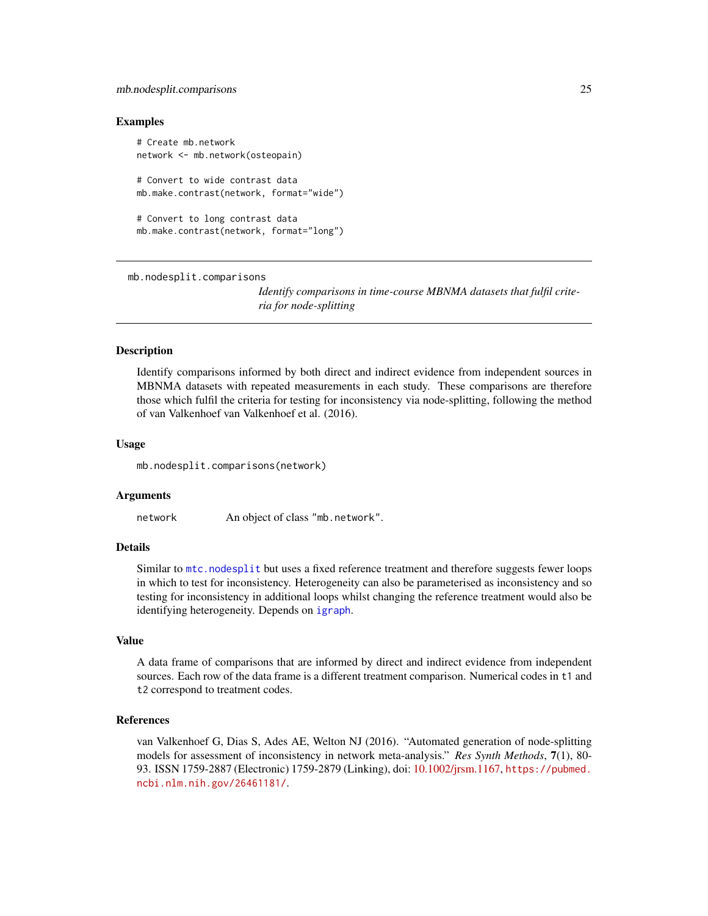### Examples

```
# Create mb.network
network <- mb.network(osteopain)

# Convert to wide contrast data
mb.make.contrast(network, format="wide")

# Convert to long contrast data
mb.make.contrast(network, format="long")
```

---

## mb.nodesplit.comparisons

*Identify comparisons in time-course MBNMA datasets that fulfil criteria for node-splitting*

---

### Description

Identify comparisons informed by both direct and indirect evidence from independent sources in MBNMA datasets with repeated measurements in each study. These comparisons are therefore those which fulfil the criteria for testing for inconsistency via node-splitting, following the method of van Valkenhoef van Valkenhoef et al. (2016).

### Usage

```
mb.nodesplit.comparisons(network)
```

### Arguments

| | |
|---|---|
| network | An object of class "mb.network". |

### Details

Similar to `mtc.nodesplit` but uses a fixed reference treatment and therefore suggests fewer loops in which to test for inconsistency. Heterogeneity can also be parameterised as inconsistency and so testing for inconsistency in additional loops whilst changing the reference treatment would also be identifying heterogeneity. Depends on `igraph`.

### Value

A data frame of comparisons that are informed by direct and indirect evidence from independent sources. Each row of the data frame is a different treatment comparison. Numerical codes in `t1` and `t2` correspond to treatment codes.

### References

van Valkenhoef G, Dias S, Ades AE, Welton NJ (2016). "Automated generation of node-splitting models for assessment of inconsistency in network meta-analysis." *Res Synth Methods*, **7**(1), 80-93. ISSN 1759-2887 (Electronic) 1759-2879 (Linking), doi: 10.1002/jrsm.1167, https://pubmed.ncbi.nlm.nih.gov/26461181/.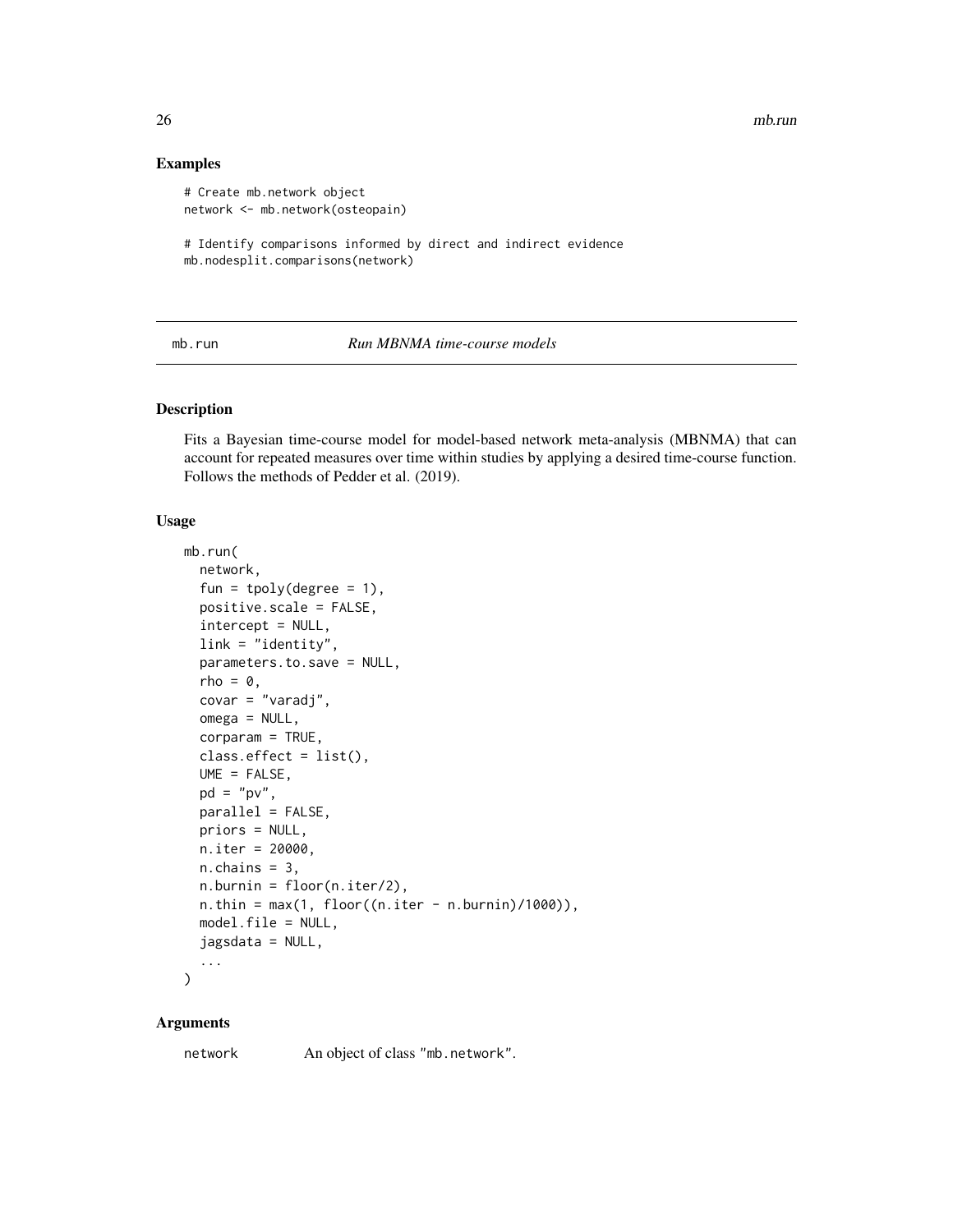## Examples

```
# Create mb.network object
network <- mb.network(osteopain)

# Identify comparisons informed by direct and indirect evidence
mb.nodesplit.comparisons(network)
```

---

mb.run *Run MBNMA time-course models*

---

## Description

Fits a Bayesian time-course model for model-based network meta-analysis (MBNMA) that can account for repeated measures over time within studies by applying a desired time-course function. Follows the methods of Pedder et al. (2019).

## Usage

```
mb.run(
  network,
  fun = tpoly(degree = 1),
  positive.scale = FALSE,
  intercept = NULL,
  link = "identity",
  parameters.to.save = NULL,
  rho = 0,
  covar = "varadj",
  omega = NULL,
  corparam = TRUE,
  class.effect = list(),
  UME = FALSE,
  pd = "pv",
  parallel = FALSE,
  priors = NULL,
  n.iter = 20000,
  n.chains = 3,
  n.burnin = floor(n.iter/2),
  n.thin = max(1, floor((n.iter - n.burnin)/1000)),
  model.file = NULL,
  jagsdata = NULL,
  ...
)
```

## Arguments

network An object of class "mb.network".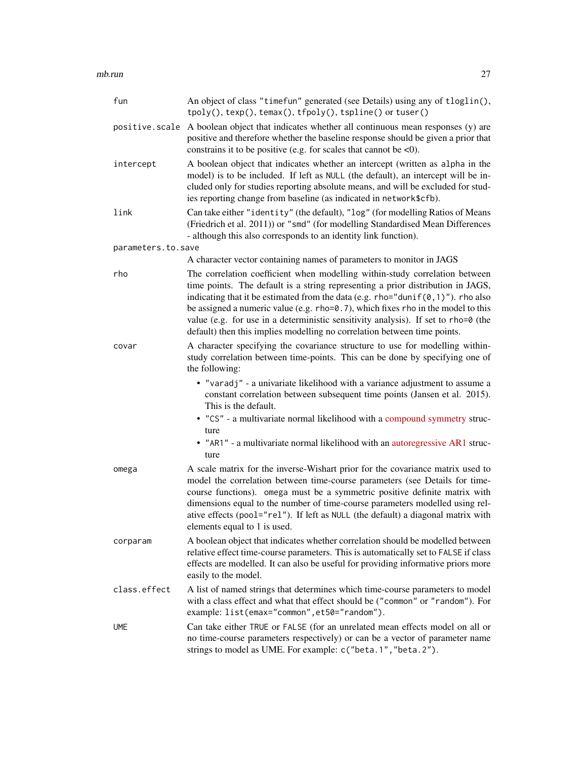| | |
|---|---|
| `fun` | An object of class `"timefun"` generated (see Details) using any of `tloglin()`, `tpoly()`, `texp()`, `temax()`, `tfpoly()`, `tspline()` or `tuser()` |
| `positive.scale` | A boolean object that indicates whether all continuous mean responses (y) are positive and therefore whether the baseline response should be given a prior that constrains it to be positive (e.g. for scales that cannot be <0). |
| `intercept` | A boolean object that indicates whether an intercept (written as `alpha` in the model) is to be included. If left as `NULL` (the default), an intercept will be included only for studies reporting absolute means, and will be excluded for studies reporting change from baseline (as indicated in `network$cfb`). |
| `link` | Can take either `"identity"` (the default), `"log"` (for modelling Ratios of Means (Friedrich et al. 2011)) or `"smd"` (for modelling Standardised Mean Differences - although this also corresponds to an identity link function). |
| `parameters.to.save` | A character vector containing names of parameters to monitor in JAGS |
| `rho` | The correlation coefficient when modelling within-study correlation between time points. The default is a string representing a prior distribution in JAGS, indicating that it be estimated from the data (e.g. `rho="dunif(0,1)"`). `rho` also be assigned a numeric value (e.g. `rho=0.7`), which fixes `rho` in the model to this value (e.g. for use in a deterministic sensitivity analysis). If set to `rho=0` (the default) then this implies modelling no correlation between time points. |
| `covar` | A character specifying the covariance structure to use for modelling within-study correlation between time-points. This can be done by specifying one of the following: <br>• `"varadj"` - a univariate likelihood with a variance adjustment to assume a constant correlation between subsequent time points (Jansen et al. 2015). This is the default. <br>• `"CS"` - a multivariate normal likelihood with a compound symmetry structure <br>• `"AR1"` - a multivariate normal likelihood with an autoregressive AR1 structure |
| `omega` | A scale matrix for the inverse-Wishart prior for the covariance matrix used to model the correlation between time-course parameters (see Details for time-course functions). `omega` must be a symmetric positive definite matrix with dimensions equal to the number of time-course parameters modelled using relative effects (`pool="rel"`). If left as `NULL` (the default) a diagonal matrix with elements equal to 1 is used. |
| `corparam` | A boolean object that indicates whether correlation should be modelled between relative effect time-course parameters. This is automatically set to `FALSE` if class effects are modelled. It can also be useful for providing informative priors more easily to the model. |
| `class.effect` | A list of named strings that determines which time-course parameters to model with a class effect and what that effect should be (`"common"` or `"random"`). For example: `list(emax="common",et50="random")`. |
| `UME` | Can take either `TRUE` or `FALSE` (for an unrelated mean effects model on all or no time-course parameters respectively) or can be a vector of parameter name strings to model as UME. For example: `c("beta.1","beta.2")`. |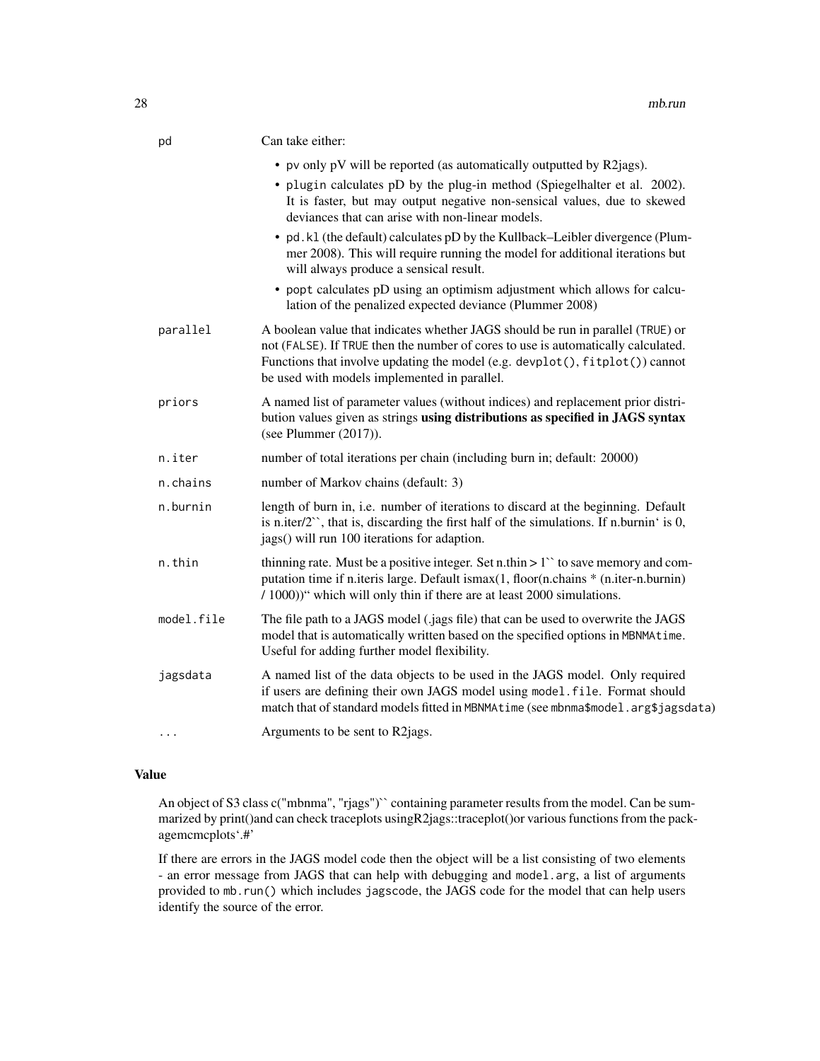| | |
|---|---|
| pd | Can take either:<br>• pv only pV will be reported (as automatically outputted by R2jags).<br>• plugin calculates pD by the plug-in method (Spiegelhalter et al. 2002). It is faster, but may output negative non-sensical values, due to skewed deviances that can arise with non-linear models.<br>• pd.kl (the default) calculates pD by the Kullback–Leibler divergence (Plummer 2008). This will require running the model for additional iterations but will always produce a sensical result.<br>• popt calculates pD using an optimism adjustment which allows for calculation of the penalized expected deviance (Plummer 2008) |
| parallel | A boolean value that indicates whether JAGS should be run in parallel (TRUE) or not (FALSE). If TRUE then the number of cores to use is automatically calculated. Functions that involve updating the model (e.g. devplot(), fitplot()) cannot be used with models implemented in parallel. |
| priors | A named list of parameter values (without indices) and replacement prior distribution values given as strings **using distributions as specified in JAGS syntax** (see Plummer (2017)). |
| n.iter | number of total iterations per chain (including burn in; default: 20000) |
| n.chains | number of Markov chains (default: 3) |
| n.burnin | length of burn in, i.e. number of iterations to discard at the beginning. Default is n.iter/2``, that is, discarding the first half of the simulations. If n.burnin' is 0, jags() will run 100 iterations for adaption. |
| n.thin | thinning rate. Must be a positive integer. Set n.thin > 1`` to save memory and computation time if n.iteris large. Default ismax(1, floor(n.chains * (n.iter-n.burnin) / 1000))" which will only thin if there are at least 2000 simulations. |
| model.file | The file path to a JAGS model (.jags file) that can be used to overwrite the JAGS model that is automatically written based on the specified options in MBNMAtime. Useful for adding further model flexibility. |
| jagsdata | A named list of the data objects to be used in the JAGS model. Only required if users are defining their own JAGS model using model.file. Format should match that of standard models fitted in MBNMAtime (see mbnma$model.arg$jagsdata) |
| ... | Arguments to be sent to R2jags. |

## Value

An object of S3 class c("mbnma", "rjags")`` containing parameter results from the model. Can be summarized by print()and can check traceplots usingR2jags::traceplot()or various functions from the packagemcmcplots'.#'

If there are errors in the JAGS model code then the object will be a list consisting of two elements - an error message from JAGS that can help with debugging and model.arg, a list of arguments provided to mb.run() which includes jagscode, the JAGS code for the model that can help users identify the source of the error.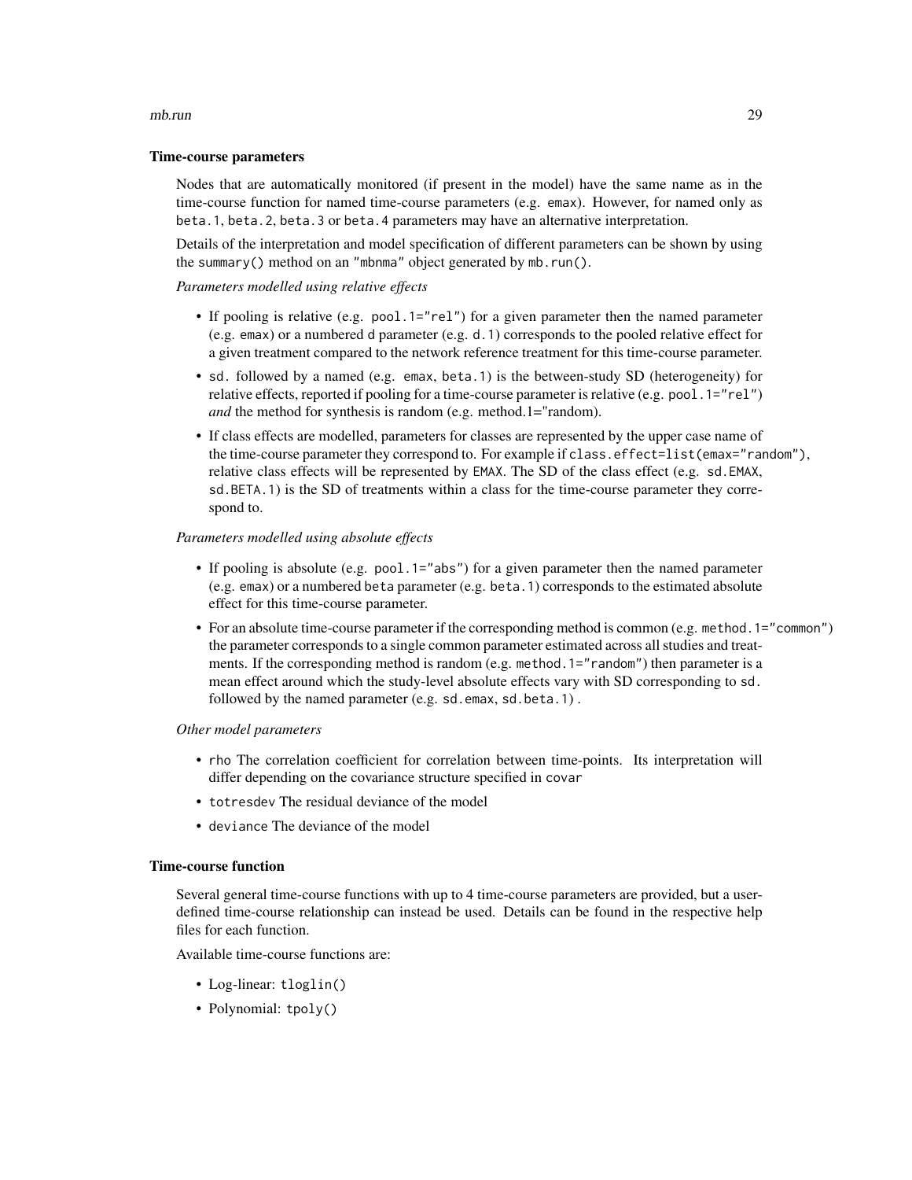## Time-course parameters

Nodes that are automatically monitored (if present in the model) have the same name as in the time-course function for named time-course parameters (e.g. `emax`). However, for named only as `beta.1`, `beta.2`, `beta.3` or `beta.4` parameters may have an alternative interpretation.

Details of the interpretation and model specification of different parameters can be shown by using the `summary()` method on an `"mbnma"` object generated by `mb.run()`.

*Parameters modelled using relative effects*

- If pooling is relative (e.g. `pool.1="rel"`) for a given parameter then the named parameter (e.g. `emax`) or a numbered `d` parameter (e.g. `d.1`) corresponds to the pooled relative effect for a given treatment compared to the network reference treatment for this time-course parameter.
- `sd.` followed by a named (e.g. `emax`, `beta.1`) is the between-study SD (heterogeneity) for relative effects, reported if pooling for a time-course parameter is relative (e.g. `pool.1="rel"`) *and* the method for synthesis is random (e.g. method.1="random).
- If class effects are modelled, parameters for classes are represented by the upper case name of the time-course parameter they correspond to. For example if `class.effect=list(emax="random")`, relative class effects will be represented by `EMAX`. The SD of the class effect (e.g. `sd.EMAX`, `sd.BETA.1`) is the SD of treatments within a class for the time-course parameter they correspond to.

*Parameters modelled using absolute effects*

- If pooling is absolute (e.g. `pool.1="abs"`) for a given parameter then the named parameter (e.g. `emax`) or a numbered `beta` parameter (e.g. `beta.1`) corresponds to the estimated absolute effect for this time-course parameter.
- For an absolute time-course parameter if the corresponding method is common (e.g. `method.1="common"`) the parameter corresponds to a single common parameter estimated across all studies and treatments. If the corresponding method is random (e.g. `method.1="random"`) then parameter is a mean effect around which the study-level absolute effects vary with SD corresponding to `sd.` followed by the named parameter (e.g. `sd.emax`, `sd.beta.1`) .

*Other model parameters*

- `rho` The correlation coefficient for correlation between time-points. Its interpretation will differ depending on the covariance structure specified in `covar`
- `totresdev` The residual deviance of the model
- `deviance` The deviance of the model

## Time-course function

Several general time-course functions with up to 4 time-course parameters are provided, but a user-defined time-course relationship can instead be used. Details can be found in the respective help files for each function.

Available time-course functions are:

- Log-linear: `tloglin()`
- Polynomial: `tpoly()`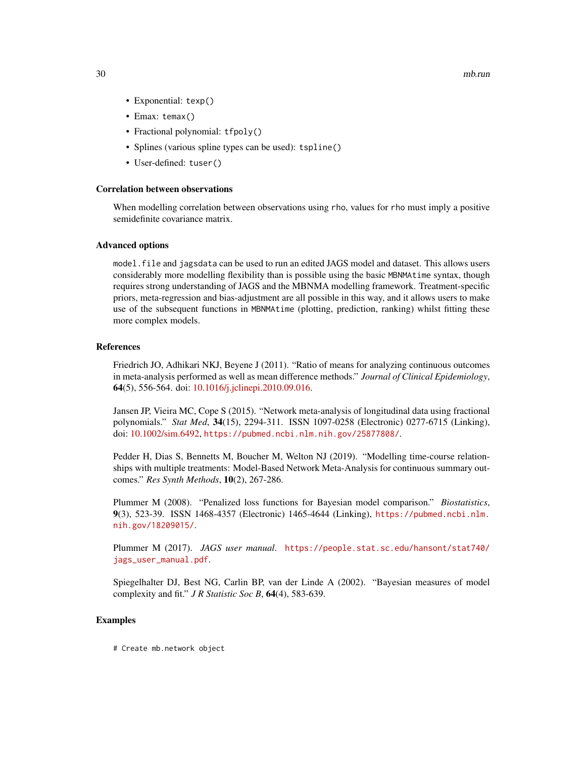- Exponential: `texp()`
- Emax: `temax()`
- Fractional polynomial: `tfpoly()`
- Splines (various spline types can be used): `tspline()`
- User-defined: `tuser()`

### Correlation between observations

When modelling correlation between observations using `rho`, values for `rho` must imply a positive semidefinite covariance matrix.

### Advanced options

`model.file` and `jagsdata` can be used to run an edited JAGS model and dataset. This allows users considerably more modelling flexibility than is possible using the basic `MBNMAtime` syntax, though requires strong understanding of JAGS and the MBNMA modelling framework. Treatment-specific priors, meta-regression and bias-adjustment are all possible in this way, and it allows users to make use of the subsequent functions in `MBNMAtime` (plotting, prediction, ranking) whilst fitting these more complex models.

### References

Friedrich JO, Adhikari NKJ, Beyene J (2011). "Ratio of means for analyzing continuous outcomes in meta-analysis performed as well as mean difference methods." *Journal of Clinical Epidemiology*, **64**(5), 556-564. doi: 10.1016/j.jclinepi.2010.09.016.

Jansen JP, Vieira MC, Cope S (2015). "Network meta-analysis of longitudinal data using fractional polynomials." *Stat Med*, **34**(15), 2294-311. ISSN 1097-0258 (Electronic) 0277-6715 (Linking), doi: 10.1002/sim.6492, https://pubmed.ncbi.nlm.nih.gov/25877808/.

Pedder H, Dias S, Bennetts M, Boucher M, Welton NJ (2019). "Modelling time-course relationships with multiple treatments: Model-Based Network Meta-Analysis for continuous summary outcomes." *Res Synth Methods*, **10**(2), 267-286.

Plummer M (2008). "Penalized loss functions for Bayesian model comparison." *Biostatistics*, **9**(3), 523-39. ISSN 1468-4357 (Electronic) 1465-4644 (Linking), https://pubmed.ncbi.nlm.nih.gov/18209015/.

Plummer M (2017). *JAGS user manual*. https://people.stat.sc.edu/hansont/stat740/jags_user_manual.pdf.

Spiegelhalter DJ, Best NG, Carlin BP, van der Linde A (2002). "Bayesian measures of model complexity and fit." *J R Statistic Soc B*, **64**(4), 583-639.

### Examples

```
# Create mb.network object
```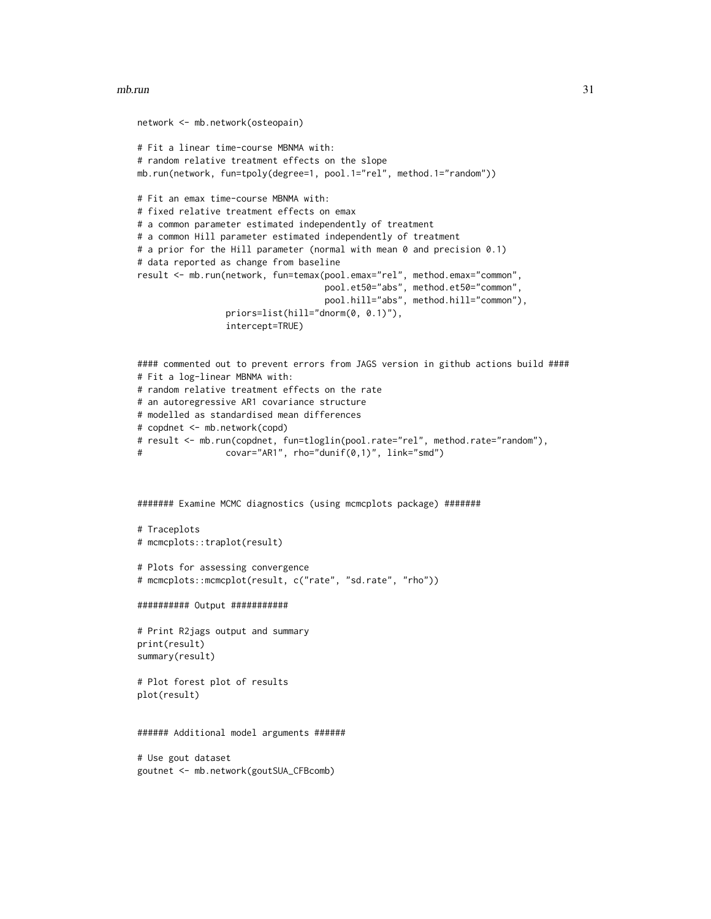```
network <- mb.network(osteopain)

# Fit a linear time-course MBNMA with:
# random relative treatment effects on the slope
mb.run(network, fun=tpoly(degree=1, pool.1="rel", method.1="random"))

# Fit an emax time-course MBNMA with:
# fixed relative treatment effects on emax
# a common parameter estimated independently of treatment
# a common Hill parameter estimated independently of treatment
# a prior for the Hill parameter (normal with mean 0 and precision 0.1)
# data reported as change from baseline
result <- mb.run(network, fun=temax(pool.emax="rel", method.emax="common",
                                    pool.et50="abs", method.et50="common",
                                    pool.hill="abs", method.hill="common"),
                 priors=list(hill="dnorm(0, 0.1)"),
                 intercept=TRUE)


#### commented out to prevent errors from JAGS version in github actions build ####
# Fit a log-linear MBNMA with:
# random relative treatment effects on the rate
# an autoregressive AR1 covariance structure
# modelled as standardised mean differences
# copdnet <- mb.network(copd)
# result <- mb.run(copdnet, fun=tloglin(pool.rate="rel", method.rate="random"),
#                 covar="AR1", rho="dunif(0,1)", link="smd")



####### Examine MCMC diagnostics (using mcmcplots package) #######

# Traceplots
# mcmcplots::traplot(result)

# Plots for assessing convergence
# mcmcplots::mcmcplot(result, c("rate", "sd.rate", "rho"))

########## Output ###########

# Print R2jags output and summary
print(result)
summary(result)

# Plot forest plot of results
plot(result)


###### Additional model arguments ######

# Use gout dataset
goutnet <- mb.network(goutSUA_CFBcomb)
```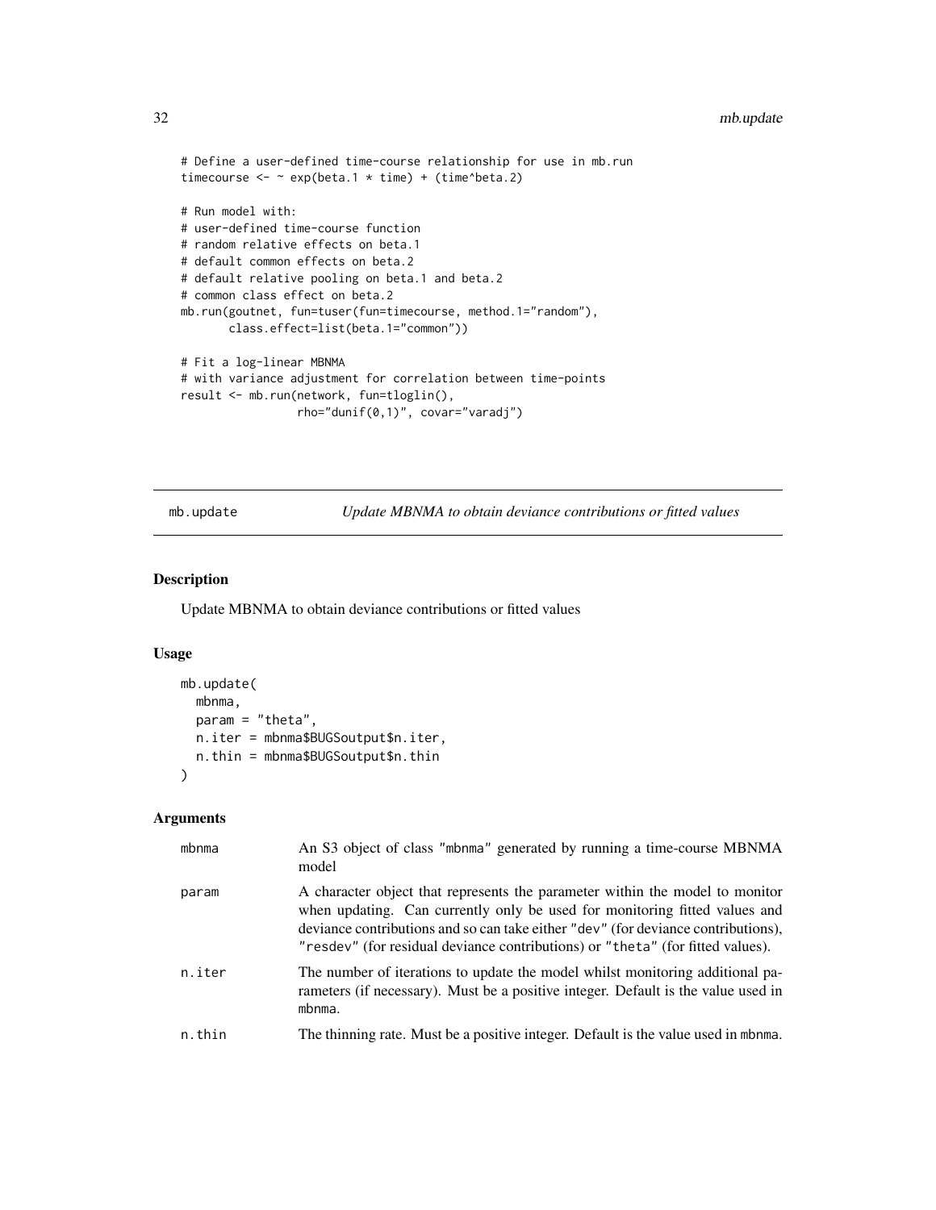```
# Define a user-defined time-course relationship for use in mb.run
timecourse <- ~ exp(beta.1 * time) + (time^beta.2)

# Run model with:
# user-defined time-course function
# random relative effects on beta.1
# default common effects on beta.2
# default relative pooling on beta.1 and beta.2
# common class effect on beta.2
mb.run(goutnet, fun=tuser(fun=timecourse, method.1="random"),
       class.effect=list(beta.1="common"))

# Fit a log-linear MBNMA
# with variance adjustment for correlation between time-points
result <- mb.run(network, fun=tloglin(),
                 rho="dunif(0,1)", covar="varadj")
```

## mb.update    *Update MBNMA to obtain deviance contributions or fitted values*

### Description

Update MBNMA to obtain deviance contributions or fitted values

### Usage

```
mb.update(
  mbnma,
  param = "theta",
  n.iter = mbnma$BUGSoutput$n.iter,
  n.thin = mbnma$BUGSoutput$n.thin
)
```

### Arguments

| | |
|---|---|
| mbnma | An S3 object of class "mbnma" generated by running a time-course MBNMA model |
| param | A character object that represents the parameter within the model to monitor when updating. Can currently only be used for monitoring fitted values and deviance contributions and so can take either "dev" (for deviance contributions), "resdev" (for residual deviance contributions) or "theta" (for fitted values). |
| n.iter | The number of iterations to update the model whilst monitoring additional parameters (if necessary). Must be a positive integer. Default is the value used in mbnma. |
| n.thin | The thinning rate. Must be a positive integer. Default is the value used in mbnma. |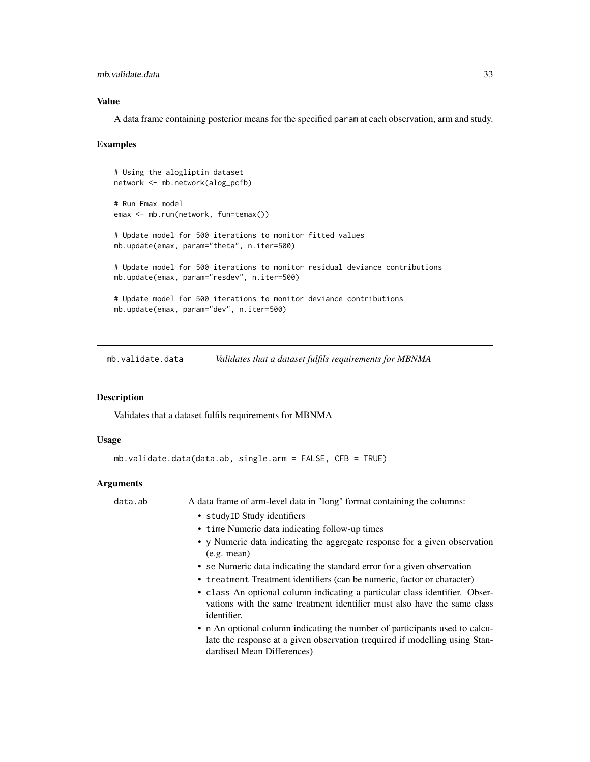### Value

A data frame containing posterior means for the specified param at each observation, arm and study.

### Examples

```
# Using the alogliptin dataset
network <- mb.network(alog_pcfb)

# Run Emax model
emax <- mb.run(network, fun=temax())

# Update model for 500 iterations to monitor fitted values
mb.update(emax, param="theta", n.iter=500)

# Update model for 500 iterations to monitor residual deviance contributions
mb.update(emax, param="resdev", n.iter=500)

# Update model for 500 iterations to monitor deviance contributions
mb.update(emax, param="dev", n.iter=500)
```

---

## mb.validate.data — *Validates that a dataset fulfils requirements for MBNMA*

### Description

Validates that a dataset fulfils requirements for MBNMA

### Usage

```
mb.validate.data(data.ab, single.arm = FALSE, CFB = TRUE)
```

### Arguments

data.ab — A data frame of arm-level data in "long" format containing the columns:

- studyID Study identifiers
- time Numeric data indicating follow-up times
- y Numeric data indicating the aggregate response for a given observation (e.g. mean)
- se Numeric data indicating the standard error for a given observation
- treatment Treatment identifiers (can be numeric, factor or character)
- class An optional column indicating a particular class identifier. Observations with the same treatment identifier must also have the same class identifier.
- n An optional column indicating the number of participants used to calculate the response at a given observation (required if modelling using Standardised Mean Differences)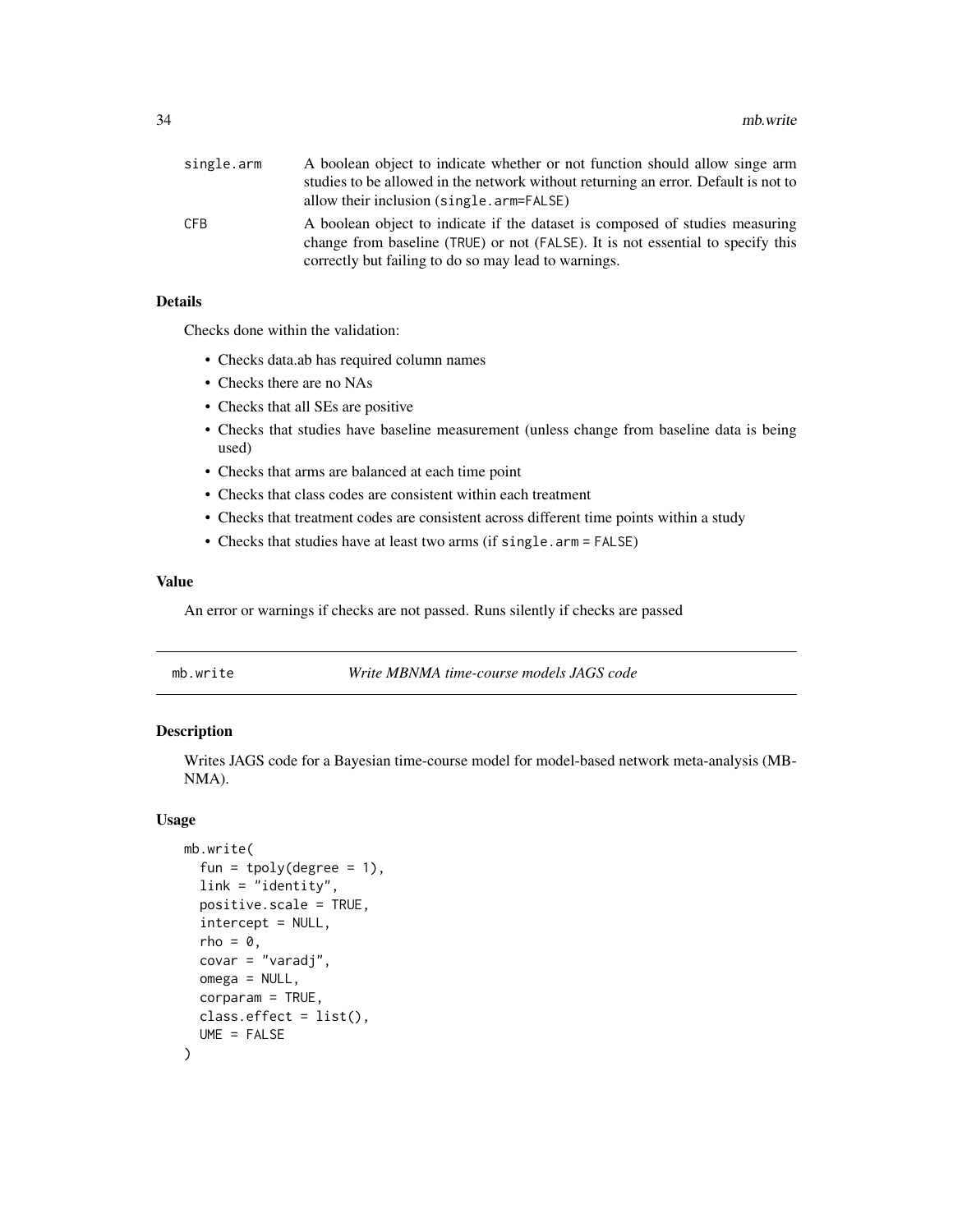| | |
|---|---|
| single.arm | A boolean object to indicate whether or not function should allow singe arm studies to be allowed in the network without returning an error. Default is not to allow their inclusion (`single.arm=FALSE`) |
| CFB | A boolean object to indicate if the dataset is composed of studies measuring change from baseline (`TRUE`) or not (`FALSE`). It is not essential to specify this correctly but failing to do so may lead to warnings. |

### Details

Checks done within the validation:

- Checks data.ab has required column names
- Checks there are no NAs
- Checks that all SEs are positive
- Checks that studies have baseline measurement (unless change from baseline data is being used)
- Checks that arms are balanced at each time point
- Checks that class codes are consistent within each treatment
- Checks that treatment codes are consistent across different time points within a study
- Checks that studies have at least two arms (if `single.arm = FALSE`)

### Value

An error or warnings if checks are not passed. Runs silently if checks are passed

---

## mb.write — *Write MBNMA time-course models JAGS code*

### Description

Writes JAGS code for a Bayesian time-course model for model-based network meta-analysis (MBNMA).

### Usage

```
mb.write(
  fun = tpoly(degree = 1),
  link = "identity",
  positive.scale = TRUE,
  intercept = NULL,
  rho = 0,
  covar = "varadj",
  omega = NULL,
  corparam = TRUE,
  class.effect = list(),
  UME = FALSE
)
```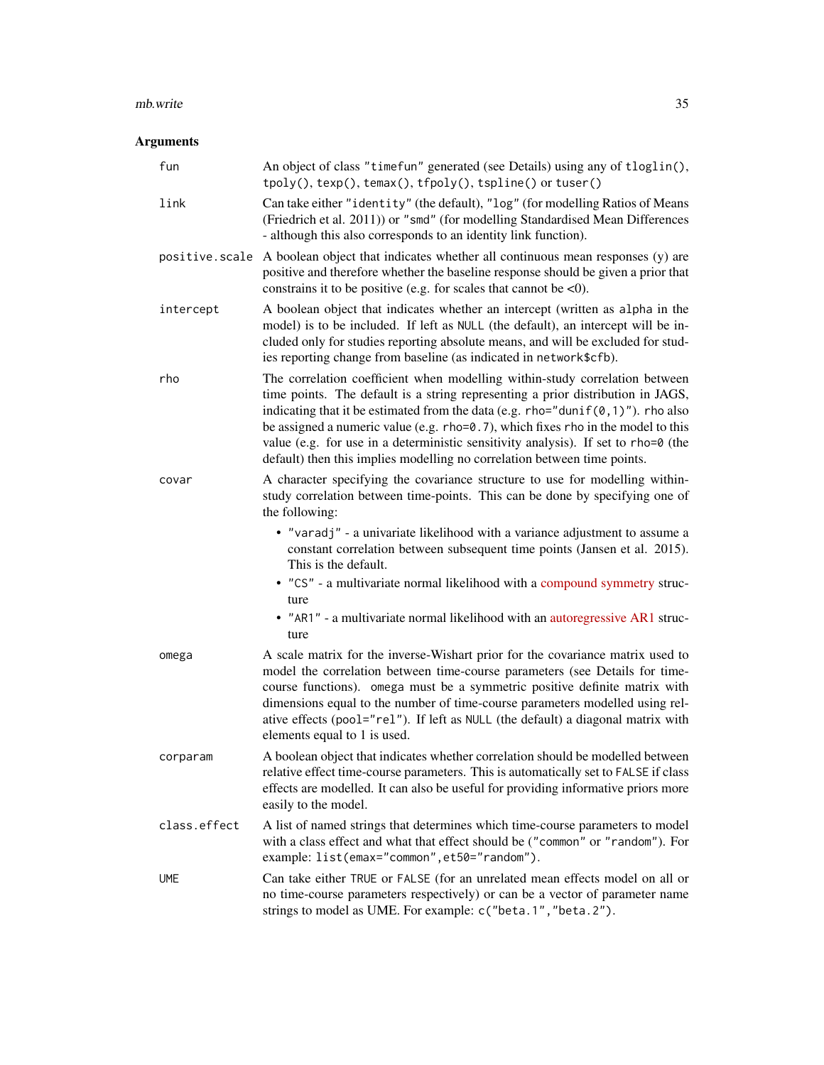## Arguments

| | |
|---|---|
| `fun` | An object of class `"timefun"` generated (see Details) using any of `tloglin()`, `tpoly()`, `texp()`, `temax()`, `tfpoly()`, `tspline()` or `tuser()` |
| `link` | Can take either `"identity"` (the default), `"log"` (for modelling Ratios of Means (Friedrich et al. 2011)) or `"smd"` (for modelling Standardised Mean Differences - although this also corresponds to an identity link function). |
| `positive.scale` | A boolean object that indicates whether all continuous mean responses (y) are positive and therefore whether the baseline response should be given a prior that constrains it to be positive (e.g. for scales that cannot be <0). |
| `intercept` | A boolean object that indicates whether an intercept (written as `alpha` in the model) is to be included. If left as `NULL` (the default), an intercept will be included only for studies reporting absolute means, and will be excluded for studies reporting change from baseline (as indicated in `network$cfb`). |
| `rho` | The correlation coefficient when modelling within-study correlation between time points. The default is a string representing a prior distribution in JAGS, indicating that it be estimated from the data (e.g. `rho="dunif(0,1)"`). `rho` also be assigned a numeric value (e.g. `rho=0.7`), which fixes `rho` in the model to this value (e.g. for use in a deterministic sensitivity analysis). If set to `rho=0` (the default) then this implies modelling no correlation between time points. |
| `covar` | A character specifying the covariance structure to use for modelling within-study correlation between time-points. This can be done by specifying one of the following: <ul><li>`"varadj"` - a univariate likelihood with a variance adjustment to assume a constant correlation between subsequent time points (Jansen et al. 2015). This is the default.</li><li>`"CS"` - a multivariate normal likelihood with a compound symmetry structure</li><li>`"AR1"` - a multivariate normal likelihood with an autoregressive AR1 structure</li></ul> |
| `omega` | A scale matrix for the inverse-Wishart prior for the covariance matrix used to model the correlation between time-course parameters (see Details for time-course functions). `omega` must be a symmetric positive definite matrix with dimensions equal to the number of time-course parameters modelled using relative effects (`pool="rel"`). If left as `NULL` (the default) a diagonal matrix with elements equal to 1 is used. |
| `corparam` | A boolean object that indicates whether correlation should be modelled between relative effect time-course parameters. This is automatically set to `FALSE` if class effects are modelled. It can also be useful for providing informative priors more easily to the model. |
| `class.effect` | A list of named strings that determines which time-course parameters to model with a class effect and what that effect should be (`"common"` or `"random"`). For example: `list(emax="common",et50="random")`. |
| `UME` | Can take either `TRUE` or `FALSE` (for an unrelated mean effects model on all or no time-course parameters respectively) or can be a vector of parameter name strings to model as UME. For example: `c("beta.1","beta.2")`. |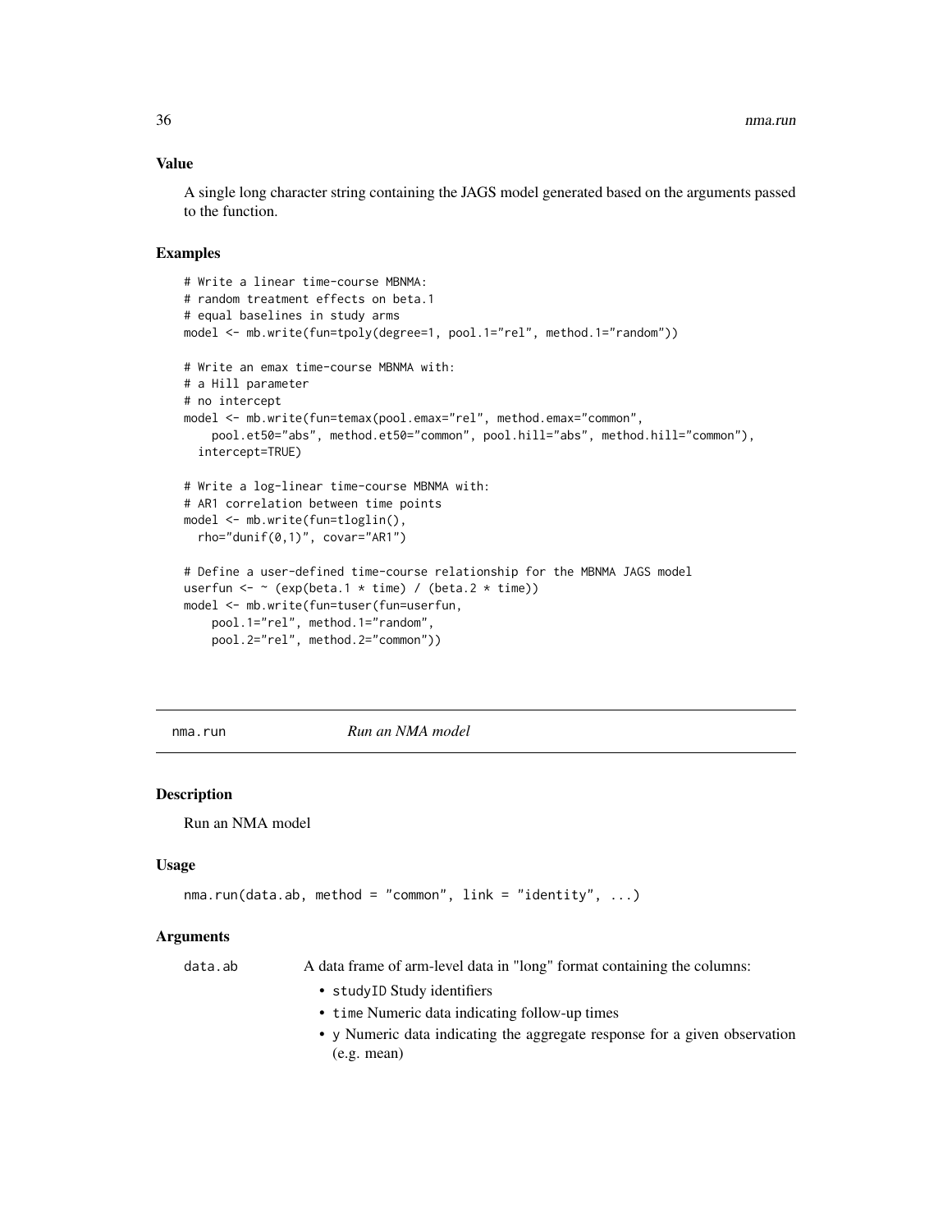### Value

A single long character string containing the JAGS model generated based on the arguments passed to the function.

### Examples

```
# Write a linear time-course MBNMA:
# random treatment effects on beta.1
# equal baselines in study arms
model <- mb.write(fun=tpoly(degree=1, pool.1="rel", method.1="random"))

# Write an emax time-course MBNMA with:
# a Hill parameter
# no intercept
model <- mb.write(fun=temax(pool.emax="rel", method.emax="common",
    pool.et50="abs", method.et50="common", pool.hill="abs", method.hill="common"),
  intercept=TRUE)

# Write a log-linear time-course MBNMA with:
# AR1 correlation between time points
model <- mb.write(fun=tloglin(),
  rho="dunif(0,1)", covar="AR1")

# Define a user-defined time-course relationship for the MBNMA JAGS model
userfun <- ~ (exp(beta.1 * time) / (beta.2 * time))
model <- mb.write(fun=tuser(fun=userfun,
    pool.1="rel", method.1="random",
    pool.2="rel", method.2="common"))
```

---

## nma.run *Run an NMA model*

### Description

Run an NMA model

### Usage

```
nma.run(data.ab, method = "common", link = "identity", ...)
```

### Arguments

data.ab A data frame of arm-level data in "long" format containing the columns:

- studyID Study identifiers
- time Numeric data indicating follow-up times
- y Numeric data indicating the aggregate response for a given observation (e.g. mean)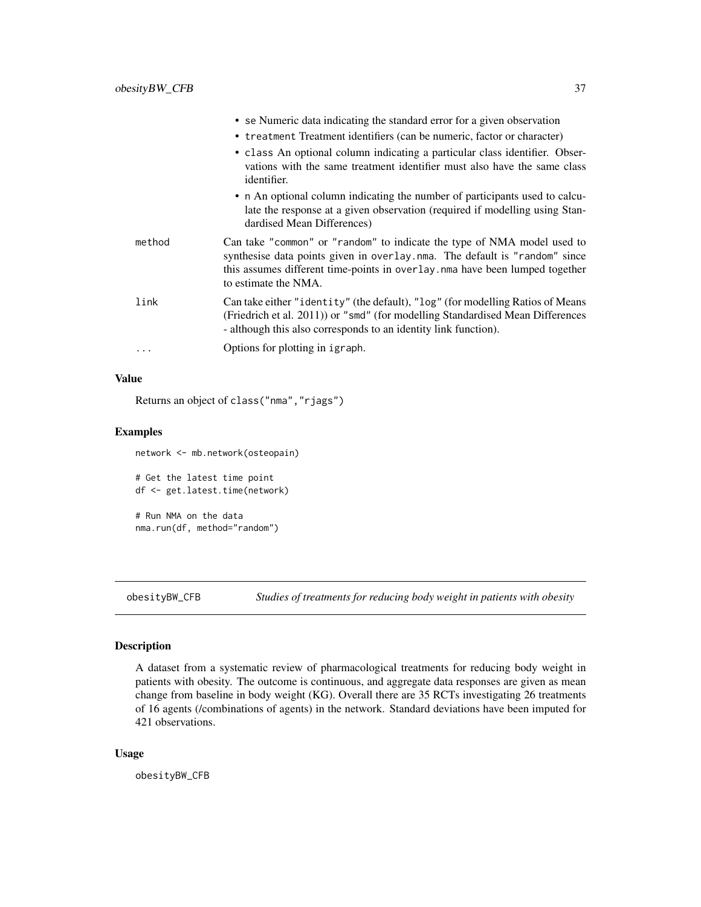- se Numeric data indicating the standard error for a given observation
- treatment Treatment identifiers (can be numeric, factor or character)
- class An optional column indicating a particular class identifier. Observations with the same treatment identifier must also have the same class identifier.
- n An optional column indicating the number of participants used to calculate the response at a given observation (required if modelling using Standardised Mean Differences)

method — Can take "common" or "random" to indicate the type of NMA model used to synthesise data points given in overlay.nma. The default is "random" since this assumes different time-points in overlay.nma have been lumped together to estimate the NMA.

link — Can take either "identity" (the default), "log" (for modelling Ratios of Means (Friedrich et al. 2011)) or "smd" (for modelling Standardised Mean Differences - although this also corresponds to an identity link function).

... — Options for plotting in igraph.

### Value

Returns an object of class("nma","rjags")

### Examples

```
network <- mb.network(osteopain)

# Get the latest time point
df <- get.latest.time(network)

# Run NMA on the data
nma.run(df, method="random")
```

## obesityBW_CFB — *Studies of treatments for reducing body weight in patients with obesity*

### Description

A dataset from a systematic review of pharmacological treatments for reducing body weight in patients with obesity. The outcome is continuous, and aggregate data responses are given as mean change from baseline in body weight (KG). Overall there are 35 RCTs investigating 26 treatments of 16 agents (/combinations of agents) in the network. Standard deviations have been imputed for 421 observations.

### Usage

```
obesityBW_CFB
```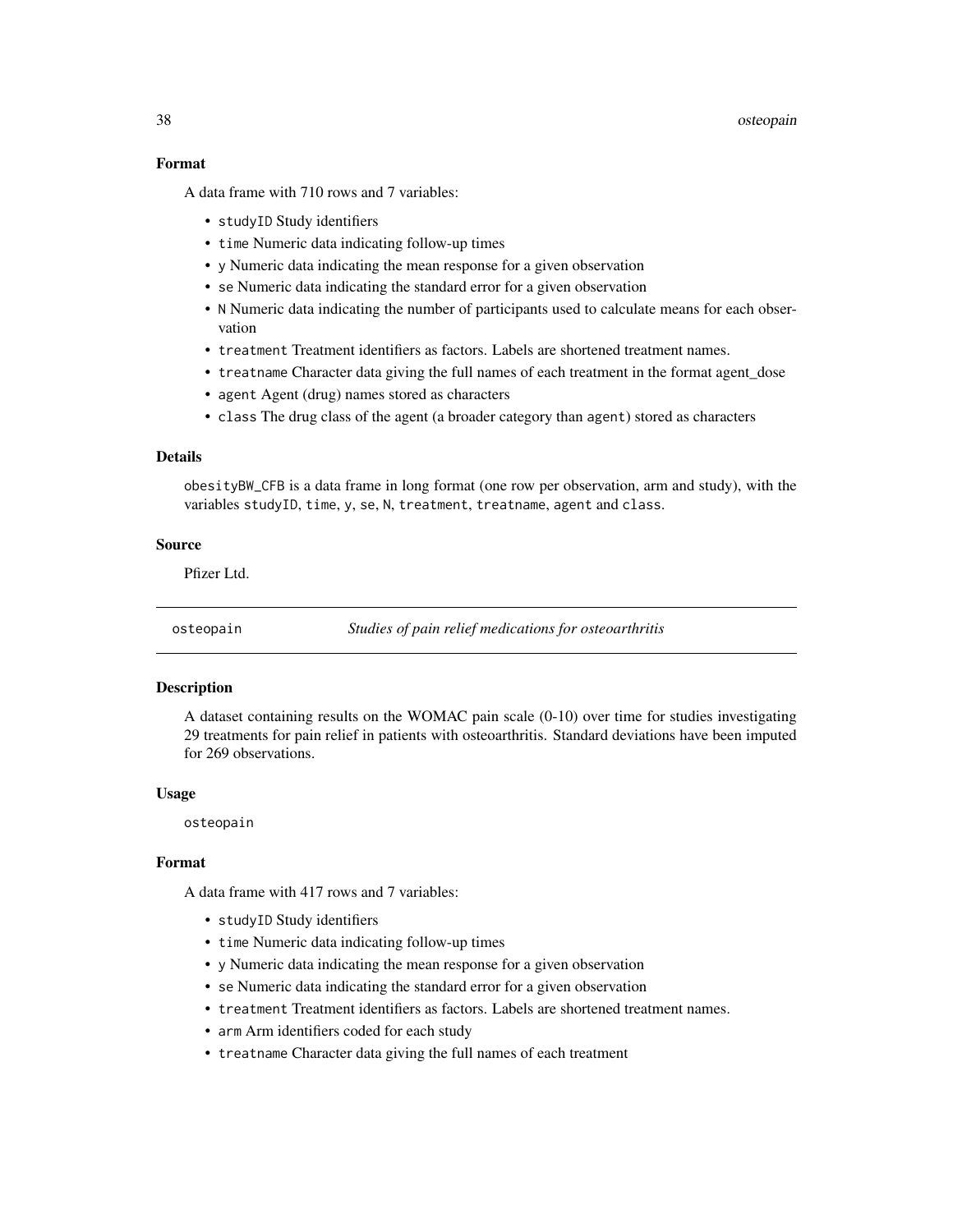## Format

A data frame with 710 rows and 7 variables:

- `studyID` Study identifiers
- `time` Numeric data indicating follow-up times
- `y` Numeric data indicating the mean response for a given observation
- `se` Numeric data indicating the standard error for a given observation
- `N` Numeric data indicating the number of participants used to calculate means for each observation
- `treatment` Treatment identifiers as factors. Labels are shortened treatment names.
- `treatname` Character data giving the full names of each treatment in the format agent_dose
- `agent` Agent (drug) names stored as characters
- `class` The drug class of the agent (a broader category than `agent`) stored as characters

## Details

`obesityBW_CFB` is a data frame in long format (one row per observation, arm and study), with the variables `studyID`, `time`, `y`, `se`, `N`, `treatment`, `treatname`, `agent` and `class`.

## Source

Pfizer Ltd.

---

# osteopain *Studies of pain relief medications for osteoarthritis*

## Description

A dataset containing results on the WOMAC pain scale (0-10) over time for studies investigating 29 treatments for pain relief in patients with osteoarthritis. Standard deviations have been imputed for 269 observations.

## Usage

```
osteopain
```

## Format

A data frame with 417 rows and 7 variables:

- `studyID` Study identifiers
- `time` Numeric data indicating follow-up times
- `y` Numeric data indicating the mean response for a given observation
- `se` Numeric data indicating the standard error for a given observation
- `treatment` Treatment identifiers as factors. Labels are shortened treatment names.
- `arm` Arm identifiers coded for each study
- `treatname` Character data giving the full names of each treatment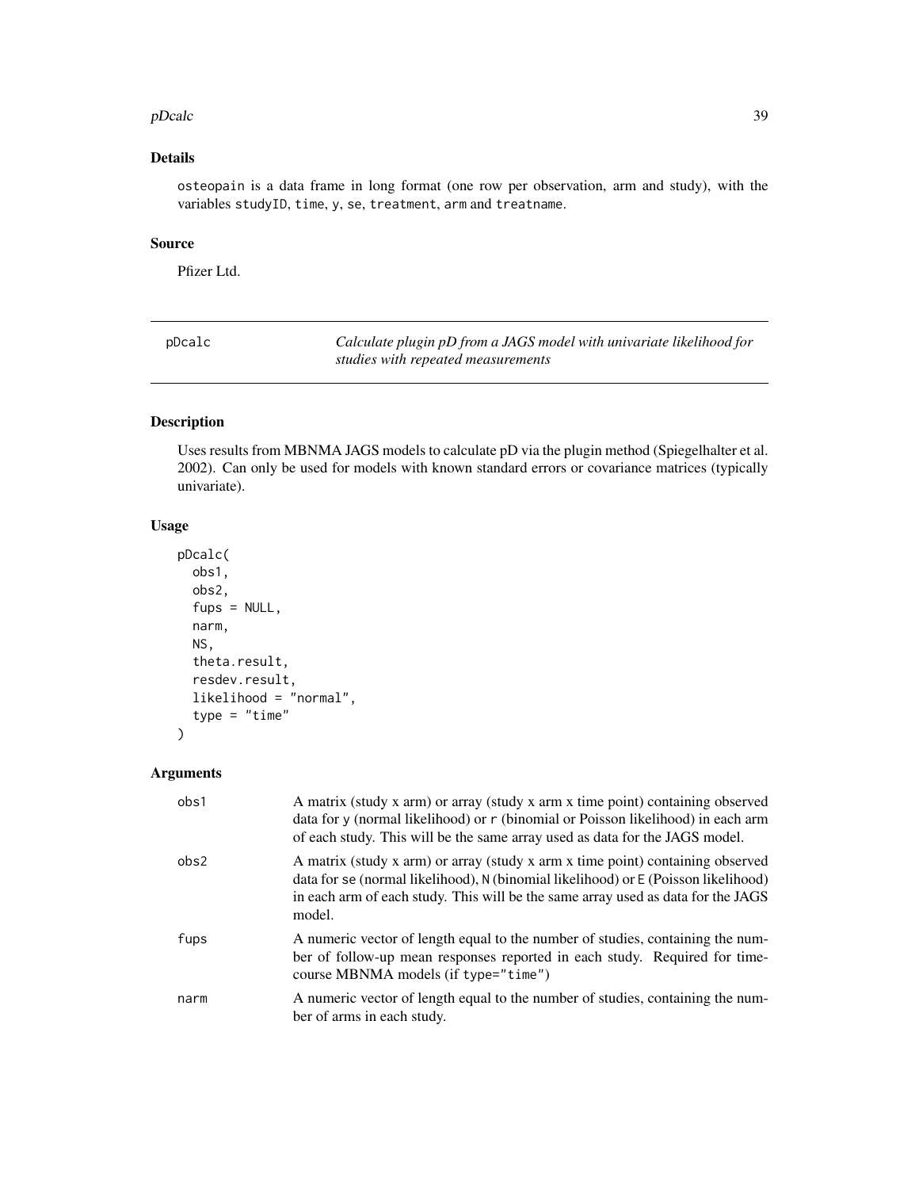## Details

osteopain is a data frame in long format (one row per observation, arm and study), with the variables studyID, time, y, se, treatment, arm and treatname.

## Source

Pfizer Ltd.

---

# pDcalc

*Calculate plugin pD from a JAGS model with univariate likelihood for studies with repeated measurements*

## Description

Uses results from MBNMA JAGS models to calculate pD via the plugin method (Spiegelhalter et al. 2002). Can only be used for models with known standard errors or covariance matrices (typically univariate).

## Usage

```
pDcalc(
  obs1,
  obs2,
  fups = NULL,
  narm,
  NS,
  theta.result,
  resdev.result,
  likelihood = "normal",
  type = "time"
)
```

## Arguments

| | |
|---|---|
| obs1 | A matrix (study x arm) or array (study x arm x time point) containing observed data for y (normal likelihood) or r (binomial or Poisson likelihood) in each arm of each study. This will be the same array used as data for the JAGS model. |
| obs2 | A matrix (study x arm) or array (study x arm x time point) containing observed data for se (normal likelihood), N (binomial likelihood) or E (Poisson likelihood) in each arm of each study. This will be the same array used as data for the JAGS model. |
| fups | A numeric vector of length equal to the number of studies, containing the number of follow-up mean responses reported in each study. Required for time-course MBNMA models (if type="time") |
| narm | A numeric vector of length equal to the number of studies, containing the number of arms in each study. |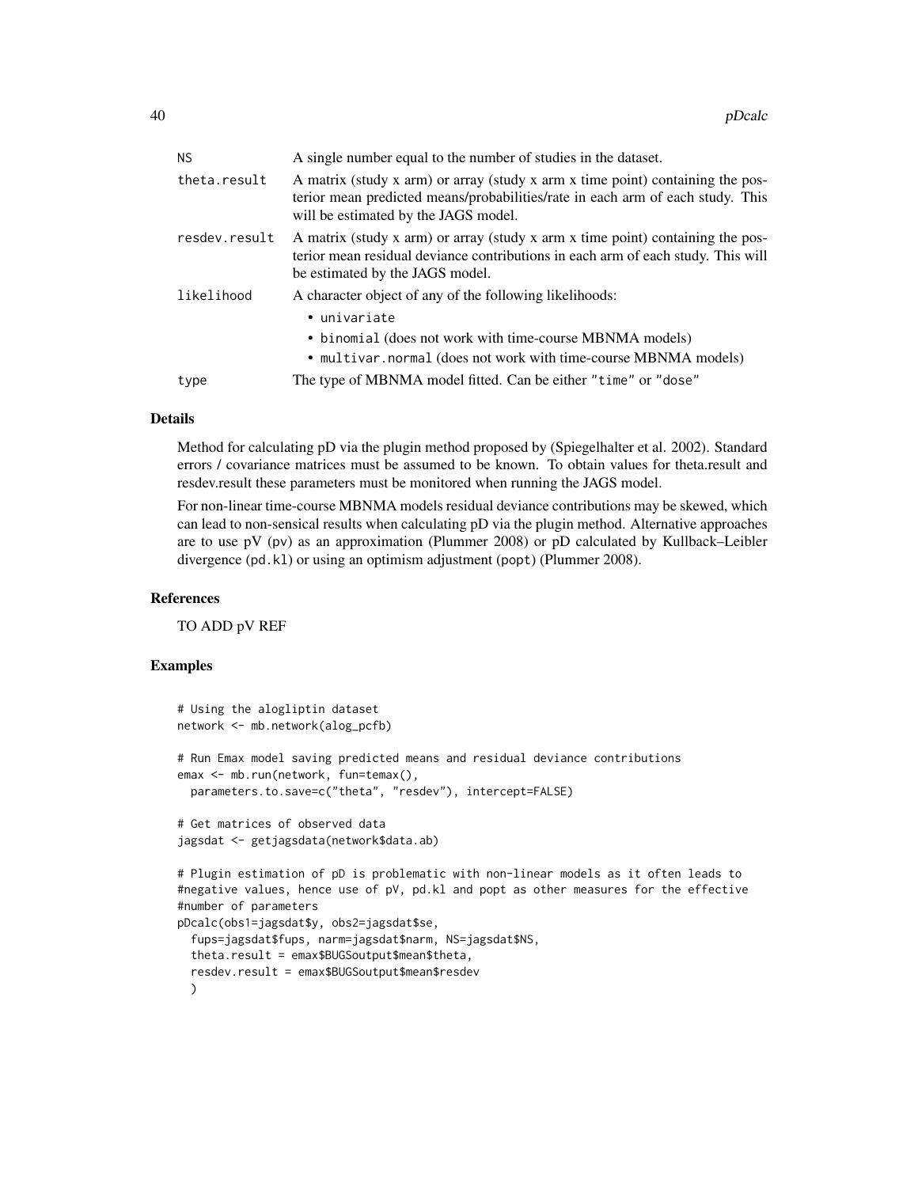| | |
|---|---|
| NS | A single number equal to the number of studies in the dataset. |
| theta.result | A matrix (study x arm) or array (study x arm x time point) containing the posterior mean predicted means/probabilities/rate in each arm of each study. This will be estimated by the JAGS model. |
| resdev.result | A matrix (study x arm) or array (study x arm x time point) containing the posterior mean residual deviance contributions in each arm of each study. This will be estimated by the JAGS model. |
| likelihood | A character object of any of the following likelihoods: <br>• univariate <br>• binomial (does not work with time-course MBNMA models) <br>• multivar.normal (does not work with time-course MBNMA models) |
| type | The type of MBNMA model fitted. Can be either "time" or "dose" |

## Details

Method for calculating pD via the plugin method proposed by (Spiegelhalter et al. 2002). Standard errors / covariance matrices must be assumed to be known. To obtain values for theta.result and resdev.result these parameters must be monitored when running the JAGS model.

For non-linear time-course MBNMA models residual deviance contributions may be skewed, which can lead to non-sensical results when calculating pD via the plugin method. Alternative approaches are to use pV (pv) as an approximation (Plummer 2008) or pD calculated by Kullback–Leibler divergence (pd.kl) or using an optimism adjustment (popt) (Plummer 2008).

## References

TO ADD pV REF

## Examples

```
# Using the alogliptin dataset
network <- mb.network(alog_pcfb)

# Run Emax model saving predicted means and residual deviance contributions
emax <- mb.run(network, fun=temax(),
  parameters.to.save=c("theta", "resdev"), intercept=FALSE)

# Get matrices of observed data
jagsdat <- getjagsdata(network$data.ab)

# Plugin estimation of pD is problematic with non-linear models as it often leads to
#negative values, hence use of pV, pd.kl and popt as other measures for the effective
#number of parameters
pDcalc(obs1=jagsdat$y, obs2=jagsdat$se,
  fups=jagsdat$fups, narm=jagsdat$narm, NS=jagsdat$NS,
  theta.result = emax$BUGSoutput$mean$theta,
  resdev.result = emax$BUGSoutput$mean$resdev
  )
```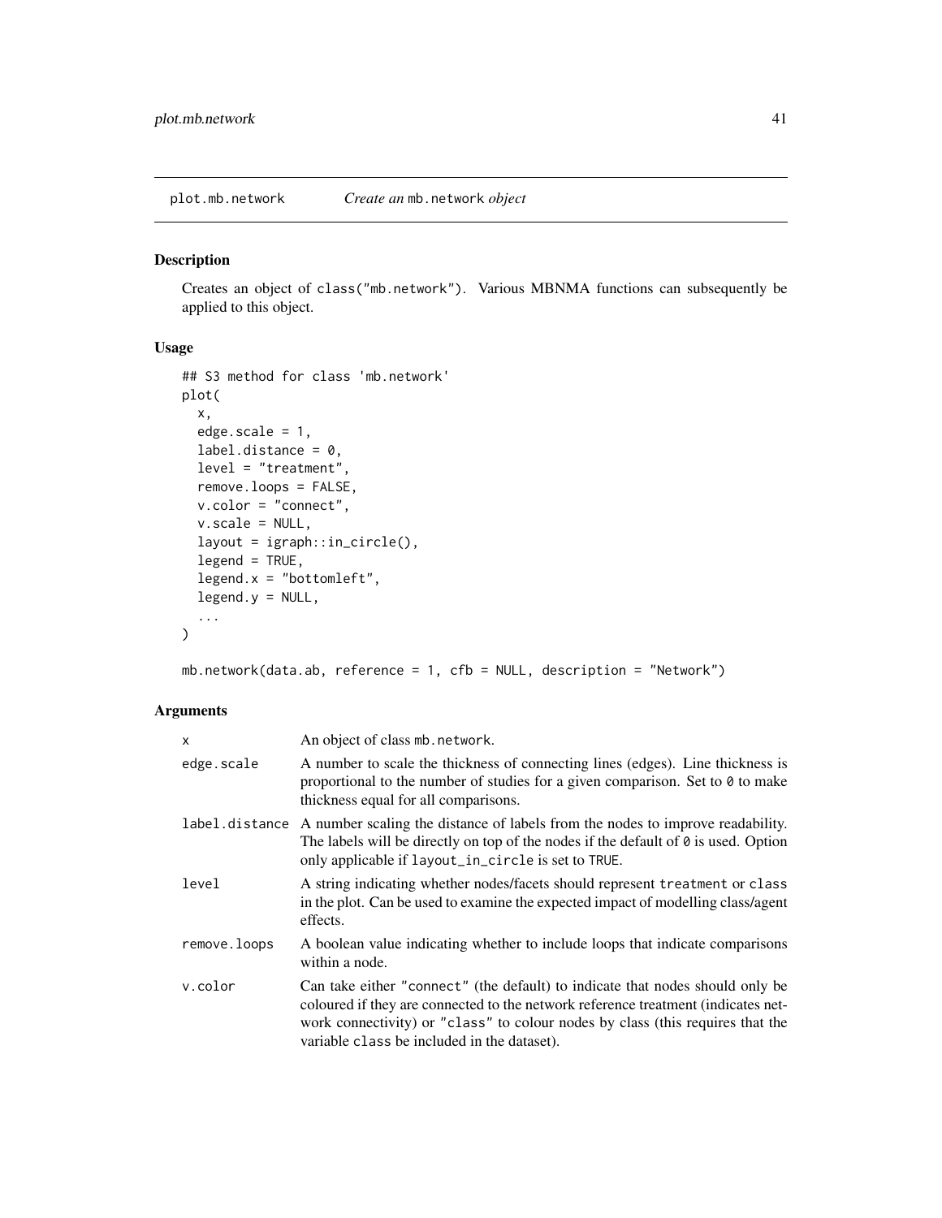plot.mb.network *Create an* mb.network *object*

## Description

Creates an object of class("mb.network"). Various MBNMA functions can subsequently be applied to this object.

## Usage

```
## S3 method for class 'mb.network'
plot(
  x,
  edge.scale = 1,
  label.distance = 0,
  level = "treatment",
  remove.loops = FALSE,
  v.color = "connect",
  v.scale = NULL,
  layout = igraph::in_circle(),
  legend = TRUE,
  legend.x = "bottomleft",
  legend.y = NULL,
  ...
)

mb.network(data.ab, reference = 1, cfb = NULL, description = "Network")
```

## Arguments

| | |
|---|---|
| x | An object of class mb.network. |
| edge.scale | A number to scale the thickness of connecting lines (edges). Line thickness is proportional to the number of studies for a given comparison. Set to 0 to make thickness equal for all comparisons. |
| label.distance | A number scaling the distance of labels from the nodes to improve readability. The labels will be directly on top of the nodes if the default of 0 is used. Option only applicable if layout_in_circle is set to TRUE. |
| level | A string indicating whether nodes/facets should represent treatment or class in the plot. Can be used to examine the expected impact of modelling class/agent effects. |
| remove.loops | A boolean value indicating whether to include loops that indicate comparisons within a node. |
| v.color | Can take either "connect" (the default) to indicate that nodes should only be coloured if they are connected to the network reference treatment (indicates network connectivity) or "class" to colour nodes by class (this requires that the variable class be included in the dataset). |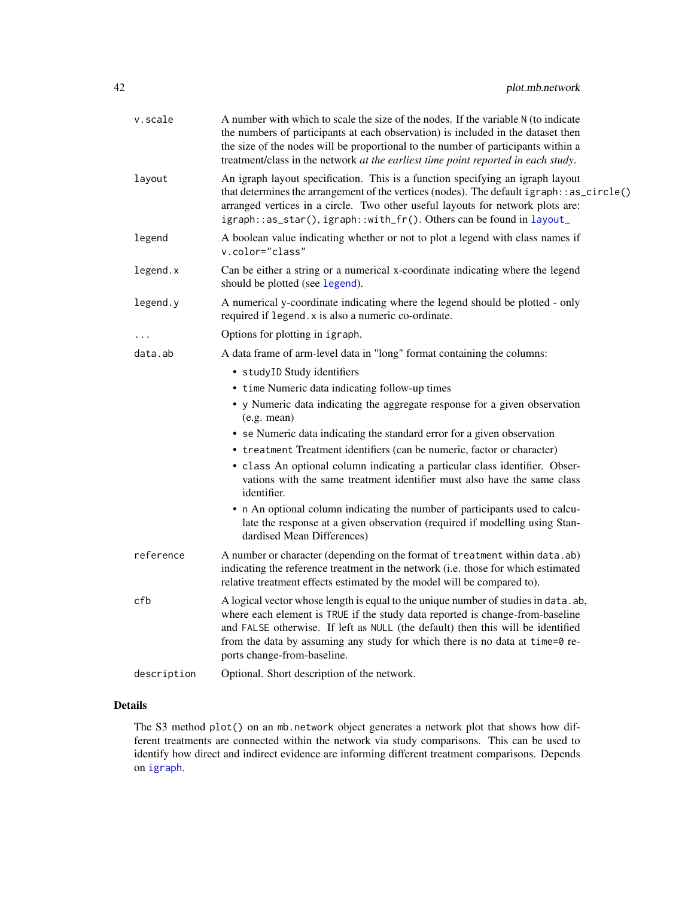| | |
|---|---|
| v.scale | A number with which to scale the size of the nodes. If the variable N (to indicate the numbers of participants at each observation) is included in the dataset then the size of the nodes will be proportional to the number of participants within a treatment/class in the network *at the earliest time point reported in each study*. |
| layout | An igraph layout specification. This is a function specifying an igraph layout that determines the arrangement of the vertices (nodes). The default igraph::as_circle() arranged vertices in a circle. Two other useful layouts for network plots are: igraph::as_star(), igraph::with_fr(). Others can be found in layout_ |
| legend | A boolean value indicating whether or not to plot a legend with class names if v.color="class" |
| legend.x | Can be either a string or a numerical x-coordinate indicating where the legend should be plotted (see legend). |
| legend.y | A numerical y-coordinate indicating where the legend should be plotted - only required if legend.x is also a numeric co-ordinate. |
| ... | Options for plotting in igraph. |
| data.ab | A data frame of arm-level data in "long" format containing the columns: |

- studyID Study identifiers
- time Numeric data indicating follow-up times
- y Numeric data indicating the aggregate response for a given observation (e.g. mean)
- se Numeric data indicating the standard error for a given observation
- treatment Treatment identifiers (can be numeric, factor or character)
- class An optional column indicating a particular class identifier. Observations with the same treatment identifier must also have the same class identifier.
- n An optional column indicating the number of participants used to calculate the response at a given observation (required if modelling using Standardised Mean Differences)

| | |
|---|---|
| reference | A number or character (depending on the format of treatment within data.ab) indicating the reference treatment in the network (i.e. those for which estimated relative treatment effects estimated by the model will be compared to). |
| cfb | A logical vector whose length is equal to the unique number of studies in data.ab, where each element is TRUE if the study data reported is change-from-baseline and FALSE otherwise. If left as NULL (the default) then this will be identified from the data by assuming any study for which there is no data at time=0 reports change-from-baseline. |
| description | Optional. Short description of the network. |

## Details

The S3 method plot() on an mb.network object generates a network plot that shows how different treatments are connected within the network via study comparisons. This can be used to identify how direct and indirect evidence are informing different treatment comparisons. Depends on igraph.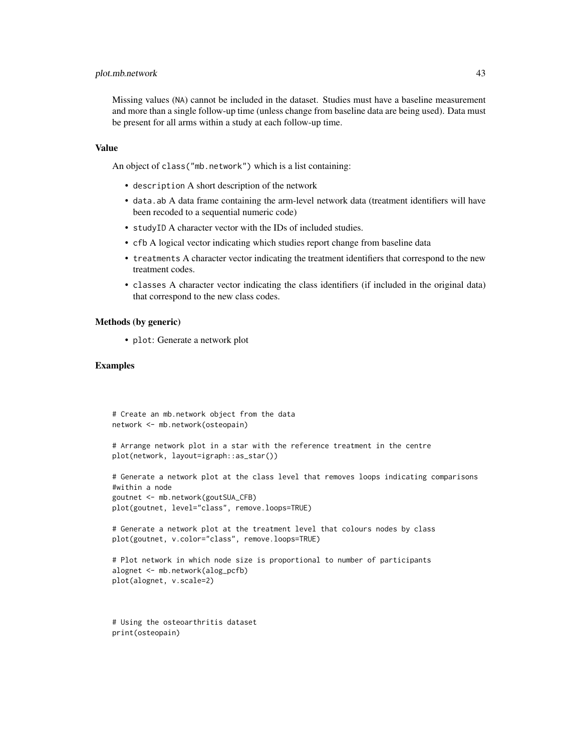Missing values (NA) cannot be included in the dataset. Studies must have a baseline measurement and more than a single follow-up time (unless change from baseline data are being used). Data must be present for all arms within a study at each follow-up time.

## Value

An object of class("mb.network") which is a list containing:

- description A short description of the network
- data.ab A data frame containing the arm-level network data (treatment identifiers will have been recoded to a sequential numeric code)
- studyID A character vector with the IDs of included studies.
- cfb A logical vector indicating which studies report change from baseline data
- treatments A character vector indicating the treatment identifiers that correspond to the new treatment codes.
- classes A character vector indicating the class identifiers (if included in the original data) that correspond to the new class codes.

## Methods (by generic)

- plot: Generate a network plot

## Examples

```
# Create an mb.network object from the data
network <- mb.network(osteopain)

# Arrange network plot in a star with the reference treatment in the centre
plot(network, layout=igraph::as_star())

# Generate a network plot at the class level that removes loops indicating comparisons
#within a node
goutnet <- mb.network(goutSUA_CFB)
plot(goutnet, level="class", remove.loops=TRUE)

# Generate a network plot at the treatment level that colours nodes by class
plot(goutnet, v.color="class", remove.loops=TRUE)

# Plot network in which node size is proportional to number of participants
alognet <- mb.network(alog_pcfb)
plot(alognet, v.scale=2)



# Using the osteoarthritis dataset
print(osteopain)
```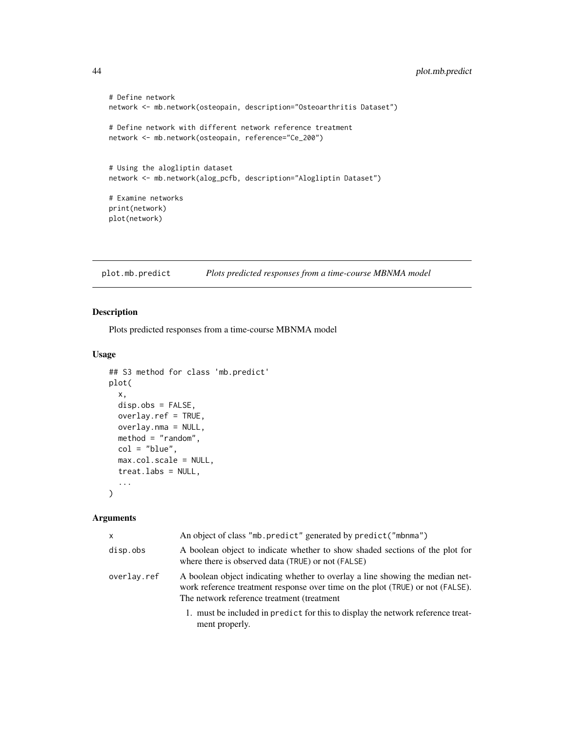```
# Define network
network <- mb.network(osteopain, description="Osteoarthritis Dataset")

# Define network with different network reference treatment
network <- mb.network(osteopain, reference="Ce_200")


# Using the alogliptin dataset
network <- mb.network(alog_pcfb, description="Alogliptin Dataset")

# Examine networks
print(network)
plot(network)
```

## plot.mb.predict — *Plots predicted responses from a time-course MBNMA model*

### Description

Plots predicted responses from a time-course MBNMA model

### Usage

```
## S3 method for class 'mb.predict'
plot(
  x,
  disp.obs = FALSE,
  overlay.ref = TRUE,
  overlay.nma = NULL,
  method = "random",
  col = "blue",
  max.col.scale = NULL,
  treat.labs = NULL,
  ...
)
```

### Arguments

| | |
|---|---|
| x | An object of class "mb.predict" generated by predict("mbnma") |
| disp.obs | A boolean object to indicate whether to show shaded sections of the plot for where there is observed data (TRUE) or not (FALSE) |
| overlay.ref | A boolean object indicating whether to overlay a line showing the median network reference treatment response over time on the plot (TRUE) or not (FALSE). The network reference treatment (treatment<br>1. must be included in predict for this to display the network reference treatment properly. |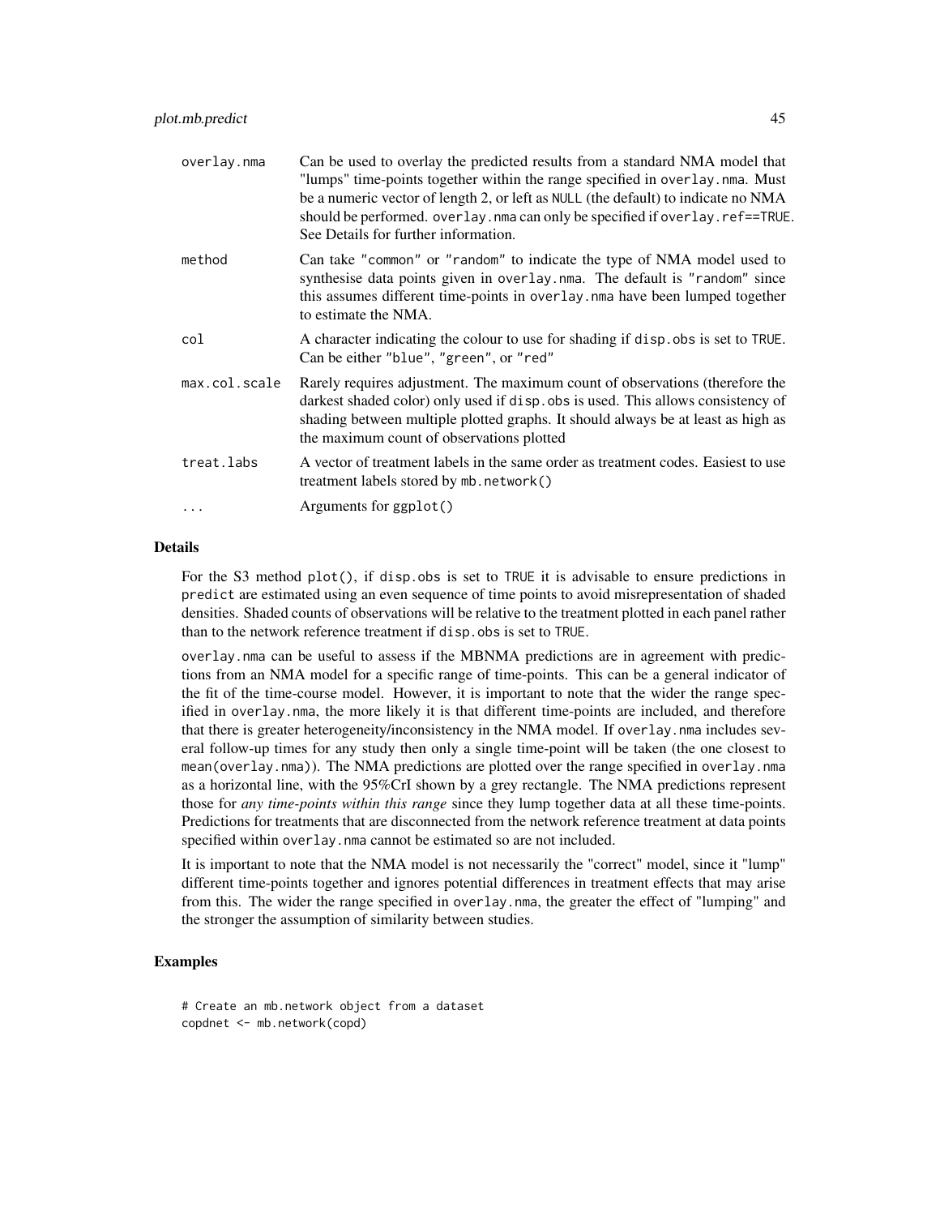| | |
|---|---|
| overlay.nma | Can be used to overlay the predicted results from a standard NMA model that "lumps" time-points together within the range specified in overlay.nma. Must be a numeric vector of length 2, or left as NULL (the default) to indicate no NMA should be performed. overlay.nma can only be specified if overlay.ref==TRUE. See Details for further information. |
| method | Can take "common" or "random" to indicate the type of NMA model used to synthesise data points given in overlay.nma. The default is "random" since this assumes different time-points in overlay.nma have been lumped together to estimate the NMA. |
| col | A character indicating the colour to use for shading if disp.obs is set to TRUE. Can be either "blue", "green", or "red" |
| max.col.scale | Rarely requires adjustment. The maximum count of observations (therefore the darkest shaded color) only used if disp.obs is used. This allows consistency of shading between multiple plotted graphs. It should always be at least as high as the maximum count of observations plotted |
| treat.labs | A vector of treatment labels in the same order as treatment codes. Easiest to use treatment labels stored by mb.network() |
| ... | Arguments for ggplot() |

## Details

For the S3 method plot(), if disp.obs is set to TRUE it is advisable to ensure predictions in predict are estimated using an even sequence of time points to avoid misrepresentation of shaded densities. Shaded counts of observations will be relative to the treatment plotted in each panel rather than to the network reference treatment if disp.obs is set to TRUE.

overlay.nma can be useful to assess if the MBNMA predictions are in agreement with predictions from an NMA model for a specific range of time-points. This can be a general indicator of the fit of the time-course model. However, it is important to note that the wider the range specified in overlay.nma, the more likely it is that different time-points are included, and therefore that there is greater heterogeneity/inconsistency in the NMA model. If overlay.nma includes several follow-up times for any study then only a single time-point will be taken (the one closest to mean(overlay.nma)). The NMA predictions are plotted over the range specified in overlay.nma as a horizontal line, with the 95%CrI shown by a grey rectangle. The NMA predictions represent those for *any time-points within this range* since they lump together data at all these time-points. Predictions for treatments that are disconnected from the network reference treatment at data points specified within overlay.nma cannot be estimated so are not included.

It is important to note that the NMA model is not necessarily the "correct" model, since it "lump" different time-points together and ignores potential differences in treatment effects that may arise from this. The wider the range specified in overlay.nma, the greater the effect of "lumping" and the stronger the assumption of similarity between studies.

## Examples

```
# Create an mb.network object from a dataset
copdnet <- mb.network(copd)
```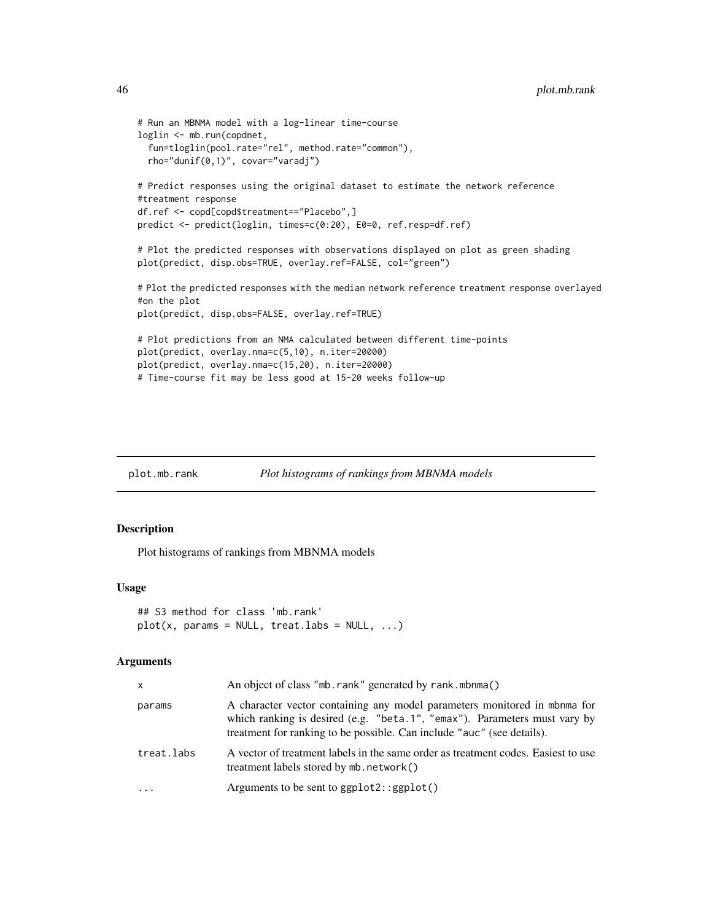```
# Run an MBNMA model with a log-linear time-course
loglin <- mb.run(copdnet,
  fun=tloglin(pool.rate="rel", method.rate="common"),
  rho="dunif(0,1)", covar="varadj")

# Predict responses using the original dataset to estimate the network reference
#treatment response
df.ref <- copd[copd$treatment=="Placebo",]
predict <- predict(loglin, times=c(0:20), E0=0, ref.resp=df.ref)

# Plot the predicted responses with observations displayed on plot as green shading
plot(predict, disp.obs=TRUE, overlay.ref=FALSE, col="green")

# Plot the predicted responses with the median network reference treatment response overlayed
#on the plot
plot(predict, disp.obs=FALSE, overlay.ref=TRUE)

# Plot predictions from an NMA calculated between different time-points
plot(predict, overlay.nma=c(5,10), n.iter=20000)
plot(predict, overlay.nma=c(15,20), n.iter=20000)
# Time-course fit may be less good at 15-20 weeks follow-up
```

## plot.mb.rank — *Plot histograms of rankings from MBNMA models*

### Description

Plot histograms of rankings from MBNMA models

### Usage

```
## S3 method for class 'mb.rank'
plot(x, params = NULL, treat.labs = NULL, ...)
```

### Arguments

| | |
|---|---|
| x | An object of class "mb.rank" generated by rank.mbnma() |
| params | A character vector containing any model parameters monitored in mbnma for which ranking is desired (e.g. "beta.1", "emax"). Parameters must vary by treatment for ranking to be possible. Can include "auc" (see details). |
| treat.labs | A vector of treatment labels in the same order as treatment codes. Easiest to use treatment labels stored by mb.network() |
| ... | Arguments to be sent to ggplot2::ggplot() |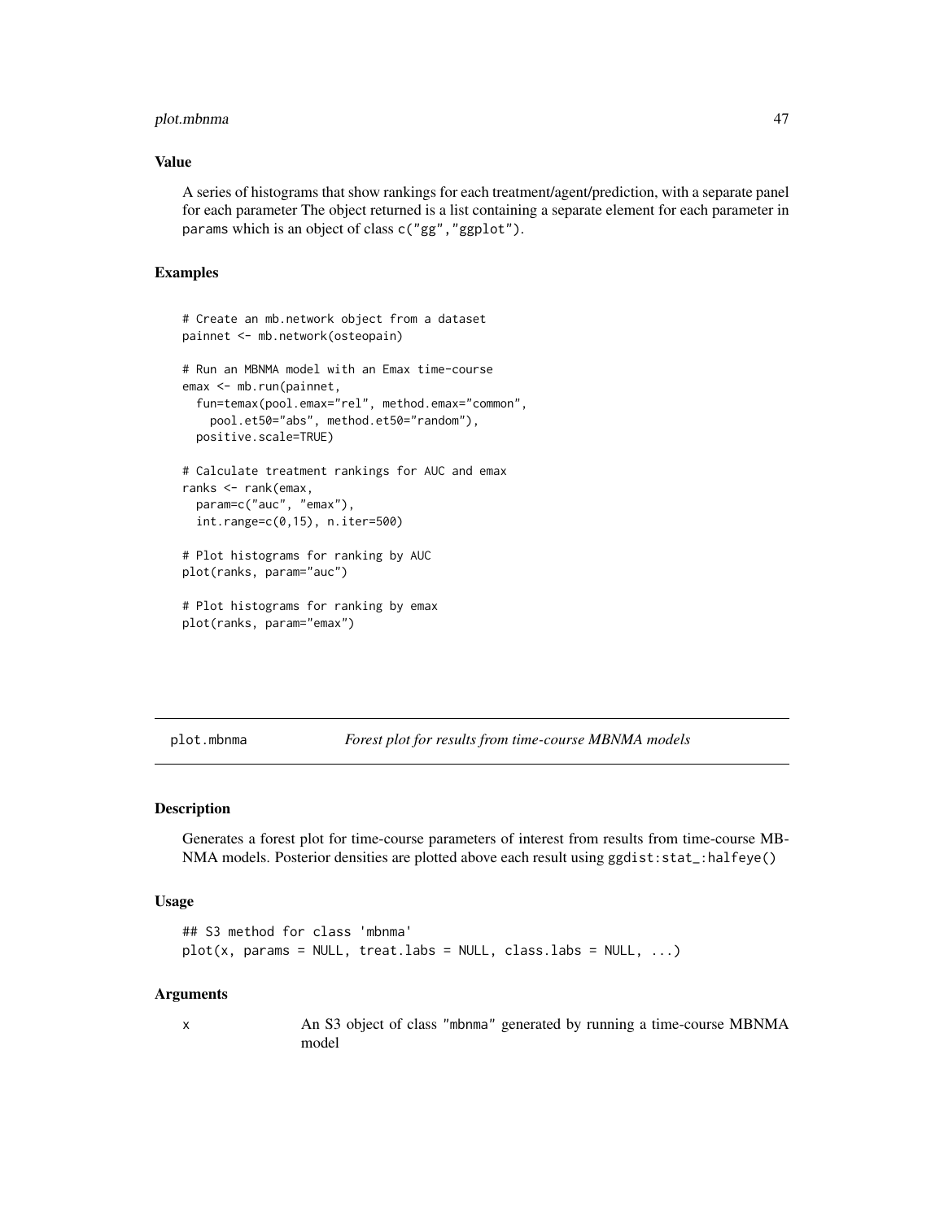### Value

A series of histograms that show rankings for each treatment/agent/prediction, with a separate panel for each parameter The object returned is a list containing a separate element for each parameter in `params` which is an object of class `c("gg","ggplot")`.

### Examples

```
# Create an mb.network object from a dataset
painnet <- mb.network(osteopain)

# Run an MBNMA model with an Emax time-course
emax <- mb.run(painnet,
  fun=temax(pool.emax="rel", method.emax="common",
    pool.et50="abs", method.et50="random"),
  positive.scale=TRUE)

# Calculate treatment rankings for AUC and emax
ranks <- rank(emax,
  param=c("auc", "emax"),
  int.range=c(0,15), n.iter=500)

# Plot histograms for ranking by AUC
plot(ranks, param="auc")

# Plot histograms for ranking by emax
plot(ranks, param="emax")
```

---

## plot.mbnma — *Forest plot for results from time-course MBNMA models*

### Description

Generates a forest plot for time-course parameters of interest from results from time-course MBNMA models. Posterior densities are plotted above each result using `ggdist:stat_:halfeye()`

### Usage

```
## S3 method for class 'mbnma'
plot(x, params = NULL, treat.labs = NULL, class.labs = NULL, ...)
```

### Arguments

| | |
|---|---|
| x | An S3 object of class "mbnma" generated by running a time-course MBNMA model |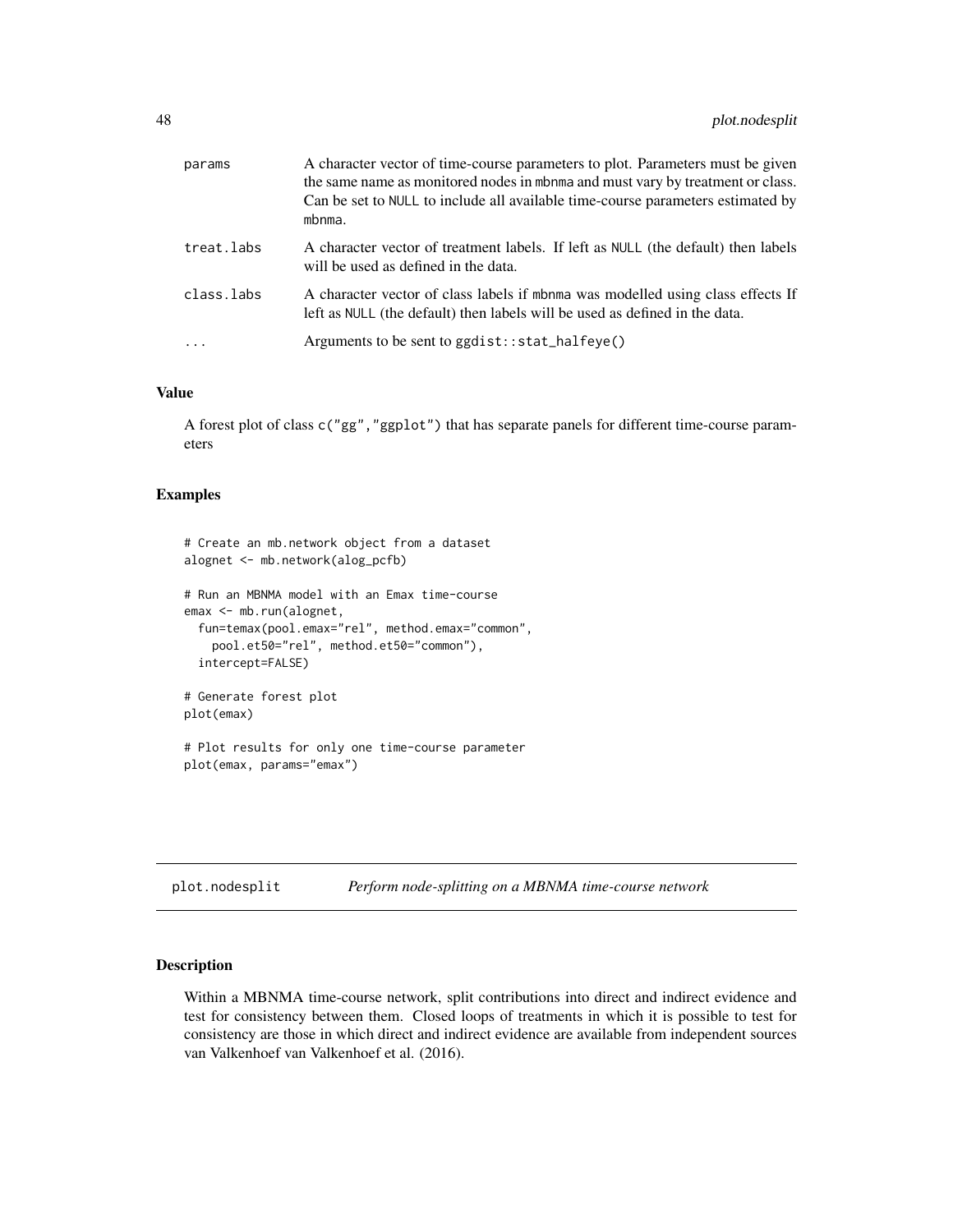| | |
|---|---|
| params | A character vector of time-course parameters to plot. Parameters must be given the same name as monitored nodes in mbnma and must vary by treatment or class. Can be set to NULL to include all available time-course parameters estimated by mbnma. |
| treat.labs | A character vector of treatment labels. If left as NULL (the default) then labels will be used as defined in the data. |
| class.labs | A character vector of class labels if mbnma was modelled using class effects If left as NULL (the default) then labels will be used as defined in the data. |
| ... | Arguments to be sent to ggdist::stat_halfeye() |

### Value

A forest plot of class c("gg","ggplot") that has separate panels for different time-course parameters

### Examples

```
# Create an mb.network object from a dataset
alognet <- mb.network(alog_pcfb)

# Run an MBNMA model with an Emax time-course
emax <- mb.run(alognet,
  fun=temax(pool.emax="rel", method.emax="common",
    pool.et50="rel", method.et50="common"),
  intercept=FALSE)

# Generate forest plot
plot(emax)

# Plot results for only one time-course parameter
plot(emax, params="emax")
```

---

## plot.nodesplit *Perform node-splitting on a MBNMA time-course network*

### Description

Within a MBNMA time-course network, split contributions into direct and indirect evidence and test for consistency between them. Closed loops of treatments in which it is possible to test for consistency are those in which direct and indirect evidence are available from independent sources van Valkenhoef van Valkenhoef et al. (2016).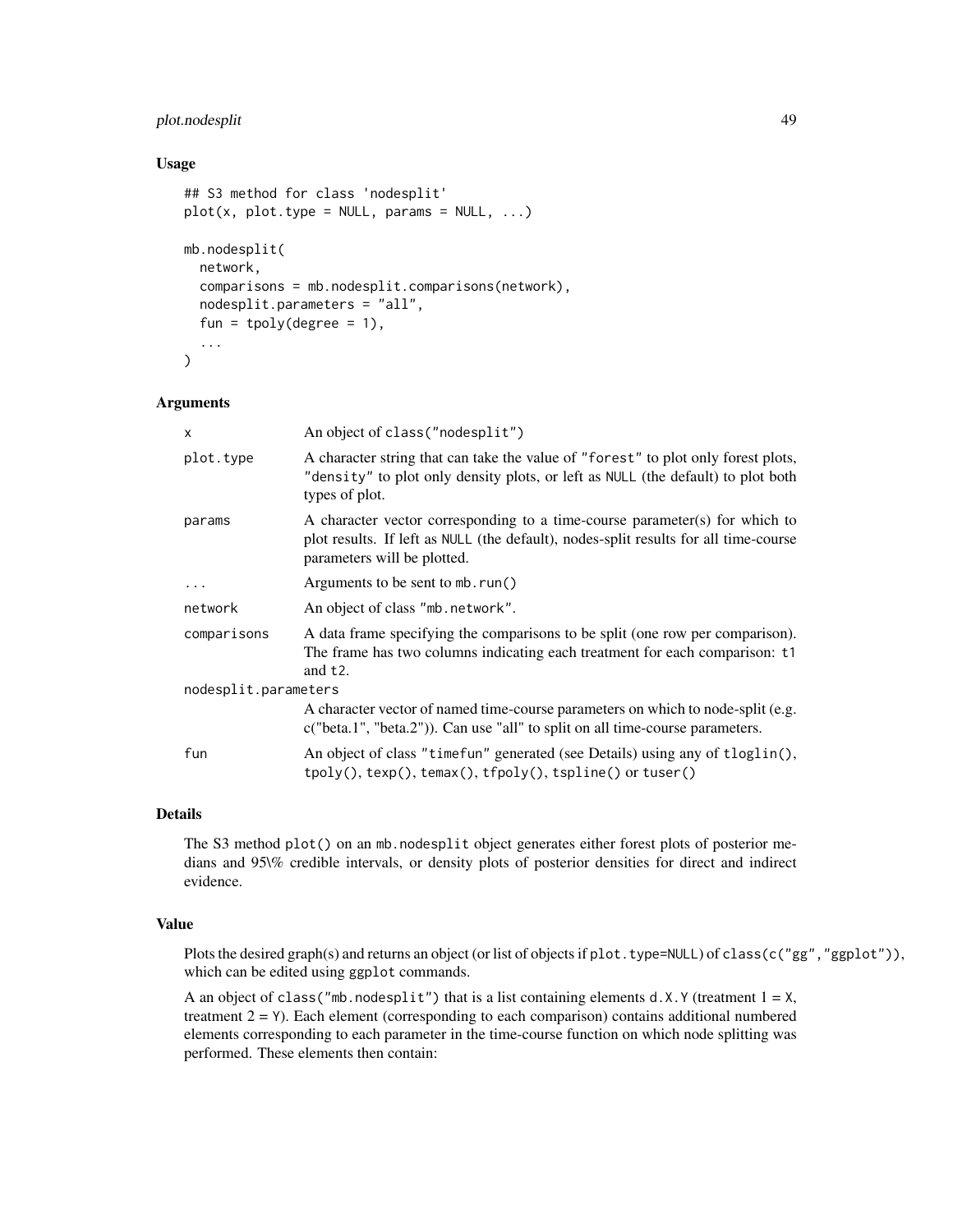## Usage

```
## S3 method for class 'nodesplit'
plot(x, plot.type = NULL, params = NULL, ...)

mb.nodesplit(
  network,
  comparisons = mb.nodesplit.comparisons(network),
  nodesplit.parameters = "all",
  fun = tpoly(degree = 1),
  ...
)
```

## Arguments

| | |
|---|---|
| x | An object of class("nodesplit") |
| plot.type | A character string that can take the value of "forest" to plot only forest plots, "density" to plot only density plots, or left as NULL (the default) to plot both types of plot. |
| params | A character vector corresponding to a time-course parameter(s) for which to plot results. If left as NULL (the default), nodes-split results for all time-course parameters will be plotted. |
| ... | Arguments to be sent to mb.run() |
| network | An object of class "mb.network". |
| comparisons | A data frame specifying the comparisons to be split (one row per comparison). The frame has two columns indicating each treatment for each comparison: t1 and t2. |
| nodesplit.parameters | A character vector of named time-course parameters on which to node-split (e.g. c("beta.1", "beta.2")). Can use "all" to split on all time-course parameters. |
| fun | An object of class "timefun" generated (see Details) using any of tloglin(), tpoly(), texp(), temax(), tfpoly(), tspline() or tuser() |

## Details

The S3 method plot() on an mb.nodesplit object generates either forest plots of posterior medians and 95\% credible intervals, or density plots of posterior densities for direct and indirect evidence.

## Value

Plots the desired graph(s) and returns an object (or list of objects if plot.type=NULL) of class(c("gg","ggplot")), which can be edited using ggplot commands.

A an object of class("mb.nodesplit") that is a list containing elements d.X.Y (treatment 1 = X, treatment 2 = Y). Each element (corresponding to each comparison) contains additional numbered elements corresponding to each parameter in the time-course function on which node splitting was performed. These elements then contain: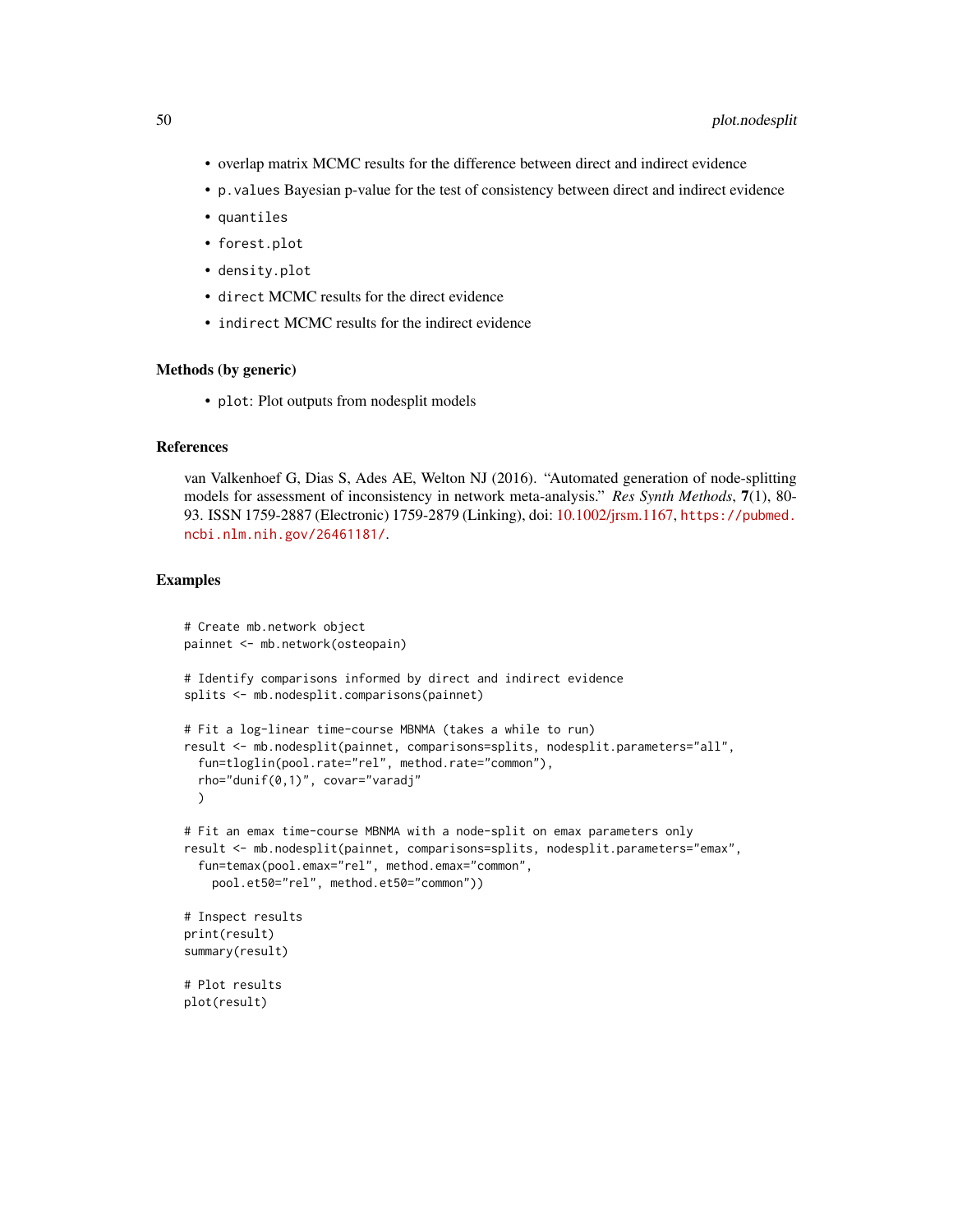- overlap matrix MCMC results for the difference between direct and indirect evidence
- `p.values` Bayesian p-value for the test of consistency between direct and indirect evidence
- `quantiles`
- `forest.plot`
- `density.plot`
- `direct` MCMC results for the direct evidence
- `indirect` MCMC results for the indirect evidence

### Methods (by generic)

- `plot`: Plot outputs from nodesplit models

### References

van Valkenhoef G, Dias S, Ades AE, Welton NJ (2016). "Automated generation of node-splitting models for assessment of inconsistency in network meta-analysis." *Res Synth Methods*, **7**(1), 80-93. ISSN 1759-2887 (Electronic) 1759-2879 (Linking), doi: 10.1002/jrsm.1167, `https://pubmed.ncbi.nlm.nih.gov/26461181/`.

### Examples

```
# Create mb.network object
painnet <- mb.network(osteopain)

# Identify comparisons informed by direct and indirect evidence
splits <- mb.nodesplit.comparisons(painnet)

# Fit a log-linear time-course MBNMA (takes a while to run)
result <- mb.nodesplit(painnet, comparisons=splits, nodesplit.parameters="all",
  fun=tloglin(pool.rate="rel", method.rate="common"),
  rho="dunif(0,1)", covar="varadj"
  )

# Fit an emax time-course MBNMA with a node-split on emax parameters only
result <- mb.nodesplit(painnet, comparisons=splits, nodesplit.parameters="emax",
  fun=temax(pool.emax="rel", method.emax="common",
    pool.et50="rel", method.et50="common"))

# Inspect results
print(result)
summary(result)

# Plot results
plot(result)
```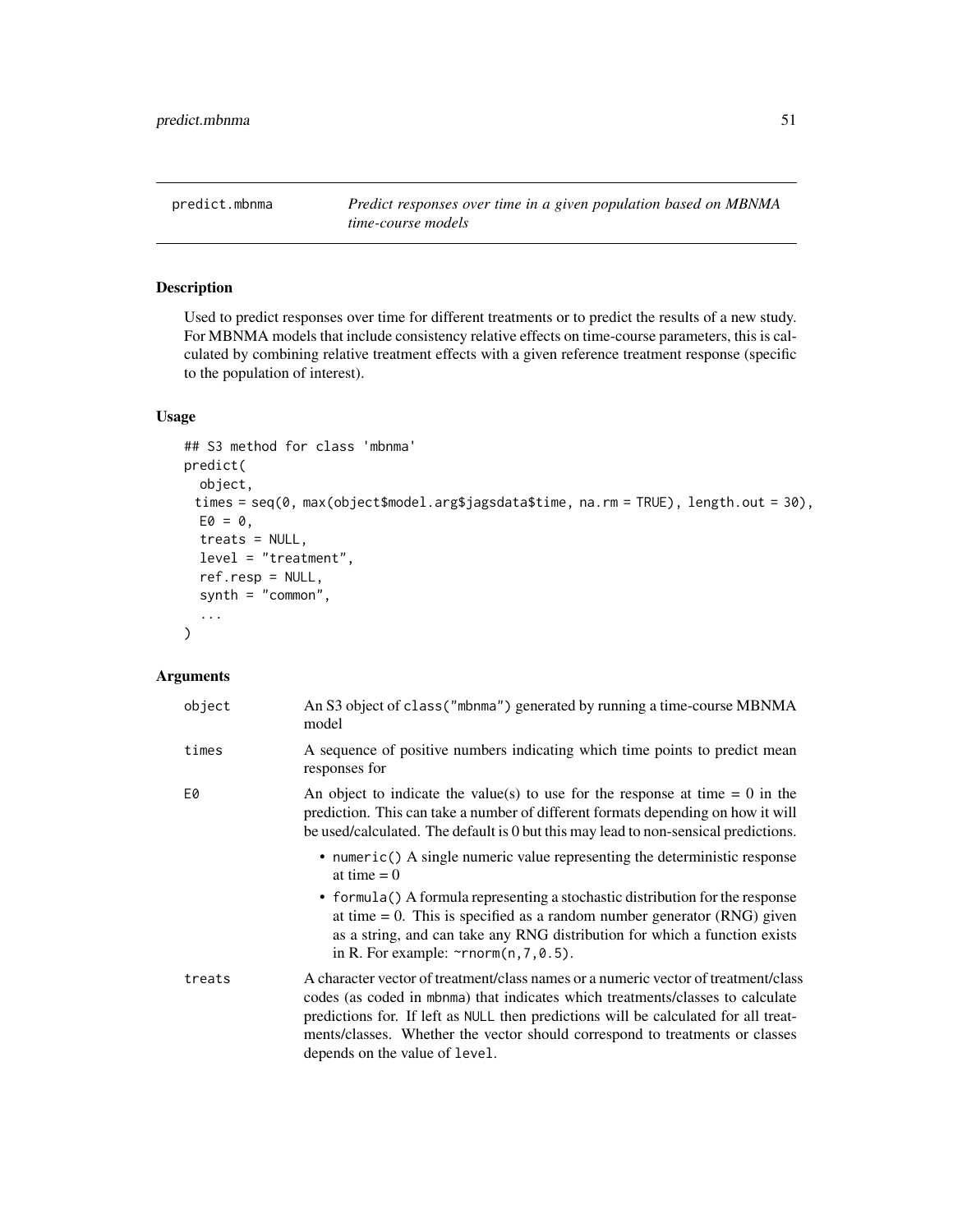# predict.mbnma

*Predict responses over time in a given population based on MBNMA time-course models*

## Description

Used to predict responses over time for different treatments or to predict the results of a new study. For MBNMA models that include consistency relative effects on time-course parameters, this is calculated by combining relative treatment effects with a given reference treatment response (specific to the population of interest).

## Usage

```
## S3 method for class 'mbnma'
predict(
  object,
  times = seq(0, max(object$model.arg$jagsdata$time, na.rm = TRUE), length.out = 30),
  E0 = 0,
  treats = NULL,
  level = "treatment",
  ref.resp = NULL,
  synth = "common",
  ...
)
```

## Arguments

| | |
|---|---|
| object | An S3 object of class("mbnma") generated by running a time-course MBNMA model |
| times | A sequence of positive numbers indicating which time points to predict mean responses for |
| E0 | An object to indicate the value(s) to use for the response at time = 0 in the prediction. This can take a number of different formats depending on how it will be used/calculated. The default is 0 but this may lead to non-sensical predictions.<br>• numeric() A single numeric value representing the deterministic response at time = 0<br>• formula() A formula representing a stochastic distribution for the response at time = 0. This is specified as a random number generator (RNG) given as a string, and can take any RNG distribution for which a function exists in R. For example: ~rnorm(n,7,0.5). |
| treats | A character vector of treatment/class names or a numeric vector of treatment/class codes (as coded in mbnma) that indicates which treatments/classes to calculate predictions for. If left as NULL then predictions will be calculated for all treatments/classes. Whether the vector should correspond to treatments or classes depends on the value of level. |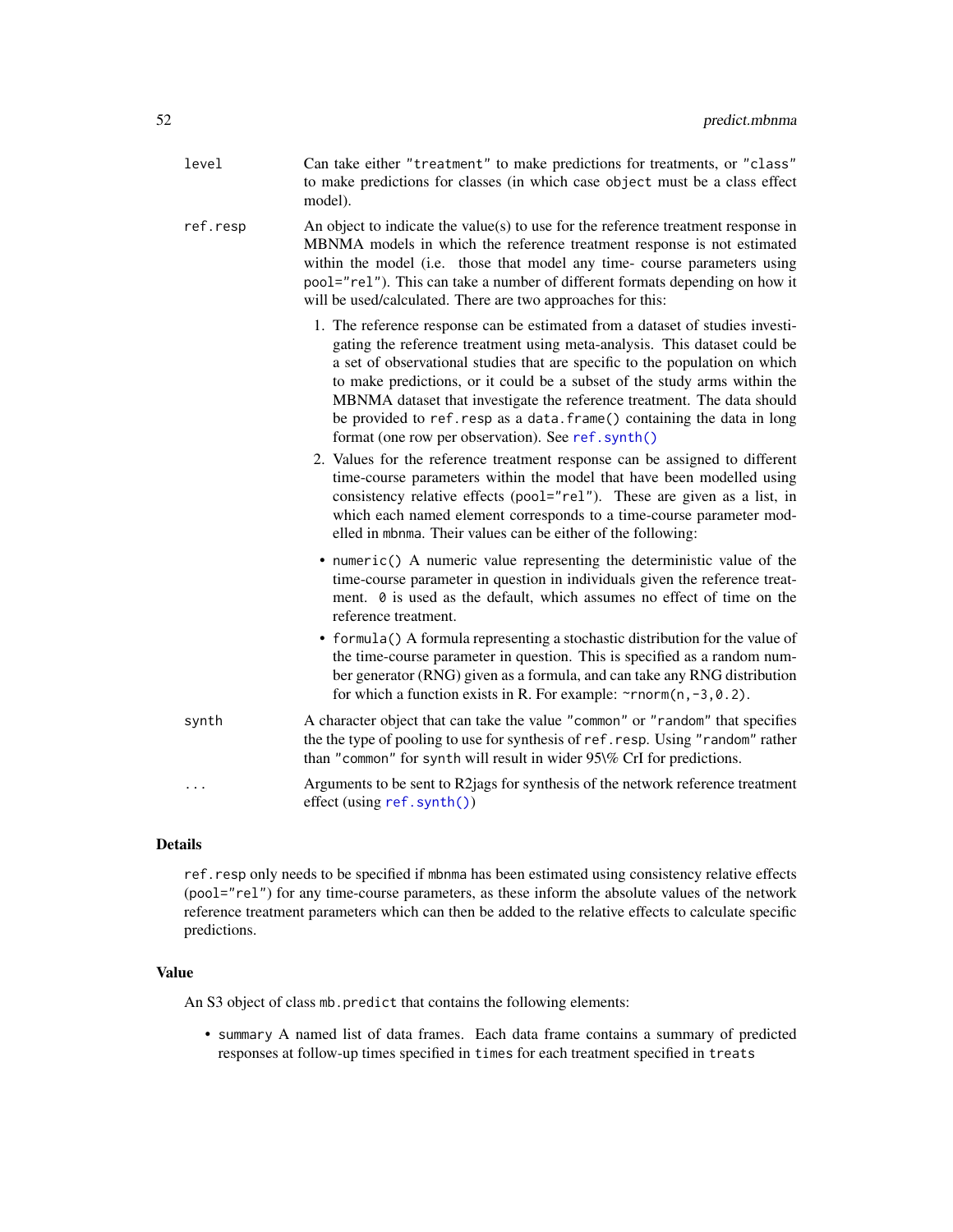level
: Can take either "treatment" to make predictions for treatments, or "class" to make predictions for classes (in which case object must be a class effect model).

ref.resp
: An object to indicate the value(s) to use for the reference treatment response in MBNMA models in which the reference treatment response is not estimated within the model (i.e. those that model any time- course parameters using pool="rel"). This can take a number of different formats depending on how it will be used/calculated. There are two approaches for this:

  1. The reference response can be estimated from a dataset of studies investigating the reference treatment using meta-analysis. This dataset could be a set of observational studies that are specific to the population on which to make predictions, or it could be a subset of the study arms within the MBNMA dataset that investigate the reference treatment. The data should be provided to ref.resp as a data.frame() containing the data in long format (one row per observation). See ref.synth()
  2. Values for the reference treatment response can be assigned to different time-course parameters within the model that have been modelled using consistency relative effects (pool="rel"). These are given as a list, in which each named element corresponds to a time-course parameter modelled in mbnma. Their values can be either of the following:

  - numeric() A numeric value representing the deterministic value of the time-course parameter in question in individuals given the reference treatment. 0 is used as the default, which assumes no effect of time on the reference treatment.
  - formula() A formula representing a stochastic distribution for the value of the time-course parameter in question. This is specified as a random number generator (RNG) given as a formula, and can take any RNG distribution for which a function exists in R. For example: ~rnorm(n,-3,0.2).

synth
: A character object that can take the value "common" or "random" that specifies the the type of pooling to use for synthesis of ref.resp. Using "random" rather than "common" for synth will result in wider 95\% CrI for predictions.

...
: Arguments to be sent to R2jags for synthesis of the network reference treatment effect (using ref.synth())

## Details

ref.resp only needs to be specified if mbnma has been estimated using consistency relative effects (pool="rel") for any time-course parameters, as these inform the absolute values of the network reference treatment parameters which can then be added to the relative effects to calculate specific predictions.

## Value

An S3 object of class mb.predict that contains the following elements:

- summary A named list of data frames. Each data frame contains a summary of predicted responses at follow-up times specified in times for each treatment specified in treats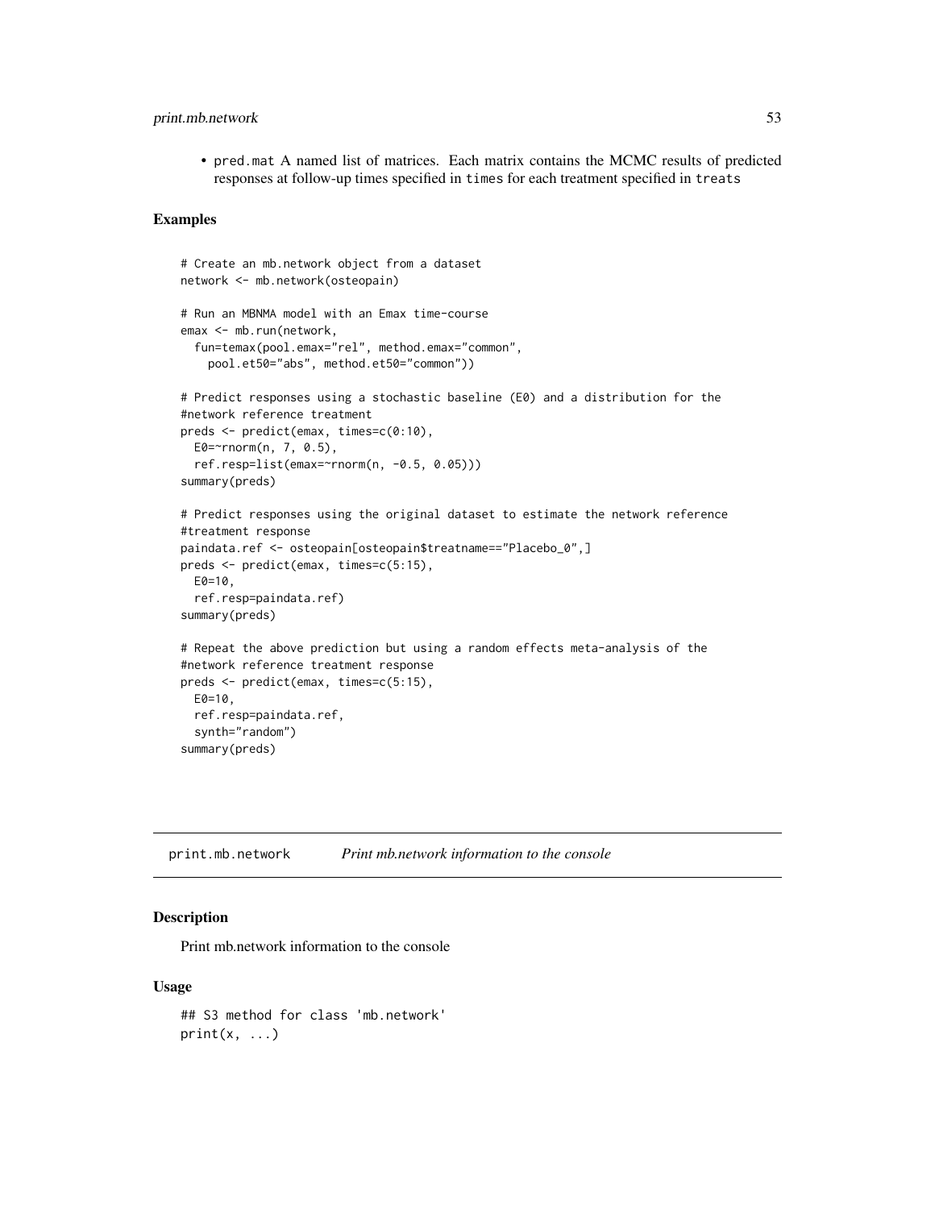- pred.mat A named list of matrices. Each matrix contains the MCMC results of predicted responses at follow-up times specified in times for each treatment specified in treats

### Examples

```
# Create an mb.network object from a dataset
network <- mb.network(osteopain)

# Run an MBNMA model with an Emax time-course
emax <- mb.run(network,
  fun=temax(pool.emax="rel", method.emax="common",
    pool.et50="abs", method.et50="common"))

# Predict responses using a stochastic baseline (E0) and a distribution for the
#network reference treatment
preds <- predict(emax, times=c(0:10),
  E0=~rnorm(n, 7, 0.5),
  ref.resp=list(emax=~rnorm(n, -0.5, 0.05)))
summary(preds)

# Predict responses using the original dataset to estimate the network reference
#treatment response
paindata.ref <- osteopain[osteopain$treatname=="Placebo_0",]
preds <- predict(emax, times=c(5:15),
  E0=10,
  ref.resp=paindata.ref)
summary(preds)

# Repeat the above prediction but using a random effects meta-analysis of the
#network reference treatment response
preds <- predict(emax, times=c(5:15),
  E0=10,
  ref.resp=paindata.ref,
  synth="random")
summary(preds)
```

---

## print.mb.network *Print mb.network information to the console*

### Description

Print mb.network information to the console

### Usage

```
## S3 method for class 'mb.network'
print(x, ...)
```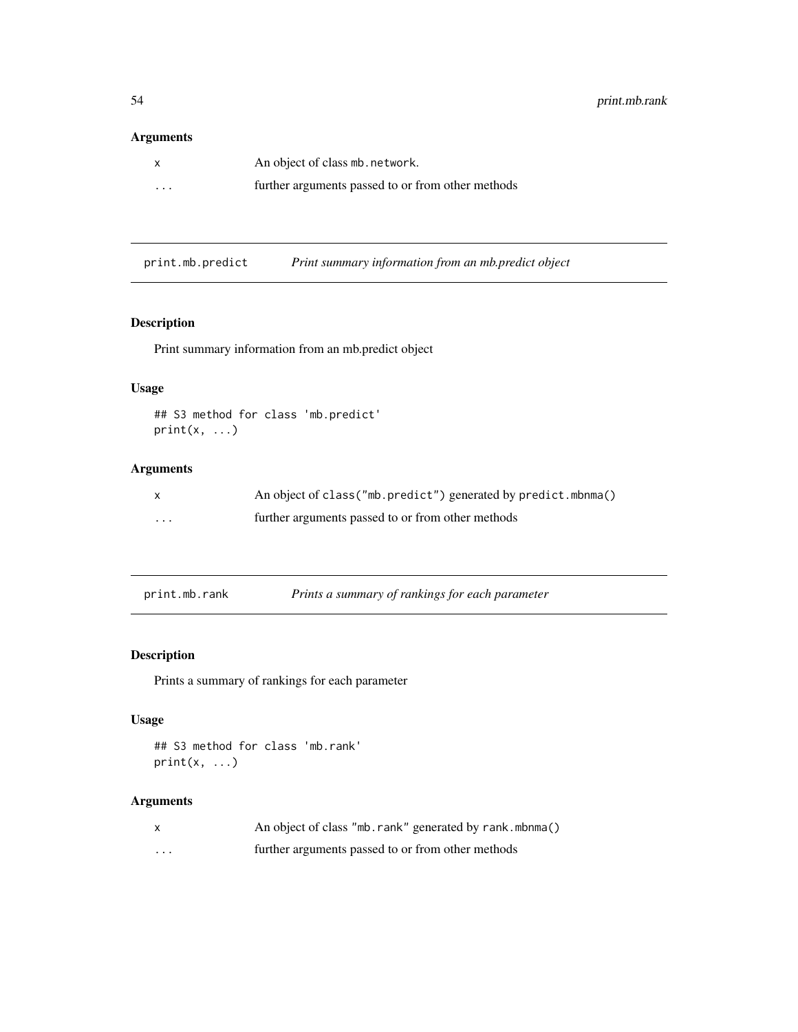### Arguments

| | |
|---|---|
| x | An object of class mb.network. |
| ... | further arguments passed to or from other methods |

---

## print.mb.predict — *Print summary information from an mb.predict object*

### Description

Print summary information from an mb.predict object

### Usage

```
## S3 method for class 'mb.predict'
print(x, ...)
```

### Arguments

| | |
|---|---|
| x | An object of class("mb.predict") generated by predict.mbnma() |
| ... | further arguments passed to or from other methods |

---

## print.mb.rank — *Prints a summary of rankings for each parameter*

### Description

Prints a summary of rankings for each parameter

### Usage

```
## S3 method for class 'mb.rank'
print(x, ...)
```

### Arguments

| | |
|---|---|
| x | An object of class "mb.rank" generated by rank.mbnma() |
| ... | further arguments passed to or from other methods |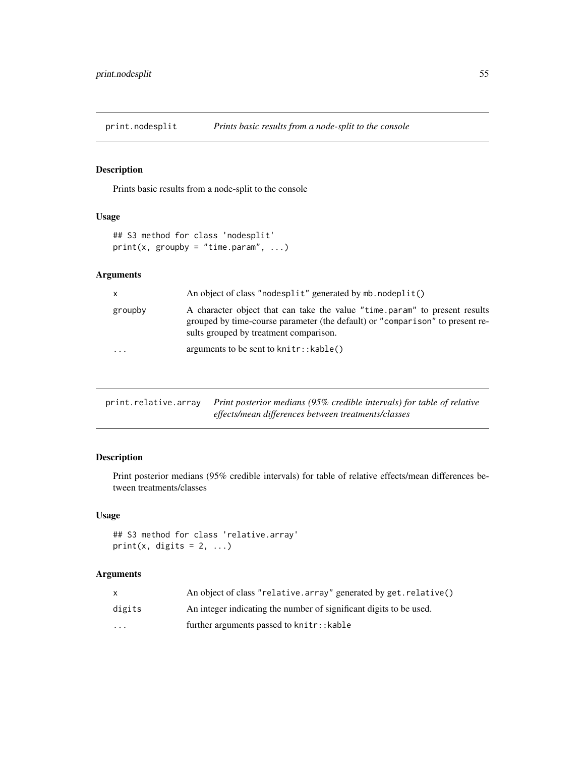## print.nodesplit *Prints basic results from a node-split to the console*

### Description

Prints basic results from a node-split to the console

### Usage

```
## S3 method for class 'nodesplit'
print(x, groupby = "time.param", ...)
```

### Arguments

| | |
|---|---|
| x | An object of class "nodesplit" generated by mb.nodeplit() |
| groupby | A character object that can take the value "time.param" to present results grouped by time-course parameter (the default) or "comparison" to present results grouped by treatment comparison. |
| ... | arguments to be sent to knitr::kable() |

## print.relative.array *Print posterior medians (95% credible intervals) for table of relative effects/mean differences between treatments/classes*

### Description

Print posterior medians (95% credible intervals) for table of relative effects/mean differences between treatments/classes

### Usage

```
## S3 method for class 'relative.array'
print(x, digits = 2, ...)
```

### Arguments

| | |
|---|---|
| x | An object of class "relative.array" generated by get.relative() |
| digits | An integer indicating the number of significant digits to be used. |
| ... | further arguments passed to knitr::kable |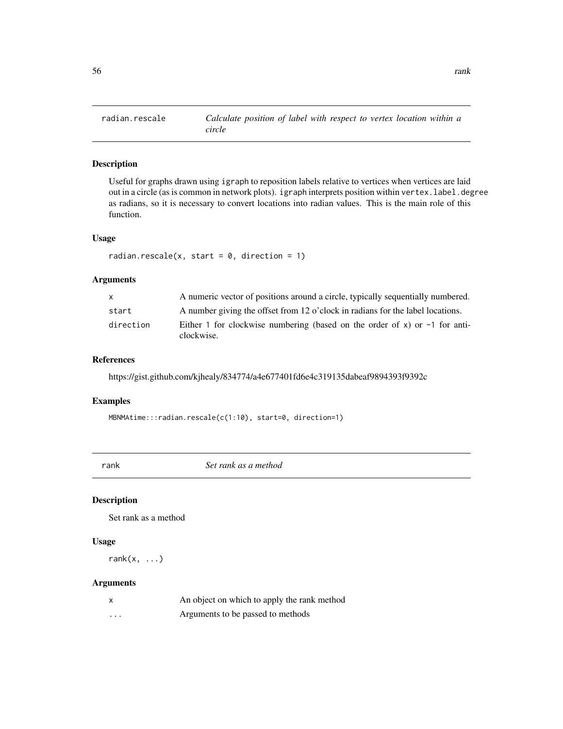# radian.rescale

*Calculate position of label with respect to vertex location within a circle*

## Description

Useful for graphs drawn using igraph to reposition labels relative to vertices when vertices are laid out in a circle (as is common in network plots). igraph interprets position within vertex.label.degree as radians, so it is necessary to convert locations into radian values. This is the main role of this function.

## Usage

```
radian.rescale(x, start = 0, direction = 1)
```

## Arguments

| | |
|---|---|
| x | A numeric vector of positions around a circle, typically sequentially numbered. |
| start | A number giving the offset from 12 o'clock in radians for the label locations. |
| direction | Either 1 for clockwise numbering (based on the order of x) or -1 for anti-clockwise. |

## References

https://gist.github.com/kjhealy/834774/a4e677401fd6e4c319135dabeaf9894393f9392c

## Examples

```
MBNMAtime:::radian.rescale(c(1:10), start=0, direction=1)
```

# rank

*Set rank as a method*

## Description

Set rank as a method

## Usage

```
rank(x, ...)
```

## Arguments

| | |
|---|---|
| x | An object on which to apply the rank method |
| ... | Arguments to be passed to methods |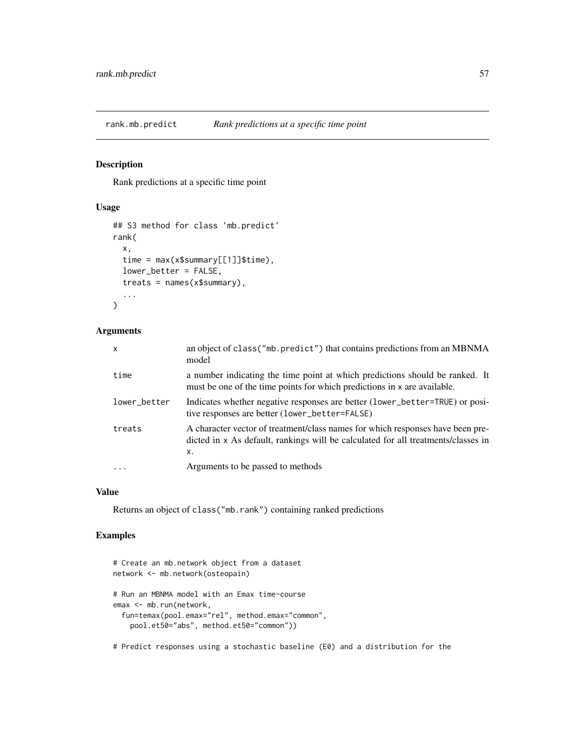## rank.mb.predict — *Rank predictions at a specific time point*

### Description

Rank predictions at a specific time point

### Usage

```
## S3 method for class 'mb.predict'
rank(
  x,
  time = max(x$summary[[1]]$time),
  lower_better = FALSE,
  treats = names(x$summary),
  ...
)
```

### Arguments

| | |
|---|---|
| `x` | an object of `class("mb.predict")` that contains predictions from an MBNMA model |
| `time` | a number indicating the time point at which predictions should be ranked. It must be one of the time points for which predictions in `x` are available. |
| `lower_better` | Indicates whether negative responses are better (`lower_better=TRUE`) or positive responses are better (`lower_better=FALSE`) |
| `treats` | A character vector of treatment/class names for which responses have been predicted in `x` As default, rankings will be calculated for all treatments/classes in `x`. |
| `...` | Arguments to be passed to methods |

### Value

Returns an object of `class("mb.rank")` containing ranked predictions

### Examples

```
# Create an mb.network object from a dataset
network <- mb.network(osteopain)

# Run an MBNMA model with an Emax time-course
emax <- mb.run(network,
  fun=temax(pool.emax="rel", method.emax="common",
    pool.et50="abs", method.et50="common"))

# Predict responses using a stochastic baseline (E0) and a distribution for the
```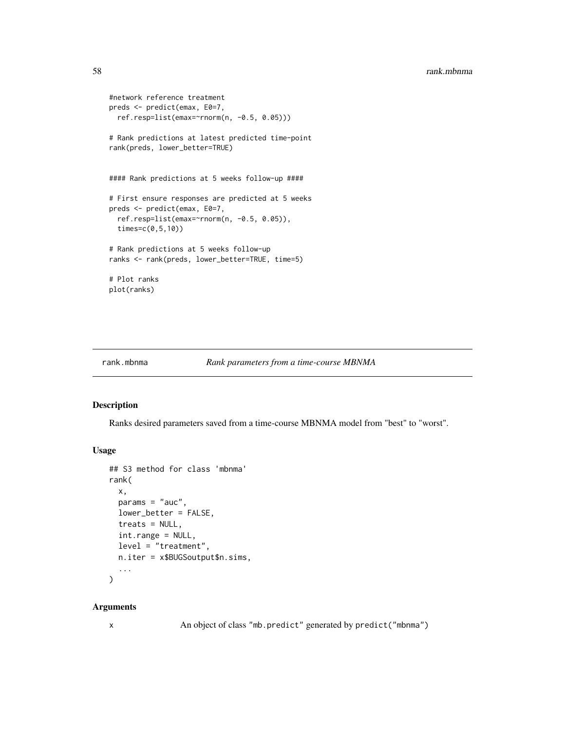```
#network reference treatment
preds <- predict(emax, E0=7,
  ref.resp=list(emax=~rnorm(n, -0.5, 0.05)))

# Rank predictions at latest predicted time-point
rank(preds, lower_better=TRUE)


#### Rank predictions at 5 weeks follow-up ####

# First ensure responses are predicted at 5 weeks
preds <- predict(emax, E0=7,
  ref.resp=list(emax=~rnorm(n, -0.5, 0.05)),
  times=c(0,5,10))

# Rank predictions at 5 weeks follow-up
ranks <- rank(preds, lower_better=TRUE, time=5)

# Plot ranks
plot(ranks)
```

---

## rank.mbnma — *Rank parameters from a time-course MBNMA*

### Description

Ranks desired parameters saved from a time-course MBNMA model from "best" to "worst".

### Usage

```
## S3 method for class 'mbnma'
rank(
  x,
  params = "auc",
  lower_better = FALSE,
  treats = NULL,
  int.range = NULL,
  level = "treatment",
  n.iter = x$BUGSoutput$n.sims,
  ...
)
```

### Arguments

x — An object of class "mb.predict" generated by predict("mbnma")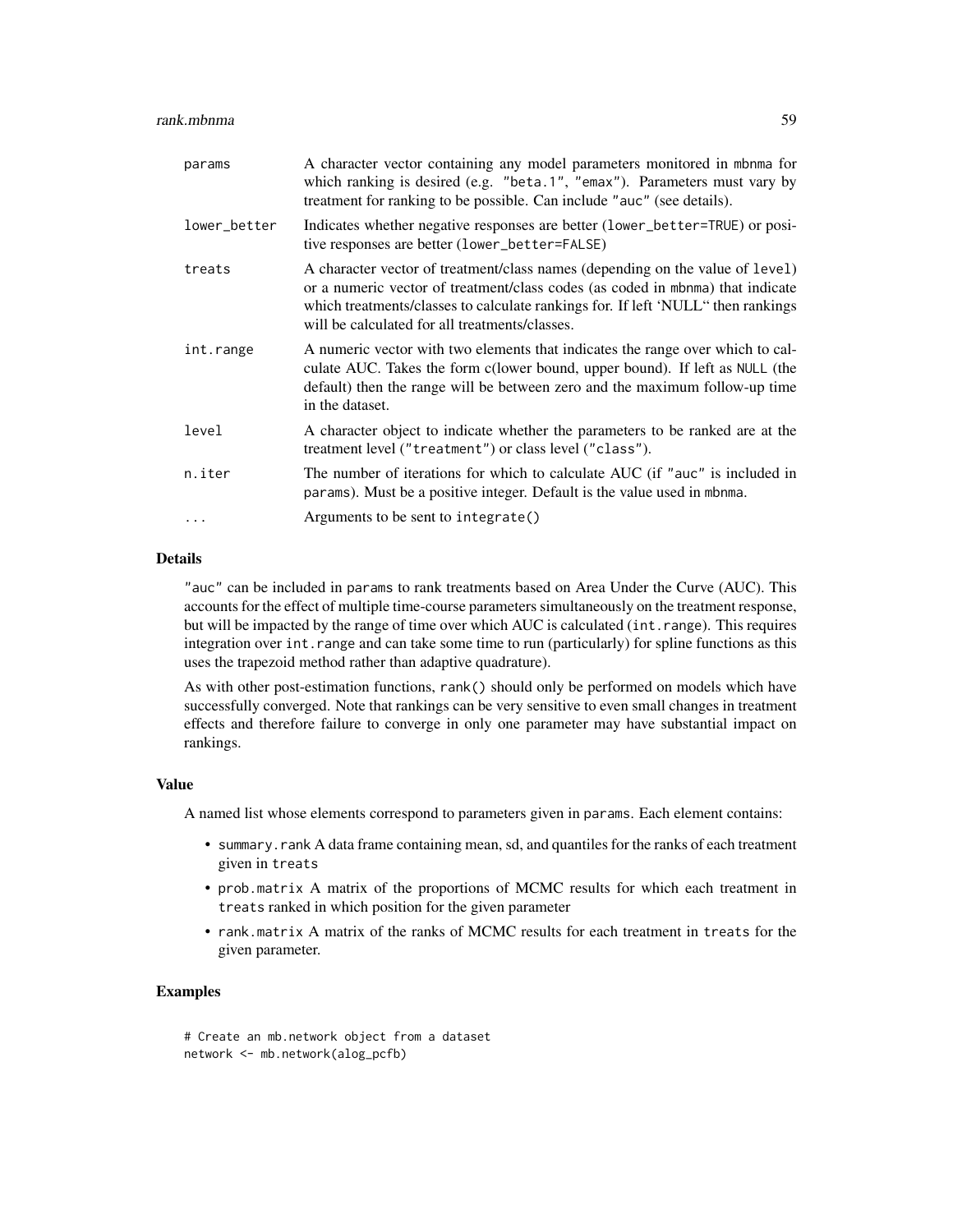| | |
|---|---|
| params | A character vector containing any model parameters monitored in mbnma for which ranking is desired (e.g. "beta.1", "emax"). Parameters must vary by treatment for ranking to be possible. Can include "auc" (see details). |
| lower_better | Indicates whether negative responses are better (lower_better=TRUE) or positive responses are better (lower_better=FALSE) |
| treats | A character vector of treatment/class names (depending on the value of level) or a numeric vector of treatment/class codes (as coded in mbnma) that indicate which treatments/classes to calculate rankings for. If left 'NULL" then rankings will be calculated for all treatments/classes. |
| int.range | A numeric vector with two elements that indicates the range over which to calculate AUC. Takes the form c(lower bound, upper bound). If left as NULL (the default) then the range will be between zero and the maximum follow-up time in the dataset. |
| level | A character object to indicate whether the parameters to be ranked are at the treatment level ("treatment") or class level ("class"). |
| n.iter | The number of iterations for which to calculate AUC (if "auc" is included in params). Must be a positive integer. Default is the value used in mbnma. |
| ... | Arguments to be sent to integrate() |

### Details

"auc" can be included in params to rank treatments based on Area Under the Curve (AUC). This accounts for the effect of multiple time-course parameters simultaneously on the treatment response, but will be impacted by the range of time over which AUC is calculated (int.range). This requires integration over int.range and can take some time to run (particularly) for spline functions as this uses the trapezoid method rather than adaptive quadrature).

As with other post-estimation functions, rank() should only be performed on models which have successfully converged. Note that rankings can be very sensitive to even small changes in treatment effects and therefore failure to converge in only one parameter may have substantial impact on rankings.

### Value

A named list whose elements correspond to parameters given in params. Each element contains:

- summary.rank A data frame containing mean, sd, and quantiles for the ranks of each treatment given in treats
- prob.matrix A matrix of the proportions of MCMC results for which each treatment in treats ranked in which position for the given parameter
- rank.matrix A matrix of the ranks of MCMC results for each treatment in treats for the given parameter.

### Examples

```
# Create an mb.network object from a dataset
network <- mb.network(alog_pcfb)
```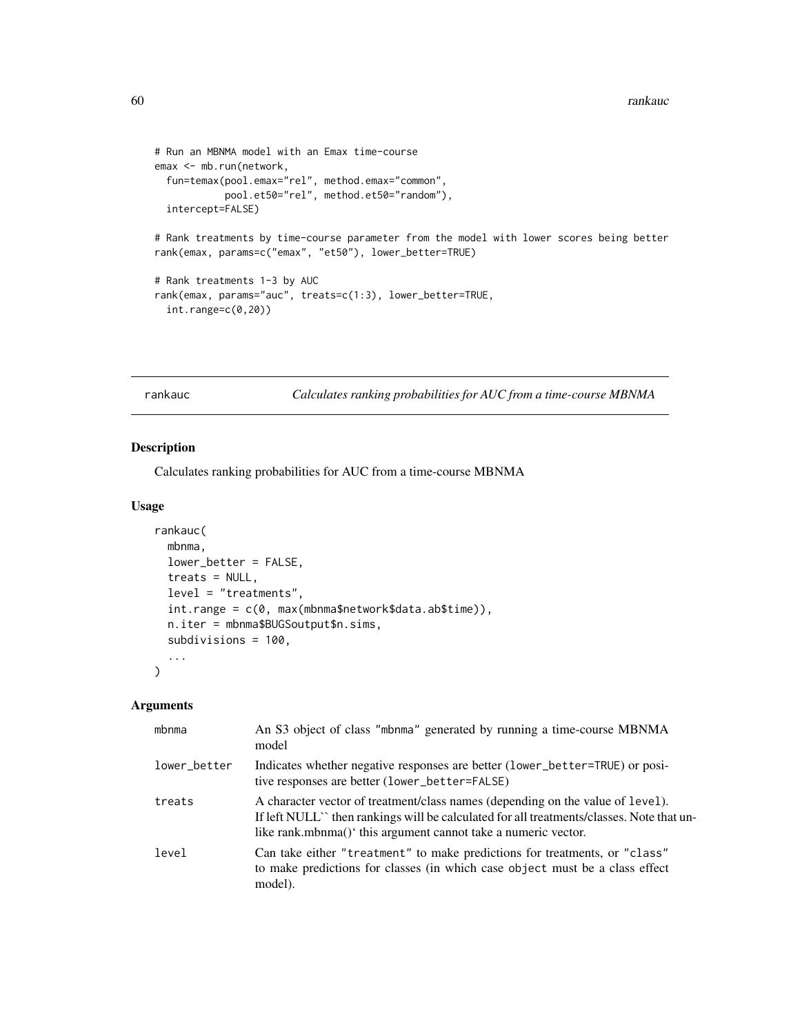```
# Run an MBNMA model with an Emax time-course
emax <- mb.run(network,
  fun=temax(pool.emax="rel", method.emax="common",
            pool.et50="rel", method.et50="random"),
  intercept=FALSE)

# Rank treatments by time-course parameter from the model with lower scores being better
rank(emax, params=c("emax", "et50"), lower_better=TRUE)

# Rank treatments 1-3 by AUC
rank(emax, params="auc", treats=c(1:3), lower_better=TRUE,
  int.range=c(0,20))
```

## rankauc — *Calculates ranking probabilities for AUC from a time-course MBNMA*

### Description

Calculates ranking probabilities for AUC from a time-course MBNMA

### Usage

```
rankauc(
  mbnma,
  lower_better = FALSE,
  treats = NULL,
  level = "treatments",
  int.range = c(0, max(mbnma$network$data.ab$time)),
  n.iter = mbnma$BUGSoutput$n.sims,
  subdivisions = 100,
  ...
)
```

### Arguments

| | |
|---|---|
| mbnma | An S3 object of class "mbnma" generated by running a time-course MBNMA model |
| lower_better | Indicates whether negative responses are better (lower_better=TRUE) or positive responses are better (lower_better=FALSE) |
| treats | A character vector of treatment/class names (depending on the value of level). If left NULL`` then rankings will be calculated for all treatments/classes. Note that unlike rank.mbnma()' this argument cannot take a numeric vector. |
| level | Can take either "treatment" to make predictions for treatments, or "class" to make predictions for classes (in which case object must be a class effect model). |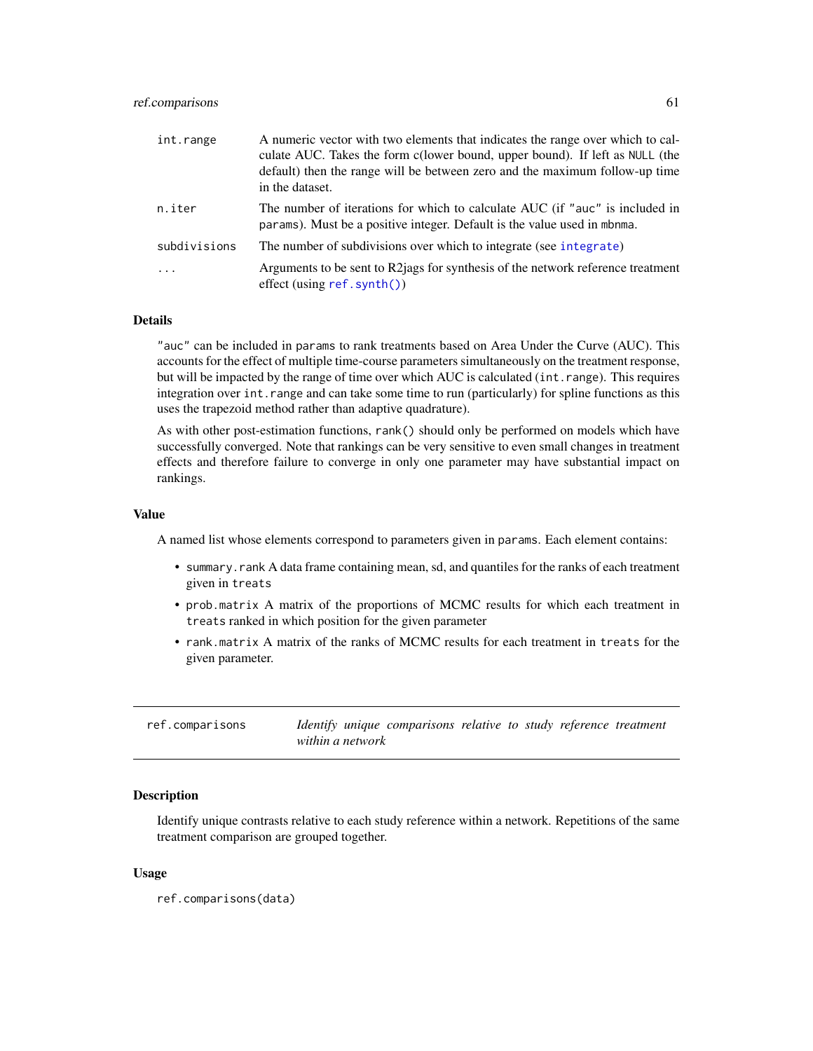| | |
|---|---|
| int.range | A numeric vector with two elements that indicates the range over which to calculate AUC. Takes the form c(lower bound, upper bound). If left as NULL (the default) then the range will be between zero and the maximum follow-up time in the dataset. |
| n.iter | The number of iterations for which to calculate AUC (if "auc" is included in params). Must be a positive integer. Default is the value used in mbnma. |
| subdivisions | The number of subdivisions over which to integrate (see integrate) |
| ... | Arguments to be sent to R2jags for synthesis of the network reference treatment effect (using ref.synth()) |

### Details

"auc" can be included in params to rank treatments based on Area Under the Curve (AUC). This accounts for the effect of multiple time-course parameters simultaneously on the treatment response, but will be impacted by the range of time over which AUC is calculated (int.range). This requires integration over int.range and can take some time to run (particularly) for spline functions as this uses the trapezoid method rather than adaptive quadrature).

As with other post-estimation functions, rank() should only be performed on models which have successfully converged. Note that rankings can be very sensitive to even small changes in treatment effects and therefore failure to converge in only one parameter may have substantial impact on rankings.

### Value

A named list whose elements correspond to parameters given in params. Each element contains:

- summary.rank A data frame containing mean, sd, and quantiles for the ranks of each treatment given in treats
- prob.matrix A matrix of the proportions of MCMC results for which each treatment in treats ranked in which position for the given parameter
- rank.matrix A matrix of the ranks of MCMC results for each treatment in treats for the given parameter.

---

## ref.comparisons — *Identify unique comparisons relative to study reference treatment within a network*

### Description

Identify unique contrasts relative to each study reference within a network. Repetitions of the same treatment comparison are grouped together.

### Usage

```
ref.comparisons(data)
```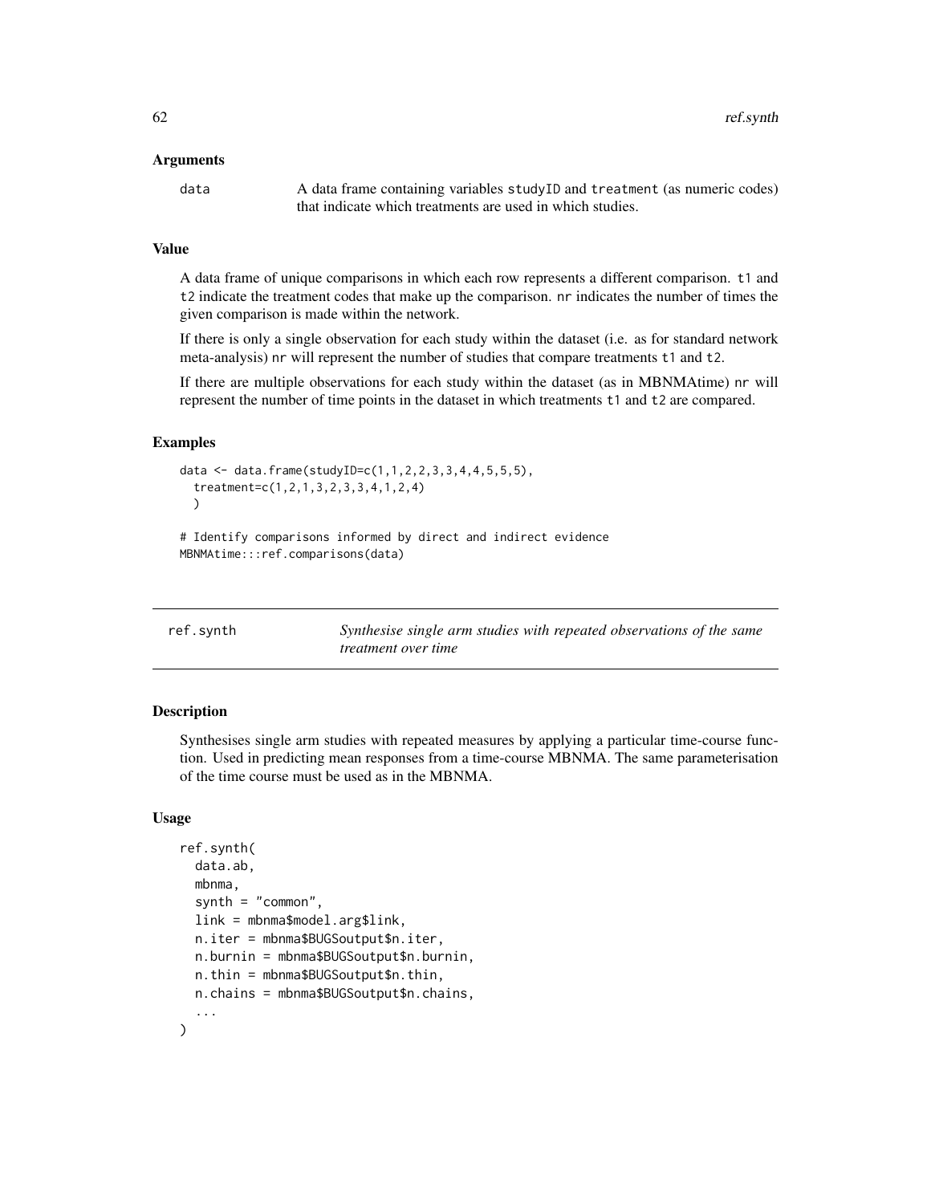### Arguments

data A data frame containing variables studyID and treatment (as numeric codes) that indicate which treatments are used in which studies.

### Value

A data frame of unique comparisons in which each row represents a different comparison. t1 and t2 indicate the treatment codes that make up the comparison. nr indicates the number of times the given comparison is made within the network.

If there is only a single observation for each study within the dataset (i.e. as for standard network meta-analysis) nr will represent the number of studies that compare treatments t1 and t2.

If there are multiple observations for each study within the dataset (as in MBNMAtime) nr will represent the number of time points in the dataset in which treatments t1 and t2 are compared.

### Examples

```
data <- data.frame(studyID=c(1,1,2,2,3,3,4,4,5,5,5),
  treatment=c(1,2,1,3,2,3,3,4,1,2,4)
  )

# Identify comparisons informed by direct and indirect evidence
MBNMAtime:::ref.comparisons(data)
```

---

## ref.synth *Synthesise single arm studies with repeated observations of the same treatment over time*

### Description

Synthesises single arm studies with repeated measures by applying a particular time-course function. Used in predicting mean responses from a time-course MBNMA. The same parameterisation of the time course must be used as in the MBNMA.

### Usage

```
ref.synth(
  data.ab,
  mbnma,
  synth = "common",
  link = mbnma$model.arg$link,
  n.iter = mbnma$BUGSoutput$n.iter,
  n.burnin = mbnma$BUGSoutput$n.burnin,
  n.thin = mbnma$BUGSoutput$n.thin,
  n.chains = mbnma$BUGSoutput$n.chains,
  ...
)
```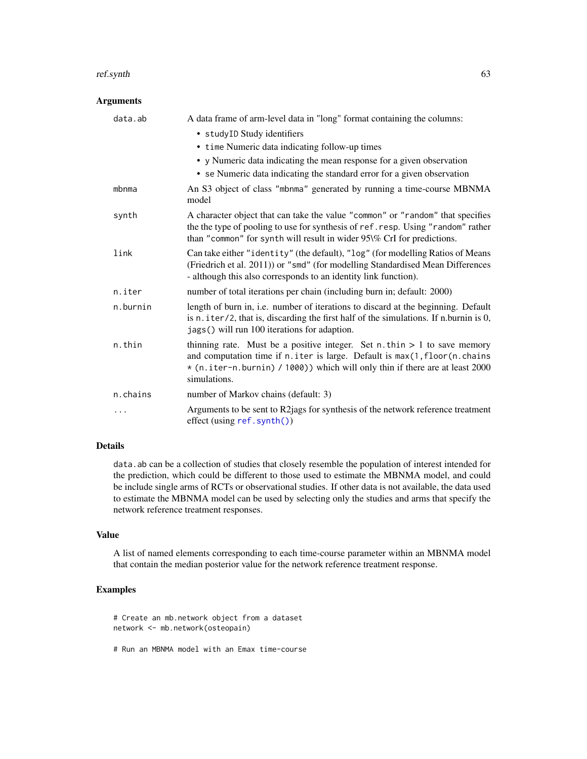## Arguments

| | |
|---|---|
| `data.ab` | A data frame of arm-level data in "long" format containing the columns:<br>• `studyID` Study identifiers<br>• `time` Numeric data indicating follow-up times<br>• `y` Numeric data indicating the mean response for a given observation<br>• `se` Numeric data indicating the standard error for a given observation |
| `mbnma` | An S3 object of class `"mbnma"` generated by running a time-course MBNMA model |
| `synth` | A character object that can take the value `"common"` or `"random"` that specifies the the type of pooling to use for synthesis of `ref.resp`. Using `"random"` rather than `"common"` for `synth` will result in wider 95\% CrI for predictions. |
| `link` | Can take either `"identity"` (the default), `"log"` (for modelling Ratios of Means (Friedrich et al. 2011)) or `"smd"` (for modelling Standardised Mean Differences - although this also corresponds to an identity link function). |
| `n.iter` | number of total iterations per chain (including burn in; default: 2000) |
| `n.burnin` | length of burn in, i.e. number of iterations to discard at the beginning. Default is `n.iter/2`, that is, discarding the first half of the simulations. If n.burnin is 0, `jags()` will run 100 iterations for adaption. |
| `n.thin` | thinning rate. Must be a positive integer. Set `n.thin` > 1 to save memory and computation time if `n.iter` is large. Default is `max(1,floor(n.chains * (n.iter-n.burnin) / 1000))` which will only thin if there are at least 2000 simulations. |
| `n.chains` | number of Markov chains (default: 3) |
| `...` | Arguments to be sent to R2jags for synthesis of the network reference treatment effect (using `ref.synth()`) |

## Details

`data.ab` can be a collection of studies that closely resemble the population of interest intended for the prediction, which could be different to those used to estimate the MBNMA model, and could be include single arms of RCTs or observational studies. If other data is not available, the data used to estimate the MBNMA model can be used by selecting only the studies and arms that specify the network reference treatment responses.

## Value

A list of named elements corresponding to each time-course parameter within an MBNMA model that contain the median posterior value for the network reference treatment response.

## Examples

```
# Create an mb.network object from a dataset
network <- mb.network(osteopain)

# Run an MBNMA model with an Emax time-course
```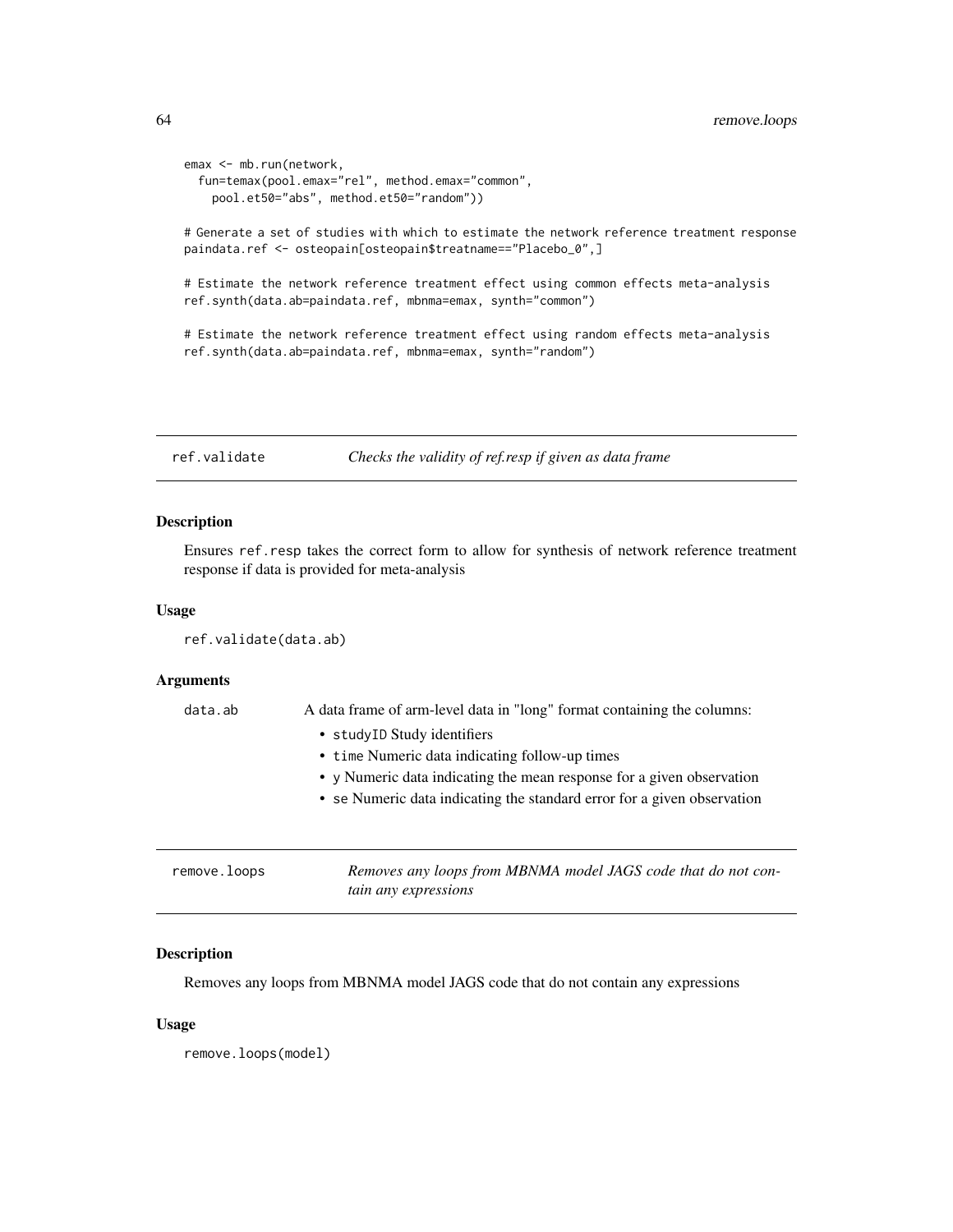```
emax <- mb.run(network,
  fun=temax(pool.emax="rel", method.emax="common",
    pool.et50="abs", method.et50="random"))

# Generate a set of studies with which to estimate the network reference treatment response
paindata.ref <- osteopain[osteopain$treatname=="Placebo_0",]

# Estimate the network reference treatment effect using common effects meta-analysis
ref.synth(data.ab=paindata.ref, mbnma=emax, synth="common")

# Estimate the network reference treatment effect using random effects meta-analysis
ref.synth(data.ab=paindata.ref, mbnma=emax, synth="random")
```

---

## ref.validate — *Checks the validity of ref.resp if given as data frame*

### Description

Ensures `ref.resp` takes the correct form to allow for synthesis of network reference treatment response if data is provided for meta-analysis

### Usage

```
ref.validate(data.ab)
```

### Arguments

| | |
|---|---|
| `data.ab` | A data frame of arm-level data in "long" format containing the columns:<br>• `studyID` Study identifiers<br>• `time` Numeric data indicating follow-up times<br>• `y` Numeric data indicating the mean response for a given observation<br>• `se` Numeric data indicating the standard error for a given observation |

---

## remove.loops — *Removes any loops from MBNMA model JAGS code that do not contain any expressions*

### Description

Removes any loops from MBNMA model JAGS code that do not contain any expressions

### Usage

```
remove.loops(model)
```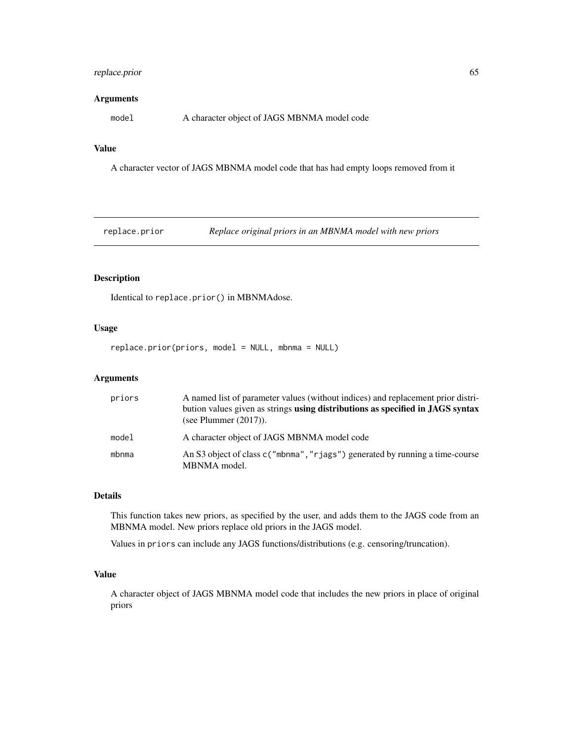### Arguments

model A character object of JAGS MBNMA model code

### Value

A character vector of JAGS MBNMA model code that has had empty loops removed from it

---

## replace.prior *Replace original priors in an MBNMA model with new priors*

### Description

Identical to `replace.prior()` in MBNMAdose.

### Usage

```
replace.prior(priors, model = NULL, mbnma = NULL)
```

### Arguments

| | |
|---|---|
| priors | A named list of parameter values (without indices) and replacement prior distribution values given as strings **using distributions as specified in JAGS syntax** (see Plummer (2017)). |
| model | A character object of JAGS MBNMA model code |
| mbnma | An S3 object of class `c("mbnma","rjags")` generated by running a time-course MBNMA model. |

### Details

This function takes new priors, as specified by the user, and adds them to the JAGS code from an MBNMA model. New priors replace old priors in the JAGS model.

Values in `priors` can include any JAGS functions/distributions (e.g. censoring/truncation).

### Value

A character object of JAGS MBNMA model code that includes the new priors in place of original priors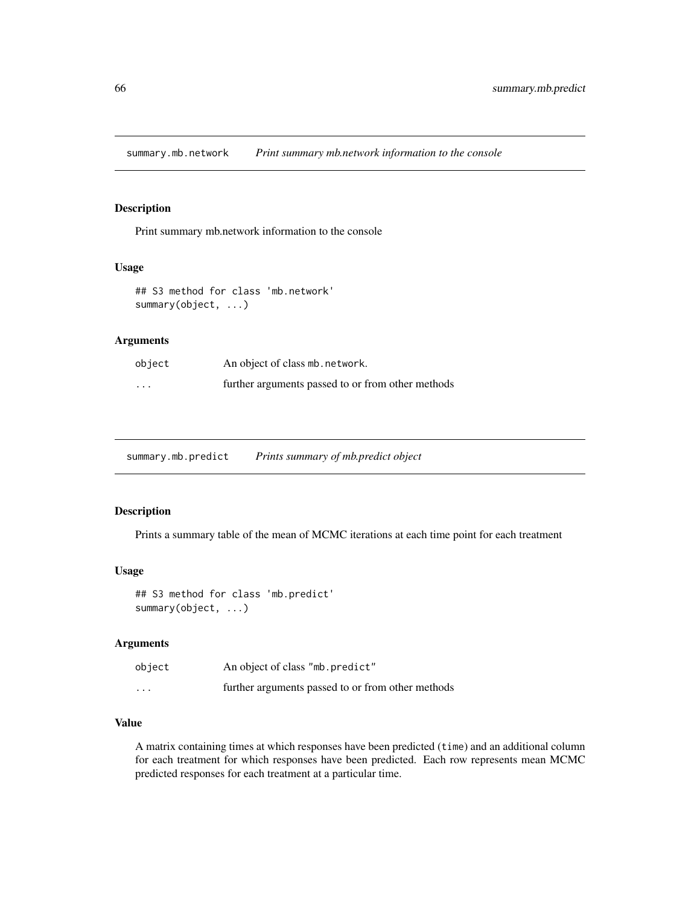## summary.mb.network *Print summary mb.network information to the console*

### Description

Print summary mb.network information to the console

### Usage

```
## S3 method for class 'mb.network'
summary(object, ...)
```

### Arguments

| | |
|---|---|
| object | An object of class `mb.network`. |
| ... | further arguments passed to or from other methods |

## summary.mb.predict *Prints summary of mb.predict object*

### Description

Prints a summary table of the mean of MCMC iterations at each time point for each treatment

### Usage

```
## S3 method for class 'mb.predict'
summary(object, ...)
```

### Arguments

| | |
|---|---|
| object | An object of class `"mb.predict"` |
| ... | further arguments passed to or from other methods |

### Value

A matrix containing times at which responses have been predicted (`time`) and an additional column for each treatment for which responses have been predicted. Each row represents mean MCMC predicted responses for each treatment at a particular time.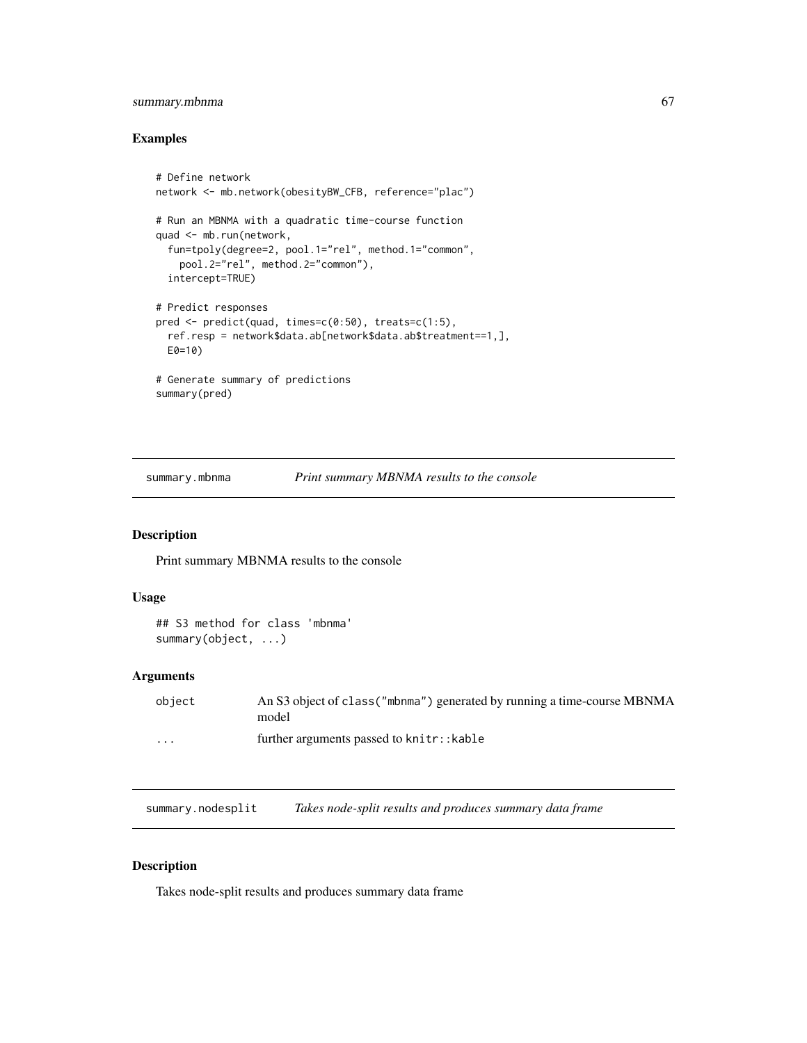## Examples

```
# Define network
network <- mb.network(obesityBW_CFB, reference="plac")

# Run an MBNMA with a quadratic time-course function
quad <- mb.run(network,
  fun=tpoly(degree=2, pool.1="rel", method.1="common",
    pool.2="rel", method.2="common"),
  intercept=TRUE)

# Predict responses
pred <- predict(quad, times=c(0:50), treats=c(1:5),
  ref.resp = network$data.ab[network$data.ab$treatment==1,],
  E0=10)

# Generate summary of predictions
summary(pred)
```

---

`summary.mbnma` *Print summary MBNMA results to the console*

---

## Description

Print summary MBNMA results to the console

## Usage

```
## S3 method for class 'mbnma'
summary(object, ...)
```

## Arguments

| | |
|---|---|
| `object` | An S3 object of `class("mbnma")` generated by running a time-course MBNMA model |
| `...` | further arguments passed to `knitr::kable` |

---

`summary.nodesplit` *Takes node-split results and produces summary data frame*

---

## Description

Takes node-split results and produces summary data frame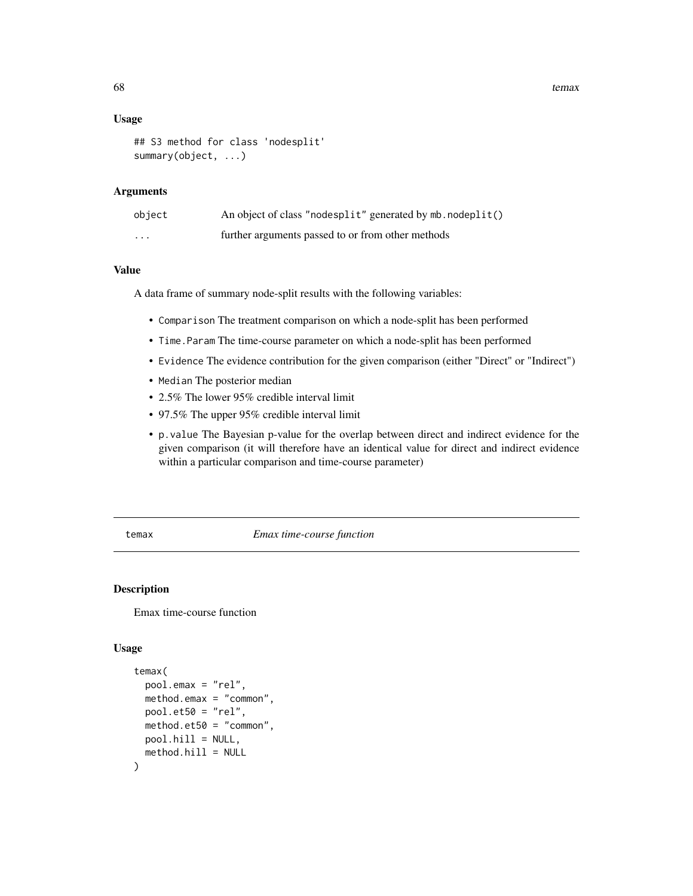### Usage

```
## S3 method for class 'nodesplit'
summary(object, ...)
```

### Arguments

| | |
|---|---|
| object | An object of class "nodesplit" generated by mb.nodeplit() |
| ... | further arguments passed to or from other methods |

### Value

A data frame of summary node-split results with the following variables:

- `Comparison` The treatment comparison on which a node-split has been performed
- `Time.Param` The time-course parameter on which a node-split has been performed
- `Evidence` The evidence contribution for the given comparison (either "Direct" or "Indirect")
- `Median` The posterior median
- 2.5% The lower 95% credible interval limit
- 97.5% The upper 95% credible interval limit
- `p.value` The Bayesian p-value for the overlap between direct and indirect evidence for the given comparison (it will therefore have an identical value for direct and indirect evidence within a particular comparison and time-course parameter)

---

## temax — *Emax time-course function*

---

### Description

Emax time-course function

### Usage

```
temax(
  pool.emax = "rel",
  method.emax = "common",
  pool.et50 = "rel",
  method.et50 = "common",
  pool.hill = NULL,
  method.hill = NULL
)
```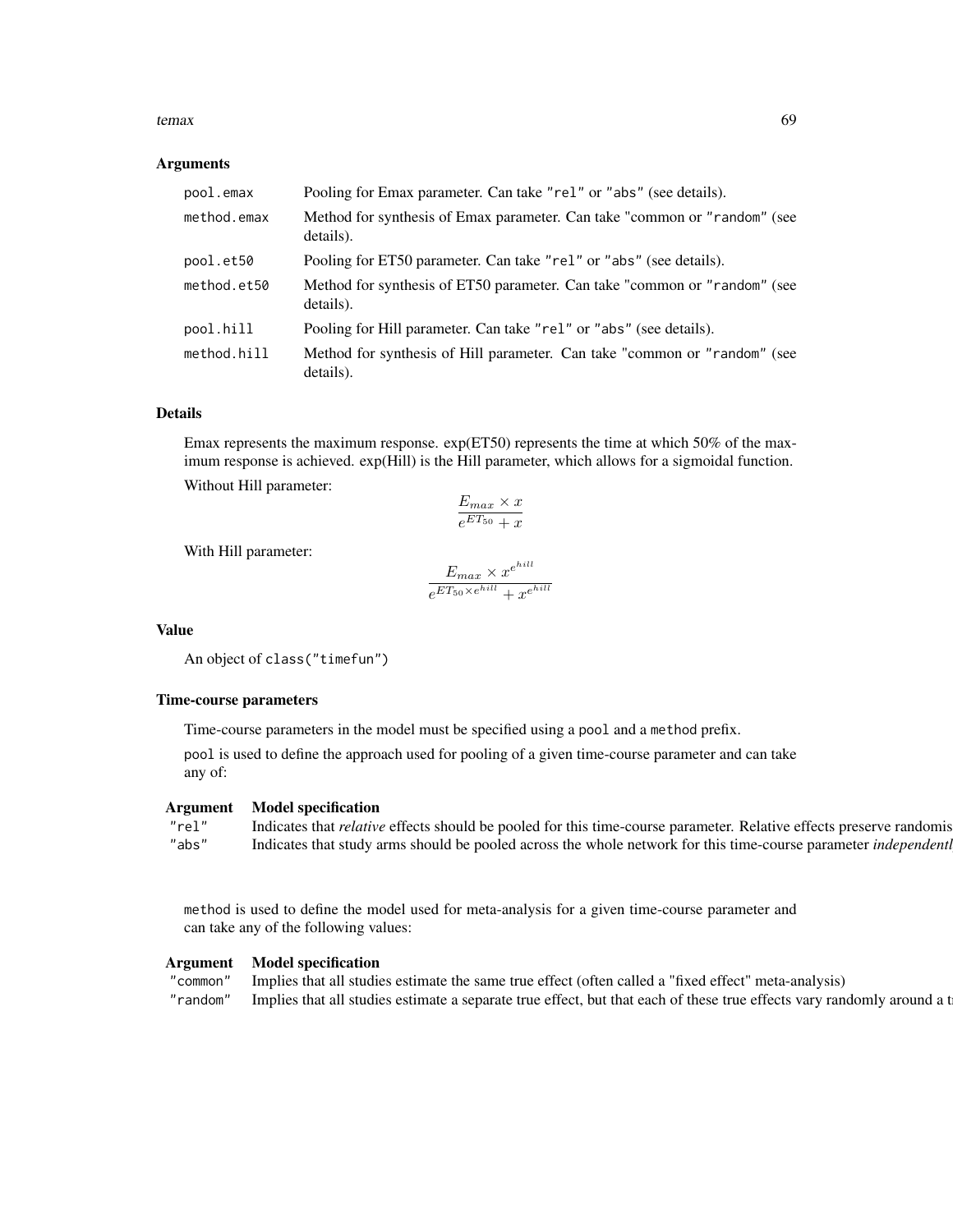### Arguments

| | |
|---|---|
| pool.emax | Pooling for Emax parameter. Can take "rel" or "abs" (see details). |
| method.emax | Method for synthesis of Emax parameter. Can take "common or "random" (see details). |
| pool.et50 | Pooling for ET50 parameter. Can take "rel" or "abs" (see details). |
| method.et50 | Method for synthesis of ET50 parameter. Can take "common or "random" (see details). |
| pool.hill | Pooling for Hill parameter. Can take "rel" or "abs" (see details). |
| method.hill | Method for synthesis of Hill parameter. Can take "common or "random" (see details). |

### Details

Emax represents the maximum response. exp(ET50) represents the time at which 50% of the maximum response is achieved. exp(Hill) is the Hill parameter, which allows for a sigmoidal function.

Without Hill parameter:

$$\frac{E_{max} \times x}{e^{ET_{50}} + x}$$

With Hill parameter:

$$\frac{E_{max} \times x^{e^{hill}}}{e^{ET_{50} \times e^{hill}} + x^{e^{hill}}}$$

### Value

An object of `class("timefun")`

### Time-course parameters

Time-course parameters in the model must be specified using a `pool` and a `method` prefix.

`pool` is used to define the approach used for pooling of a given time-course parameter and can take any of:

| Argument | Model specification |
|---|---|
| "rel" | Indicates that *relative* effects should be pooled for this time-course parameter. Relative effects preserve randomis |
| "abs" | Indicates that study arms should be pooled across the whole network for this time-course parameter *independentl* |

`method` is used to define the model used for meta-analysis for a given time-course parameter and can take any of the following values:

| Argument | Model specification |
|---|---|
| "common" | Implies that all studies estimate the same true effect (often called a "fixed effect" meta-analysis) |
| "random" | Implies that all studies estimate a separate true effect, but that each of these true effects vary randomly around a t |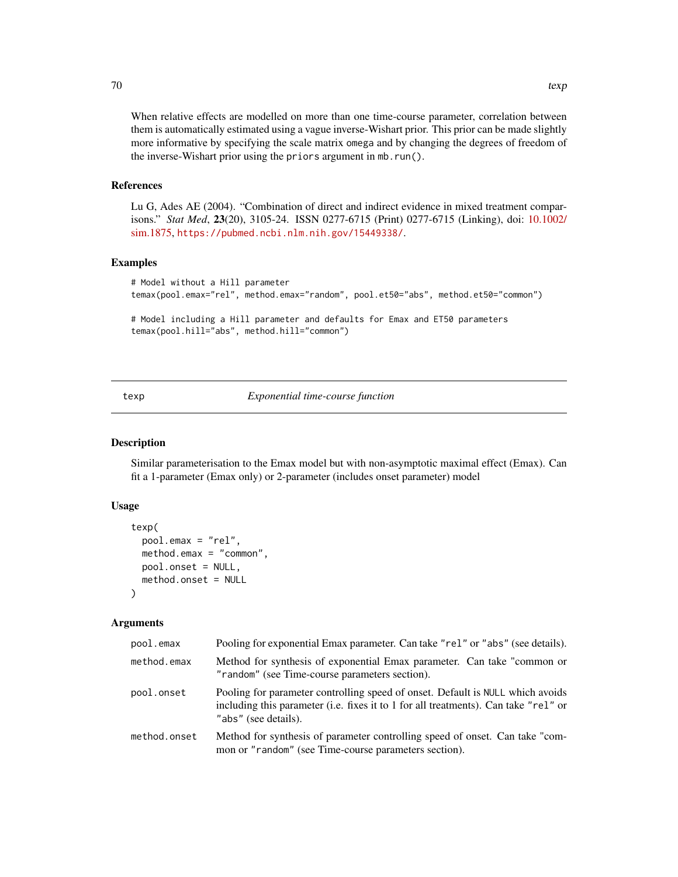When relative effects are modelled on more than one time-course parameter, correlation between them is automatically estimated using a vague inverse-Wishart prior. This prior can be made slightly more informative by specifying the scale matrix omega and by changing the degrees of freedom of the inverse-Wishart prior using the priors argument in mb.run().

### References

Lu G, Ades AE (2004). "Combination of direct and indirect evidence in mixed treatment comparisons." *Stat Med*, **23**(20), 3105-24. ISSN 0277-6715 (Print) 0277-6715 (Linking), doi: 10.1002/sim.1875, https://pubmed.ncbi.nlm.nih.gov/15449338/.

### Examples

```
# Model without a Hill parameter
temax(pool.emax="rel", method.emax="random", pool.et50="abs", method.et50="common")

# Model including a Hill parameter and defaults for Emax and ET50 parameters
temax(pool.hill="abs", method.hill="common")
```

## texp — *Exponential time-course function*

### Description

Similar parameterisation to the Emax model but with non-asymptotic maximal effect (Emax). Can fit a 1-parameter (Emax only) or 2-parameter (includes onset parameter) model

### Usage

```
texp(
  pool.emax = "rel",
  method.emax = "common",
  pool.onset = NULL,
  method.onset = NULL
)
```

### Arguments

| | |
|---|---|
| pool.emax | Pooling for exponential Emax parameter. Can take "rel" or "abs" (see details). |
| method.emax | Method for synthesis of exponential Emax parameter. Can take "common or "random" (see Time-course parameters section). |
| pool.onset | Pooling for parameter controlling speed of onset. Default is NULL which avoids including this parameter (i.e. fixes it to 1 for all treatments). Can take "rel" or "abs" (see details). |
| method.onset | Method for synthesis of parameter controlling speed of onset. Can take "common or "random" (see Time-course parameters section). |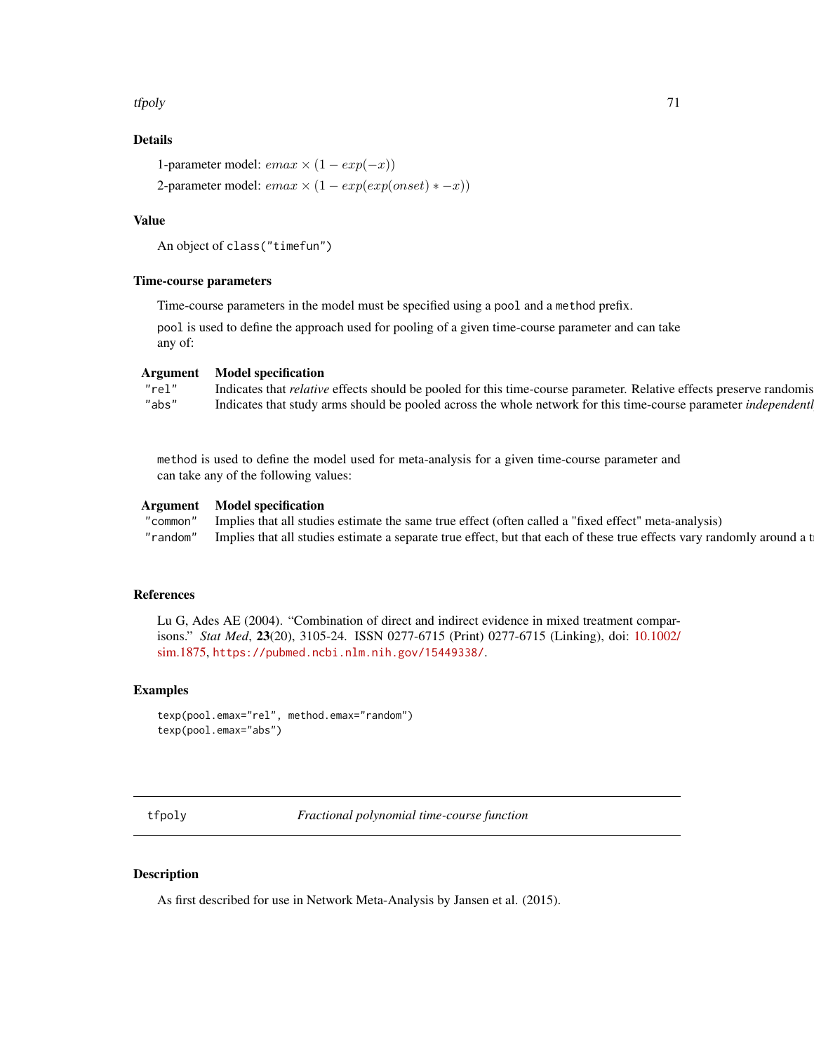## Details

1-parameter model: $emax \times (1 - exp(-x))$

2-parameter model: $emax \times (1 - exp(exp(onset) * -x))$

## Value

An object of `class("timefun")`

## Time-course parameters

Time-course parameters in the model must be specified using a `pool` and a `method` prefix.

`pool` is used to define the approach used for pooling of a given time-course parameter and can take any of:

| Argument | Model specification |
|---|---|
| "rel" | Indicates that *relative* effects should be pooled for this time-course parameter. Relative effects preserve randomis |
| "abs" | Indicates that study arms should be pooled across the whole network for this time-course parameter *independentl* |

`method` is used to define the model used for meta-analysis for a given time-course parameter and can take any of the following values:

| Argument | Model specification |
|---|---|
| "common" | Implies that all studies estimate the same true effect (often called a "fixed effect" meta-analysis) |
| "random" | Implies that all studies estimate a separate true effect, but that each of these true effects vary randomly around a t |

## References

Lu G, Ades AE (2004). "Combination of direct and indirect evidence in mixed treatment comparisons." *Stat Med*, **23**(20), 3105-24. ISSN 0277-6715 (Print) 0277-6715 (Linking), doi: 10.1002/sim.1875, https://pubmed.ncbi.nlm.nih.gov/15449338/.

## Examples

```
texp(pool.emax="rel", method.emax="random")
texp(pool.emax="abs")
```

---

# tfpoly — *Fractional polynomial time-course function*

## Description

As first described for use in Network Meta-Analysis by Jansen et al. (2015).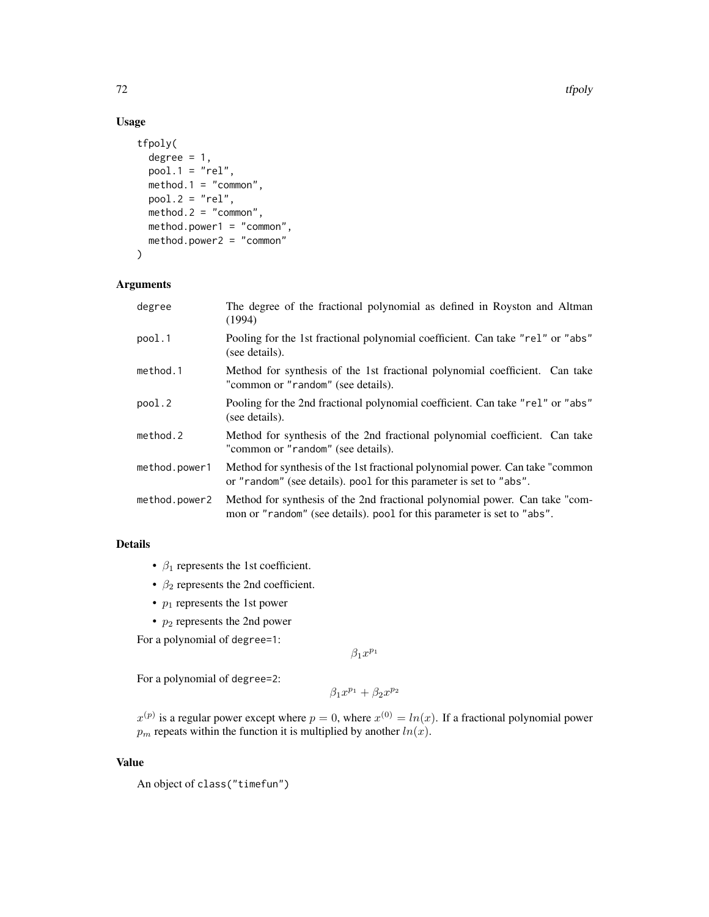## Usage

```
tfpoly(
  degree = 1,
  pool.1 = "rel",
  method.1 = "common",
  pool.2 = "rel",
  method.2 = "common",
  method.power1 = "common",
  method.power2 = "common"
)
```

## Arguments

| | |
|---|---|
| degree | The degree of the fractional polynomial as defined in Royston and Altman (1994) |
| pool.1 | Pooling for the 1st fractional polynomial coefficient. Can take "rel" or "abs" (see details). |
| method.1 | Method for synthesis of the 1st fractional polynomial coefficient. Can take "common or "random" (see details). |
| pool.2 | Pooling for the 2nd fractional polynomial coefficient. Can take "rel" or "abs" (see details). |
| method.2 | Method for synthesis of the 2nd fractional polynomial coefficient. Can take "common or "random" (see details). |
| method.power1 | Method for synthesis of the 1st fractional polynomial power. Can take "common or "random" (see details). pool for this parameter is set to "abs". |
| method.power2 | Method for synthesis of the 2nd fractional polynomial power. Can take "common or "random" (see details). pool for this parameter is set to "abs". |

## Details

- $\beta_1$ represents the 1st coefficient.
- $\beta_2$ represents the 2nd coefficient.
- $p_1$ represents the 1st power
- $p_2$ represents the 2nd power

For a polynomial of degree=1:

$$\beta_1 x^{p_1}$$

For a polynomial of degree=2:

$$\beta_1 x^{p_1} + \beta_2 x^{p_2}$$

$x^{(p)}$ is a regular power except where $p = 0$, where $x^{(0)} = ln(x)$. If a fractional polynomial power $p_m$ repeats within the function it is multiplied by another $ln(x)$.

## Value

An object of class("timefun")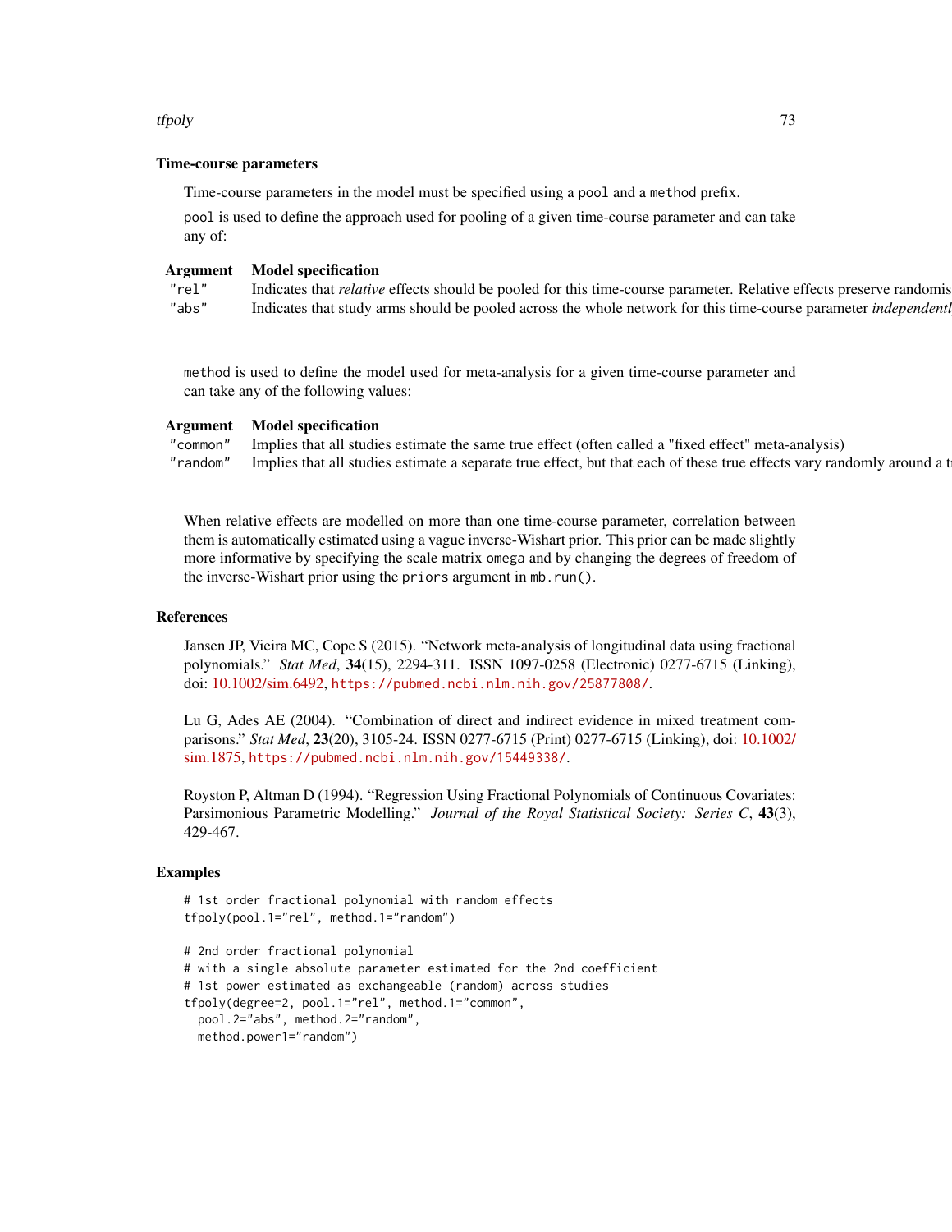### Time-course parameters

Time-course parameters in the model must be specified using a `pool` and a `method` prefix.

`pool` is used to define the approach used for pooling of a given time-course parameter and can take any of:

| Argument | Model specification |
|---|---|
| `"rel"` | Indicates that *relative* effects should be pooled for this time-course parameter. Relative effects preserve randomis |
| `"abs"` | Indicates that study arms should be pooled across the whole network for this time-course parameter *independentl* |

`method` is used to define the model used for meta-analysis for a given time-course parameter and can take any of the following values:

| Argument | Model specification |
|---|---|
| `"common"` | Implies that all studies estimate the same true effect (often called a "fixed effect" meta-analysis) |
| `"random"` | Implies that all studies estimate a separate true effect, but that each of these true effects vary randomly around a t |

When relative effects are modelled on more than one time-course parameter, correlation between them is automatically estimated using a vague inverse-Wishart prior. This prior can be made slightly more informative by specifying the scale matrix `omega` and by changing the degrees of freedom of the inverse-Wishart prior using the `priors` argument in `mb.run()`.

### References

Jansen JP, Vieira MC, Cope S (2015). "Network meta-analysis of longitudinal data using fractional polynomials." *Stat Med*, **34**(15), 2294-311. ISSN 1097-0258 (Electronic) 0277-6715 (Linking), doi: 10.1002/sim.6492, https://pubmed.ncbi.nlm.nih.gov/25877808/.

Lu G, Ades AE (2004). "Combination of direct and indirect evidence in mixed treatment comparisons." *Stat Med*, **23**(20), 3105-24. ISSN 0277-6715 (Print) 0277-6715 (Linking), doi: 10.1002/sim.1875, https://pubmed.ncbi.nlm.nih.gov/15449338/.

Royston P, Altman D (1994). "Regression Using Fractional Polynomials of Continuous Covariates: Parsimonious Parametric Modelling." *Journal of the Royal Statistical Society: Series C*, **43**(3), 429-467.

### Examples

```
# 1st order fractional polynomial with random effects
tfpoly(pool.1="rel", method.1="random")

# 2nd order fractional polynomial
# with a single absolute parameter estimated for the 2nd coefficient
# 1st power estimated as exchangeable (random) across studies
tfpoly(degree=2, pool.1="rel", method.1="common",
  pool.2="abs", method.2="random",
  method.power1="random")
```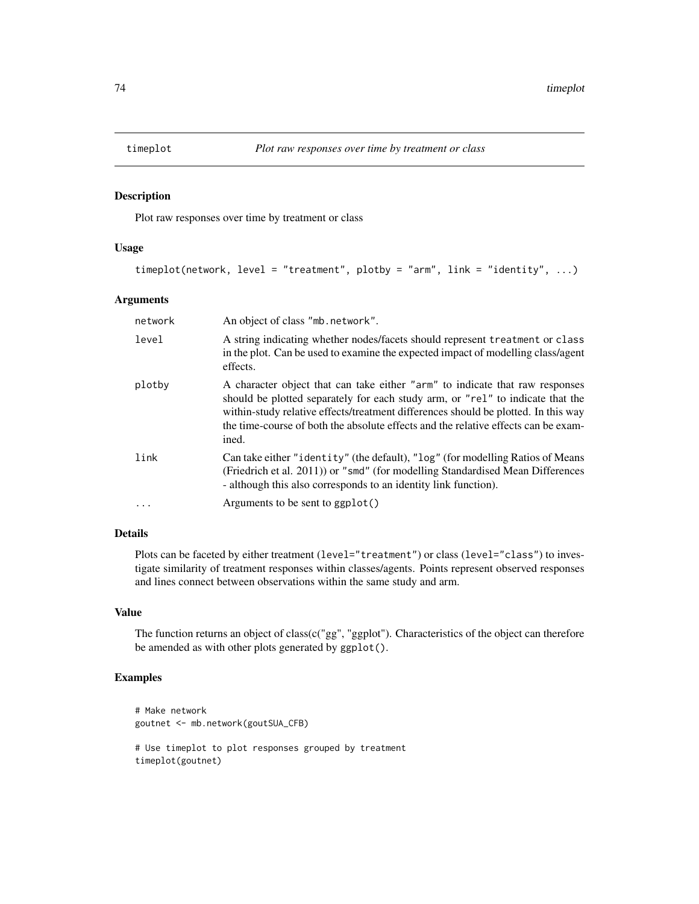# timeplot

*Plot raw responses over time by treatment or class*

## Description

Plot raw responses over time by treatment or class

## Usage

```
timeplot(network, level = "treatment", plotby = "arm", link = "identity", ...)
```

## Arguments

| | |
|---|---|
| network | An object of class "mb.network". |
| level | A string indicating whether nodes/facets should represent treatment or class in the plot. Can be used to examine the expected impact of modelling class/agent effects. |
| plotby | A character object that can take either "arm" to indicate that raw responses should be plotted separately for each study arm, or "rel" to indicate that the within-study relative effects/treatment differences should be plotted. In this way the time-course of both the absolute effects and the relative effects can be examined. |
| link | Can take either "identity" (the default), "log" (for modelling Ratios of Means (Friedrich et al. 2011)) or "smd" (for modelling Standardised Mean Differences - although this also corresponds to an identity link function). |
| ... | Arguments to be sent to ggplot() |

## Details

Plots can be faceted by either treatment (level="treatment") or class (level="class") to investigate similarity of treatment responses within classes/agents. Points represent observed responses and lines connect between observations within the same study and arm.

## Value

The function returns an object of class(c("gg", "ggplot"). Characteristics of the object can therefore be amended as with other plots generated by ggplot().

## Examples

```
# Make network
goutnet <- mb.network(goutSUA_CFB)

# Use timeplot to plot responses grouped by treatment
timeplot(goutnet)
```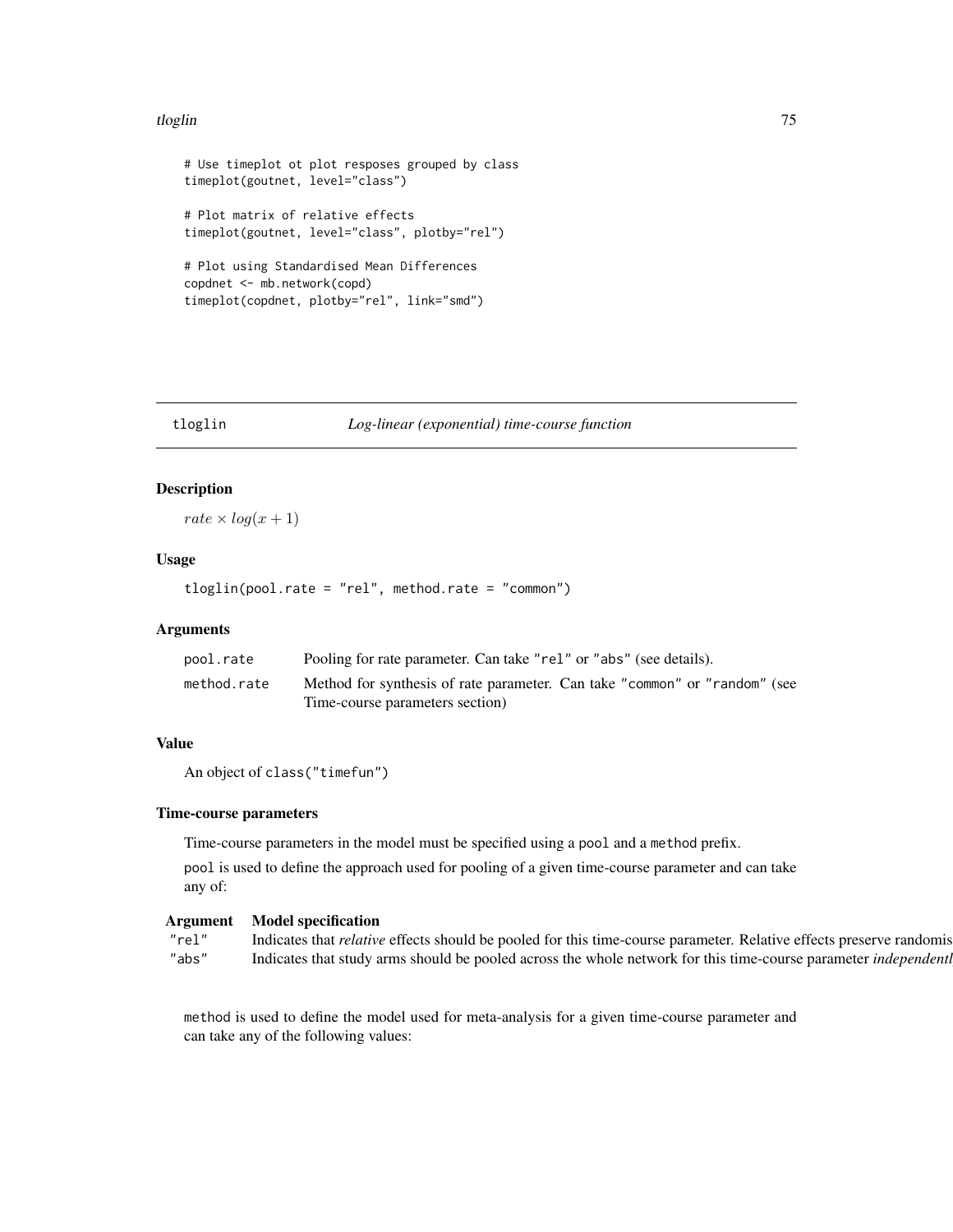```
# Use timeplot ot plot resposes grouped by class
timeplot(goutnet, level="class")

# Plot matrix of relative effects
timeplot(goutnet, level="class", plotby="rel")

# Plot using Standardised Mean Differences
copdnet <- mb.network(copd)
timeplot(copdnet, plotby="rel", link="smd")
```

## tloglin — *Log-linear (exponential) time-course function*

### Description

$rate \times log(x + 1)$

### Usage

```
tloglin(pool.rate = "rel", method.rate = "common")
```

### Arguments

| | |
|---|---|
| `pool.rate` | Pooling for rate parameter. Can take `"rel"` or `"abs"` (see details). |
| `method.rate` | Method for synthesis of rate parameter. Can take `"common"` or `"random"` (see Time-course parameters section) |

### Value

An object of `class("timefun")`

### Time-course parameters

Time-course parameters in the model must be specified using a `pool` and a `method` prefix.

`pool` is used to define the approach used for pooling of a given time-course parameter and can take any of:

| Argument | Model specification |
|---|---|
| `"rel"` | Indicates that *relative* effects should be pooled for this time-course parameter. Relative effects preserve randomis |
| `"abs"` | Indicates that study arms should be pooled across the whole network for this time-course parameter *independentl* |

`method` is used to define the model used for meta-analysis for a given time-course parameter and can take any of the following values: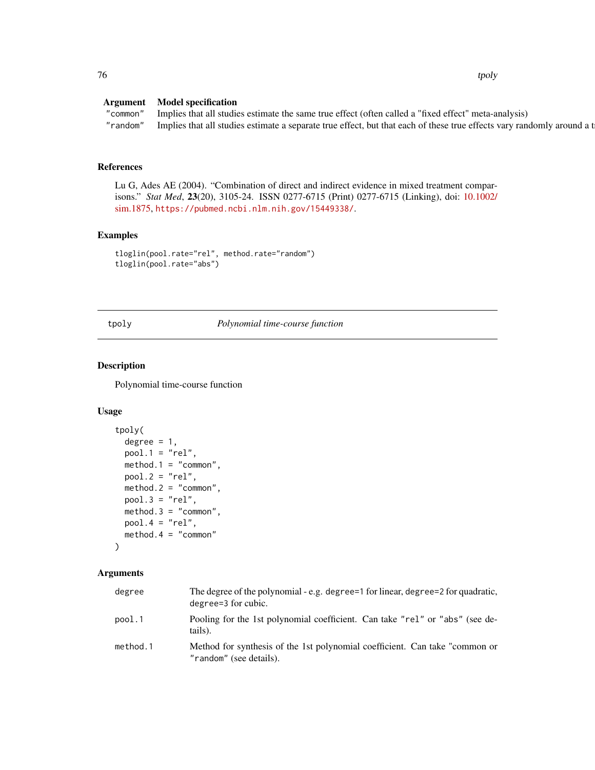| Argument | Model specification |
| --- | --- |
| "common" | Implies that all studies estimate the same true effect (often called a "fixed effect" meta-analysis) |
| "random" | Implies that all studies estimate a separate true effect, but that each of these true effects vary randomly around a t |

## References

Lu G, Ades AE (2004). "Combination of direct and indirect evidence in mixed treatment comparisons." *Stat Med*, **23**(20), 3105-24. ISSN 0277-6715 (Print) 0277-6715 (Linking), doi: 10.1002/sim.1875, https://pubmed.ncbi.nlm.nih.gov/15449338/.

## Examples

```
tloglin(pool.rate="rel", method.rate="random")
tloglin(pool.rate="abs")
```

---

# tpoly — *Polynomial time-course function*

## Description

Polynomial time-course function

## Usage

```
tpoly(
  degree = 1,
  pool.1 = "rel",
  method.1 = "common",
  pool.2 = "rel",
  method.2 = "common",
  pool.3 = "rel",
  method.3 = "common",
  pool.4 = "rel",
  method.4 = "common"
)
```

## Arguments

| | |
| --- | --- |
| degree | The degree of the polynomial - e.g. degree=1 for linear, degree=2 for quadratic, degree=3 for cubic. |
| pool.1 | Pooling for the 1st polynomial coefficient. Can take "rel" or "abs" (see details). |
| method.1 | Method for synthesis of the 1st polynomial coefficient. Can take "common or "random" (see details). |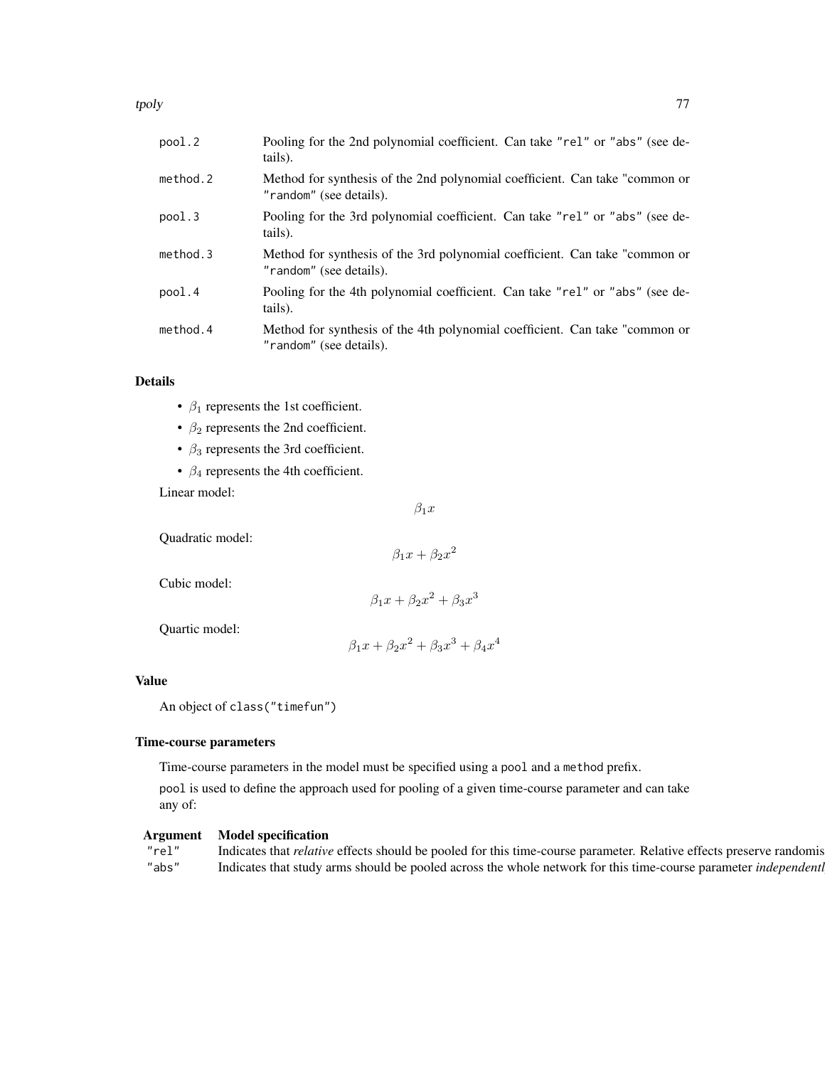| | |
|---|---|
| pool.2 | Pooling for the 2nd polynomial coefficient. Can take "rel" or "abs" (see details). |
| method.2 | Method for synthesis of the 2nd polynomial coefficient. Can take "common or "random" (see details). |
| pool.3 | Pooling for the 3rd polynomial coefficient. Can take "rel" or "abs" (see details). |
| method.3 | Method for synthesis of the 3rd polynomial coefficient. Can take "common or "random" (see details). |
| pool.4 | Pooling for the 4th polynomial coefficient. Can take "rel" or "abs" (see details). |
| method.4 | Method for synthesis of the 4th polynomial coefficient. Can take "common or "random" (see details). |

### Details

- $\beta_1$ represents the 1st coefficient.
- $\beta_2$ represents the 2nd coefficient.
- $\beta_3$ represents the 3rd coefficient.
- $\beta_4$ represents the 4th coefficient.

Linear model:

$$\beta_1 x$$

Quadratic model:

$$\beta_1 x + \beta_2 x^2$$

Cubic model:

$$\beta_1 x + \beta_2 x^2 + \beta_3 x^3$$

Quartic model:

$$\beta_1 x + \beta_2 x^2 + \beta_3 x^3 + \beta_4 x^4$$

### Value

An object of class("timefun")

### Time-course parameters

Time-course parameters in the model must be specified using a pool and a method prefix.

pool is used to define the approach used for pooling of a given time-course parameter and can take any of:

| Argument | Model specification |
|---|---|
| "rel" | Indicates that *relative* effects should be pooled for this time-course parameter. Relative effects preserve randomis |
| "abs" | Indicates that study arms should be pooled across the whole network for this time-course parameter *independentl* |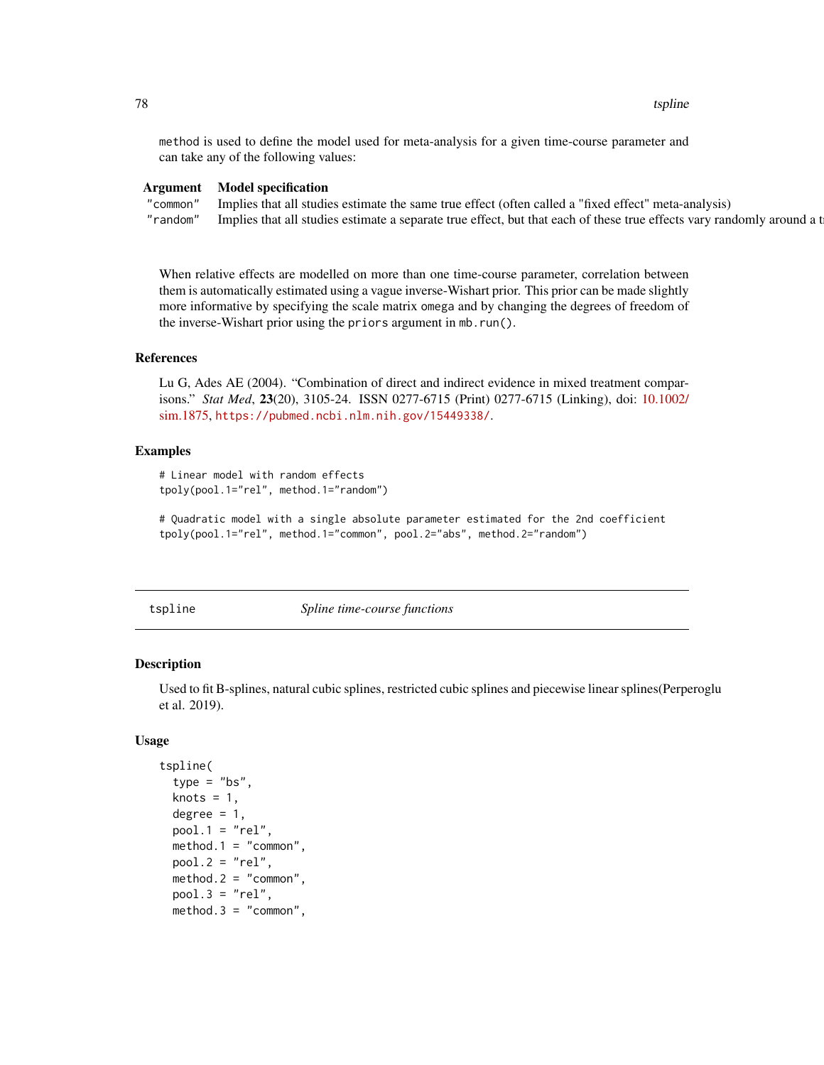method is used to define the model used for meta-analysis for a given time-course parameter and can take any of the following values:

| Argument | Model specification |
| --- | --- |
| "common" | Implies that all studies estimate the same true effect (often called a "fixed effect" meta-analysis) |
| "random" | Implies that all studies estimate a separate true effect, but that each of these true effects vary randomly around a t |

When relative effects are modelled on more than one time-course parameter, correlation between them is automatically estimated using a vague inverse-Wishart prior. This prior can be made slightly more informative by specifying the scale matrix omega and by changing the degrees of freedom of the inverse-Wishart prior using the priors argument in mb.run().

## References

Lu G, Ades AE (2004). "Combination of direct and indirect evidence in mixed treatment comparisons." *Stat Med*, **23**(20), 3105-24. ISSN 0277-6715 (Print) 0277-6715 (Linking), doi: 10.1002/sim.1875, https://pubmed.ncbi.nlm.nih.gov/15449338/.

## Examples

```
# Linear model with random effects
tpoly(pool.1="rel", method.1="random")

# Quadratic model with a single absolute parameter estimated for the 2nd coefficient
tpoly(pool.1="rel", method.1="common", pool.2="abs", method.2="random")
```

---

# tspline — *Spline time-course functions*

## Description

Used to fit B-splines, natural cubic splines, restricted cubic splines and piecewise linear splines(Perperoglu et al. 2019).

## Usage

```
tspline(
  type = "bs",
  knots = 1,
  degree = 1,
  pool.1 = "rel",
  method.1 = "common",
  pool.2 = "rel",
  method.2 = "common",
  pool.3 = "rel",
  method.3 = "common",
```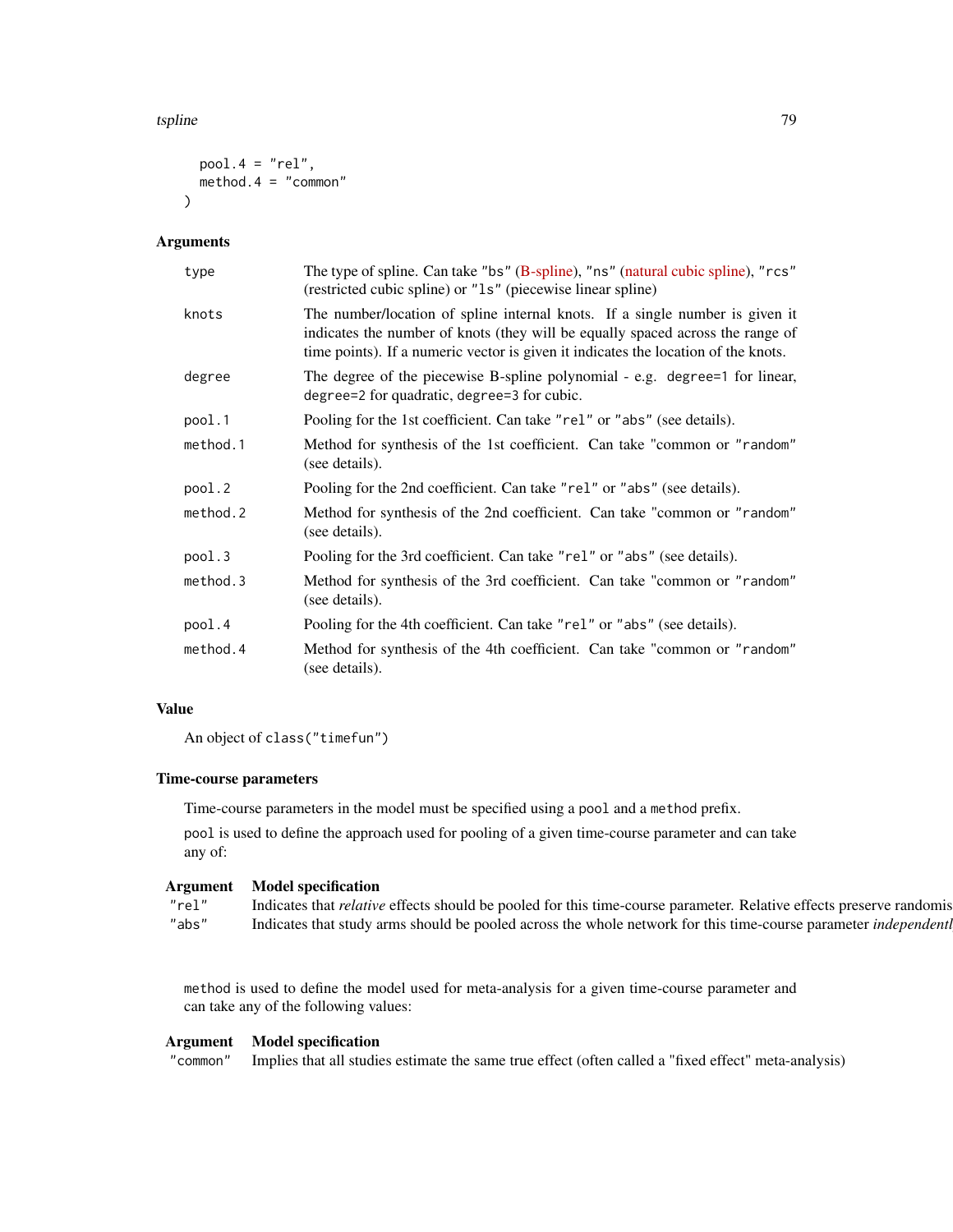```
  pool.4 = "rel",
  method.4 = "common"
)
```

## Arguments

| | |
|---|---|
| type | The type of spline. Can take "bs" (B-spline), "ns" (natural cubic spline), "rcs" (restricted cubic spline) or "ls" (piecewise linear spline) |
| knots | The number/location of spline internal knots. If a single number is given it indicates the number of knots (they will be equally spaced across the range of time points). If a numeric vector is given it indicates the location of the knots. |
| degree | The degree of the piecewise B-spline polynomial - e.g. degree=1 for linear, degree=2 for quadratic, degree=3 for cubic. |
| pool.1 | Pooling for the 1st coefficient. Can take "rel" or "abs" (see details). |
| method.1 | Method for synthesis of the 1st coefficient. Can take "common or "random" (see details). |
| pool.2 | Pooling for the 2nd coefficient. Can take "rel" or "abs" (see details). |
| method.2 | Method for synthesis of the 2nd coefficient. Can take "common or "random" (see details). |
| pool.3 | Pooling for the 3rd coefficient. Can take "rel" or "abs" (see details). |
| method.3 | Method for synthesis of the 3rd coefficient. Can take "common or "random" (see details). |
| pool.4 | Pooling for the 4th coefficient. Can take "rel" or "abs" (see details). |
| method.4 | Method for synthesis of the 4th coefficient. Can take "common or "random" (see details). |

## Value

An object of class("timefun")

## Time-course parameters

Time-course parameters in the model must be specified using a pool and a method prefix.

pool is used to define the approach used for pooling of a given time-course parameter and can take any of:

| Argument | Model specification |
|---|---|
| "rel" | Indicates that *relative* effects should be pooled for this time-course parameter. Relative effects preserve randomis |
| "abs" | Indicates that study arms should be pooled across the whole network for this time-course parameter *independentl* |

method is used to define the model used for meta-analysis for a given time-course parameter and can take any of the following values:

| Argument | Model specification |
|---|---|
| "common" | Implies that all studies estimate the same true effect (often called a "fixed effect" meta-analysis) |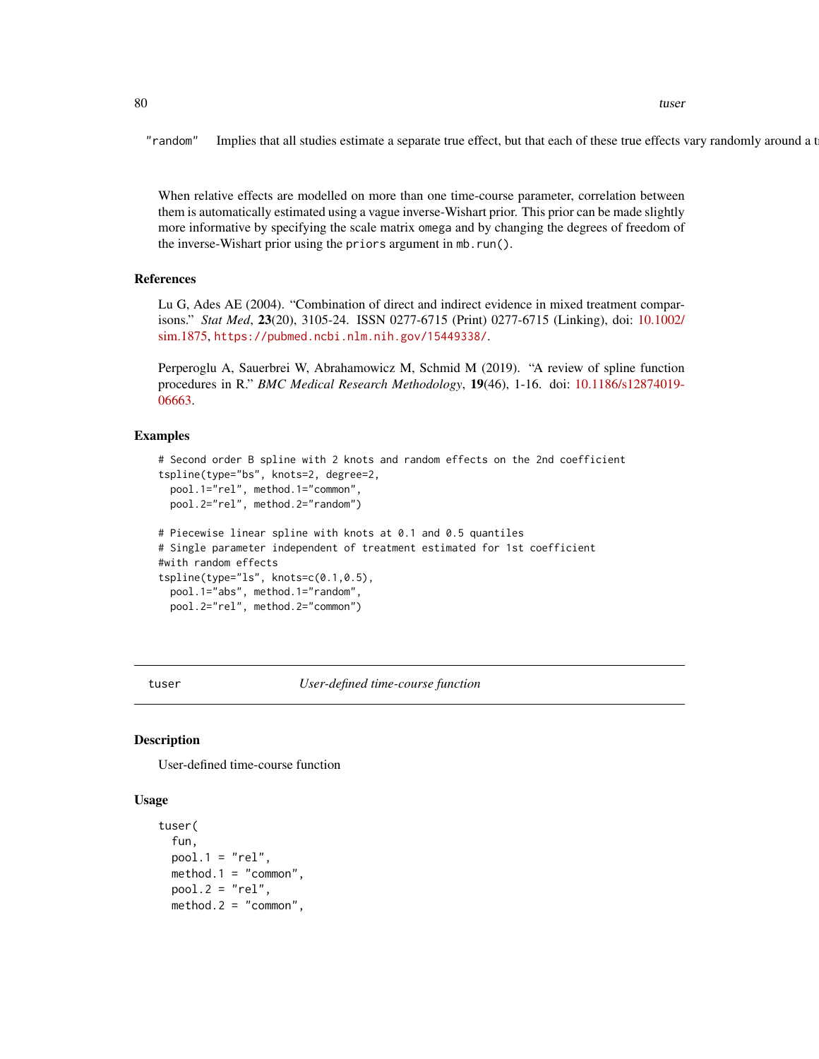"random" Implies that all studies estimate a separate true effect, but that each of these true effects vary randomly around a t

When relative effects are modelled on more than one time-course parameter, correlation between them is automatically estimated using a vague inverse-Wishart prior. This prior can be made slightly more informative by specifying the scale matrix omega and by changing the degrees of freedom of the inverse-Wishart prior using the priors argument in mb.run().

## References

Lu G, Ades AE (2004). "Combination of direct and indirect evidence in mixed treatment comparisons." *Stat Med*, **23**(20), 3105-24. ISSN 0277-6715 (Print) 0277-6715 (Linking), doi: 10.1002/sim.1875, https://pubmed.ncbi.nlm.nih.gov/15449338/.

Perperoglu A, Sauerbrei W, Abrahamowicz M, Schmid M (2019). "A review of spline function procedures in R." *BMC Medical Research Methodology*, **19**(46), 1-16. doi: 10.1186/s12874019-06663.

## Examples

```
# Second order B spline with 2 knots and random effects on the 2nd coefficient
tspline(type="bs", knots=2, degree=2,
  pool.1="rel", method.1="common",
  pool.2="rel", method.2="random")

# Piecewise linear spline with knots at 0.1 and 0.5 quantiles
# Single parameter independent of treatment estimated for 1st coefficient
#with random effects
tspline(type="ls", knots=c(0.1,0.5),
  pool.1="abs", method.1="random",
  pool.2="rel", method.2="common")
```

---

# tuser *User-defined time-course function*

## Description

User-defined time-course function

## Usage

```
tuser(
  fun,
  pool.1 = "rel",
  method.1 = "common",
  pool.2 = "rel",
  method.2 = "common",
```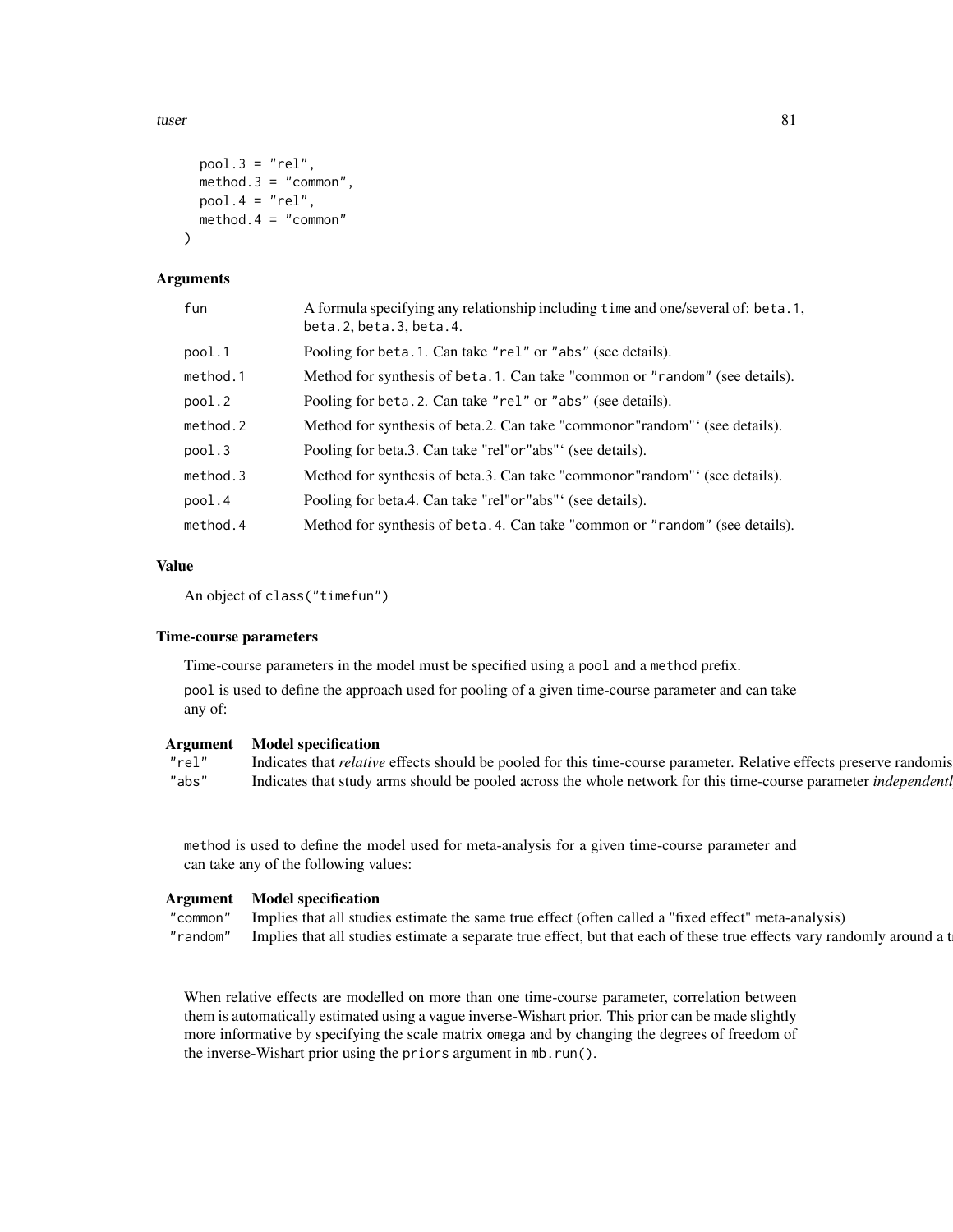```
  pool.3 = "rel",
  method.3 = "common",
  pool.4 = "rel",
  method.4 = "common"
)
```

## Arguments

| | |
|---|---|
| fun | A formula specifying any relationship including time and one/several of: beta.1, beta.2, beta.3, beta.4. |
| pool.1 | Pooling for beta.1. Can take "rel" or "abs" (see details). |
| method.1 | Method for synthesis of beta.1. Can take "common or "random" (see details). |
| pool.2 | Pooling for beta.2. Can take "rel" or "abs" (see details). |
| method.2 | Method for synthesis of beta.2. Can take "commonor"random"‘ (see details). |
| pool.3 | Pooling for beta.3. Can take "rel"or"abs"‘ (see details). |
| method.3 | Method for synthesis of beta.3. Can take "commonor"random"‘ (see details). |
| pool.4 | Pooling for beta.4. Can take "rel"or"abs"‘ (see details). |
| method.4 | Method for synthesis of beta.4. Can take "common or "random" (see details). |

## Value

An object of class("timefun")

## Time-course parameters

Time-course parameters in the model must be specified using a pool and a method prefix.

pool is used to define the approach used for pooling of a given time-course parameter and can take any of:

| Argument | Model specification |
|---|---|
| "rel" | Indicates that *relative* effects should be pooled for this time-course parameter. Relative effects preserve randomis |
| "abs" | Indicates that study arms should be pooled across the whole network for this time-course parameter *independentl* |

method is used to define the model used for meta-analysis for a given time-course parameter and can take any of the following values:

| Argument | Model specification |
|---|---|
| "common" | Implies that all studies estimate the same true effect (often called a "fixed effect" meta-analysis) |
| "random" | Implies that all studies estimate a separate true effect, but that each of these true effects vary randomly around a t |

When relative effects are modelled on more than one time-course parameter, correlation between them is automatically estimated using a vague inverse-Wishart prior. This prior can be made slightly more informative by specifying the scale matrix omega and by changing the degrees of freedom of the inverse-Wishart prior using the priors argument in mb.run().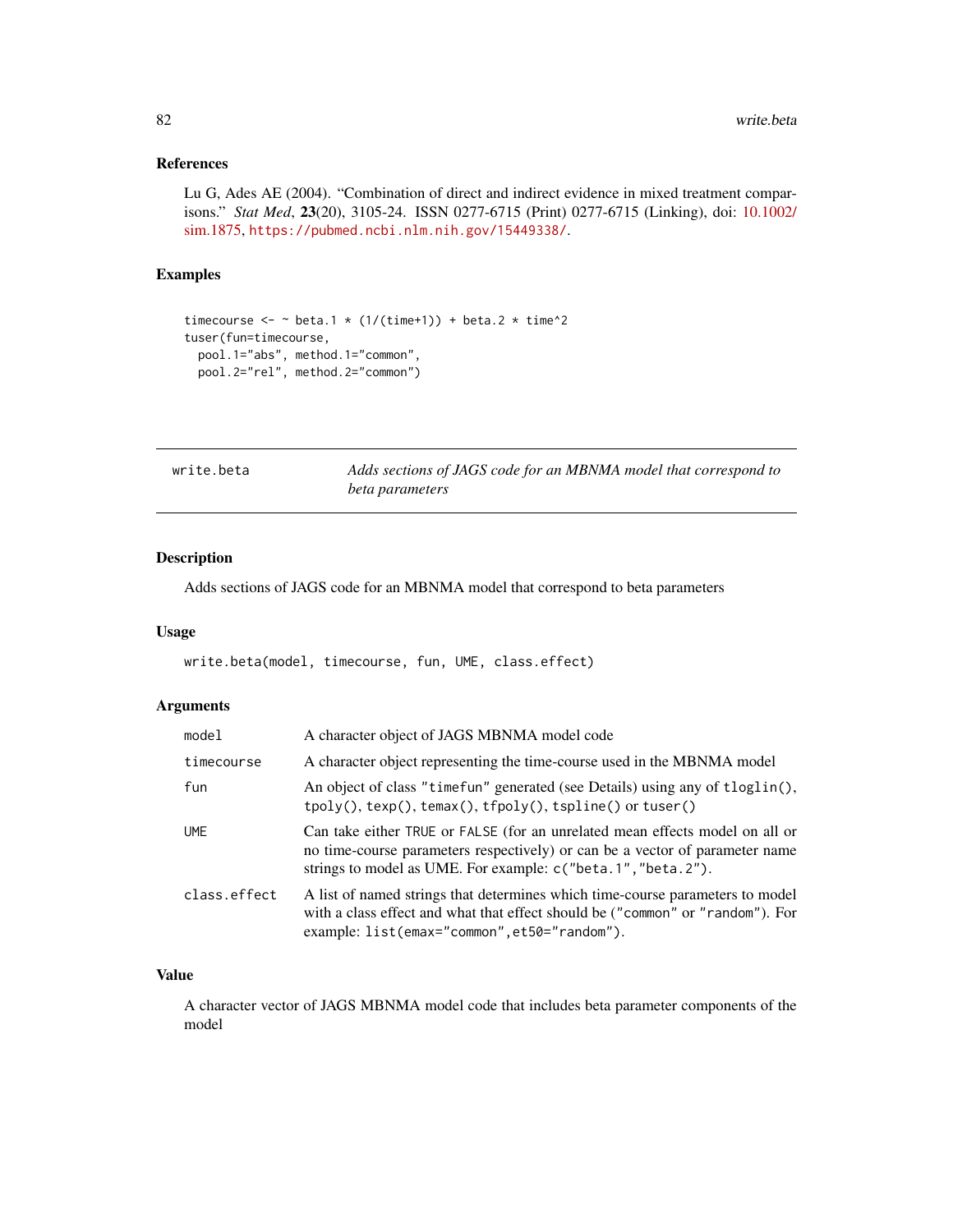## References

Lu G, Ades AE (2004). "Combination of direct and indirect evidence in mixed treatment comparisons." *Stat Med*, **23**(20), 3105-24. ISSN 0277-6715 (Print) 0277-6715 (Linking), doi: 10.1002/sim.1875, https://pubmed.ncbi.nlm.nih.gov/15449338/.

## Examples

```
timecourse <- ~ beta.1 * (1/(time+1)) + beta.2 * time^2
tuser(fun=timecourse,
  pool.1="abs", method.1="common",
  pool.2="rel", method.2="common")
```

---

# write.beta — *Adds sections of JAGS code for an MBNMA model that correspond to beta parameters*

---

## Description

Adds sections of JAGS code for an MBNMA model that correspond to beta parameters

## Usage

```
write.beta(model, timecourse, fun, UME, class.effect)
```

## Arguments

| | |
|---|---|
| `model` | A character object of JAGS MBNMA model code |
| `timecourse` | A character object representing the time-course used in the MBNMA model |
| `fun` | An object of class "timefun" generated (see Details) using any of `tloglin()`, `tpoly()`, `texp()`, `temax()`, `tfpoly()`, `tspline()` or `tuser()` |
| `UME` | Can take either `TRUE` or `FALSE` (for an unrelated mean effects model on all or no time-course parameters respectively) or can be a vector of parameter name strings to model as UME. For example: `c("beta.1","beta.2")`. |
| `class.effect` | A list of named strings that determines which time-course parameters to model with a class effect and what that effect should be (`"common"` or `"random"`). For example: `list(emax="common",et50="random")`. |

## Value

A character vector of JAGS MBNMA model code that includes beta parameter components of the model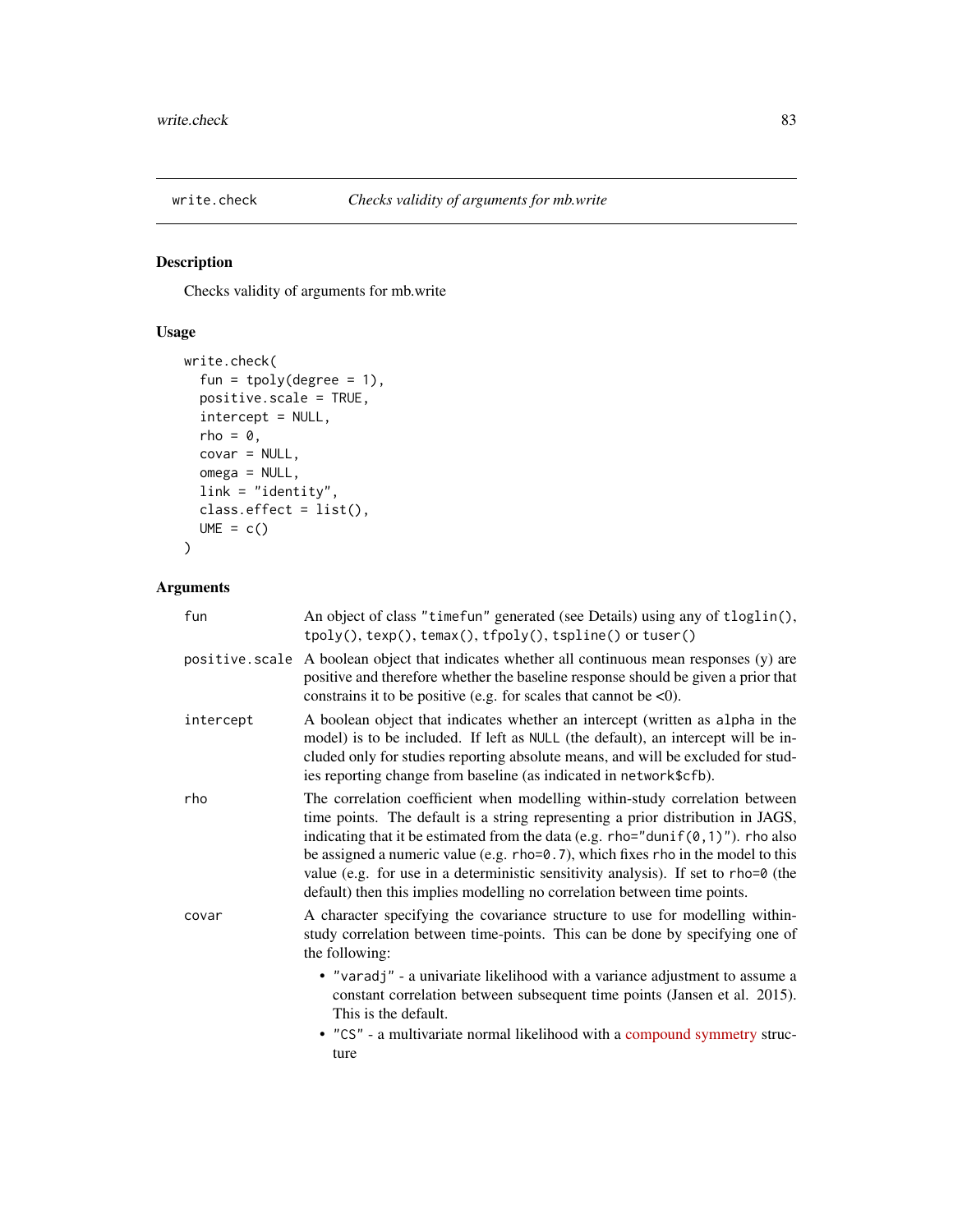## write.check — *Checks validity of arguments for mb.write*

### Description

Checks validity of arguments for mb.write

### Usage

```
write.check(
  fun = tpoly(degree = 1),
  positive.scale = TRUE,
  intercept = NULL,
  rho = 0,
  covar = NULL,
  omega = NULL,
  link = "identity",
  class.effect = list(),
  UME = c()
)
```

### Arguments

| | |
|---|---|
| `fun` | An object of class `"timefun"` generated (see Details) using any of `tloglin()`, `tpoly()`, `texp()`, `temax()`, `tfpoly()`, `tspline()` or `tuser()` |
| `positive.scale` | A boolean object that indicates whether all continuous mean responses (y) are positive and therefore whether the baseline response should be given a prior that constrains it to be positive (e.g. for scales that cannot be <0). |
| `intercept` | A boolean object that indicates whether an intercept (written as `alpha` in the model) is to be included. If left as `NULL` (the default), an intercept will be included only for studies reporting absolute means, and will be excluded for studies reporting change from baseline (as indicated in `network$cfb`). |
| `rho` | The correlation coefficient when modelling within-study correlation between time points. The default is a string representing a prior distribution in JAGS, indicating that it be estimated from the data (e.g. `rho="dunif(0,1)"`). `rho` also be assigned a numeric value (e.g. `rho=0.7`), which fixes `rho` in the model to this value (e.g. for use in a deterministic sensitivity analysis). If set to `rho=0` (the default) then this implies modelling no correlation between time points. |
| `covar` | A character specifying the covariance structure to use for modelling within-study correlation between time-points. This can be done by specifying one of the following: <br>• `"varadj"` - a univariate likelihood with a variance adjustment to assume a constant correlation between subsequent time points (Jansen et al. 2015). This is the default. <br>• `"CS"` - a multivariate normal likelihood with a compound symmetry structure |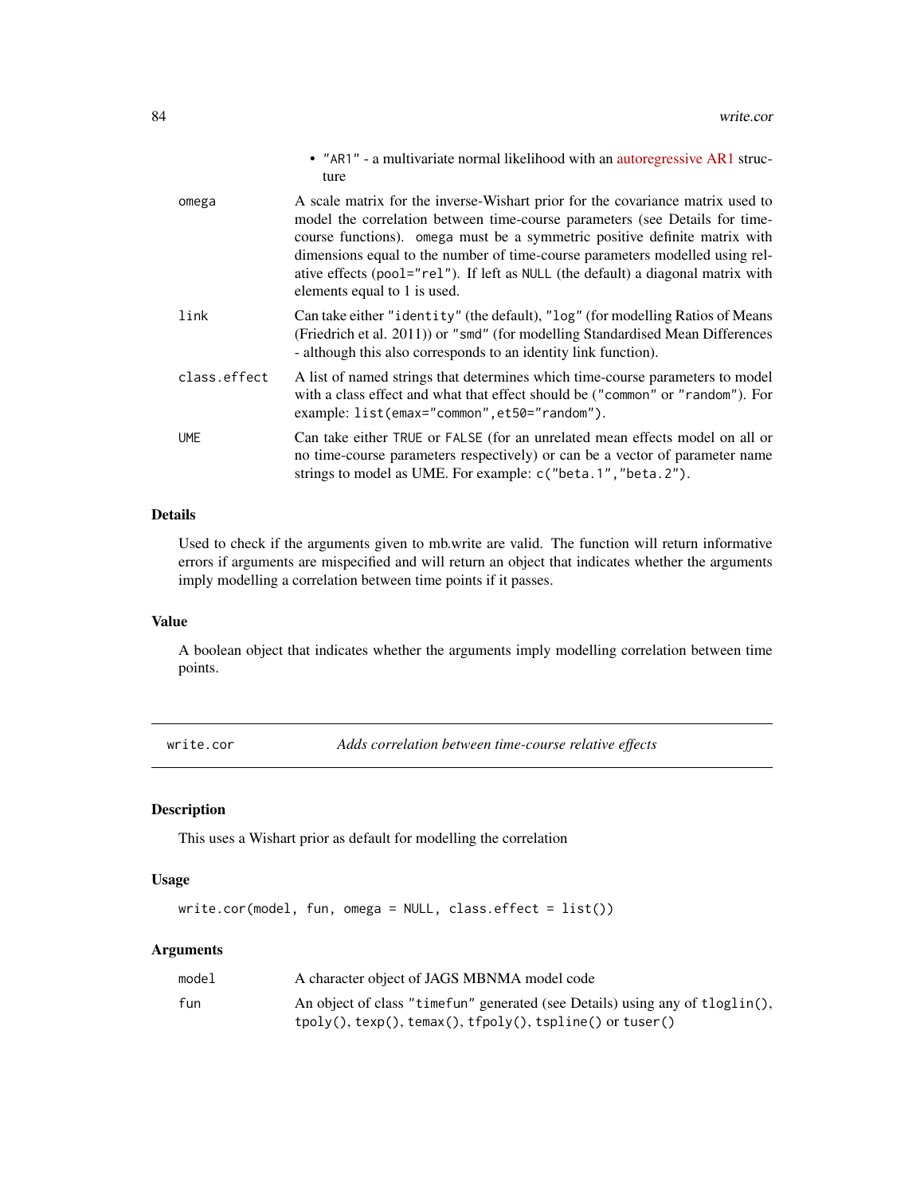- "AR1" - a multivariate normal likelihood with an autoregressive AR1 structure

| | |
|---|---|
| omega | A scale matrix for the inverse-Wishart prior for the covariance matrix used to model the correlation between time-course parameters (see Details for time-course functions). omega must be a symmetric positive definite matrix with dimensions equal to the number of time-course parameters modelled using relative effects (pool="rel"). If left as NULL (the default) a diagonal matrix with elements equal to 1 is used. |
| link | Can take either "identity" (the default), "log" (for modelling Ratios of Means (Friedrich et al. 2011)) or "smd" (for modelling Standardised Mean Differences - although this also corresponds to an identity link function). |
| class.effect | A list of named strings that determines which time-course parameters to model with a class effect and what that effect should be ("common" or "random"). For example: list(emax="common",et50="random"). |
| UME | Can take either TRUE or FALSE (for an unrelated mean effects model on all or no time-course parameters respectively) or can be a vector of parameter name strings to model as UME. For example: c("beta.1","beta.2"). |

### Details

Used to check if the arguments given to mb.write are valid. The function will return informative errors if arguments are mispecified and will return an object that indicates whether the arguments imply modelling a correlation between time points if it passes.

### Value

A boolean object that indicates whether the arguments imply modelling correlation between time points.

## write.cor — *Adds correlation between time-course relative effects*

### Description

This uses a Wishart prior as default for modelling the correlation

### Usage

```
write.cor(model, fun, omega = NULL, class.effect = list())
```

### Arguments

| | |
|---|---|
| model | A character object of JAGS MBNMA model code |
| fun | An object of class "timefun" generated (see Details) using any of tloglin(), tpoly(), texp(), temax(), tfpoly(), tspline() or tuser() |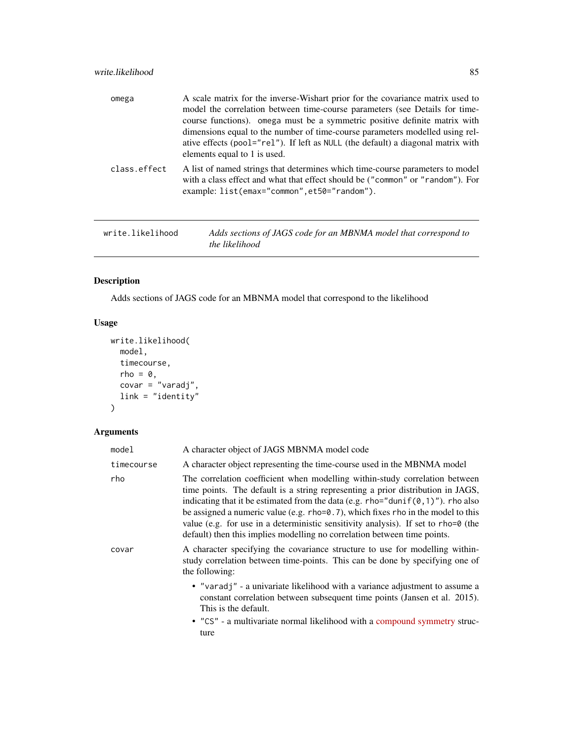| | |
|---|---|
| omega | A scale matrix for the inverse-Wishart prior for the covariance matrix used to model the correlation between time-course parameters (see Details for time-course functions). omega must be a symmetric positive definite matrix with dimensions equal to the number of time-course parameters modelled using relative effects (pool="rel"). If left as NULL (the default) a diagonal matrix with elements equal to 1 is used. |
| class.effect | A list of named strings that determines which time-course parameters to model with a class effect and what that effect should be ("common" or "random"). For example: list(emax="common",et50="random"). |

## write.likelihood — *Adds sections of JAGS code for an MBNMA model that correspond to the likelihood*

### Description

Adds sections of JAGS code for an MBNMA model that correspond to the likelihood

### Usage

```
write.likelihood(
  model,
  timecourse,
  rho = 0,
  covar = "varadj",
  link = "identity"
)
```

### Arguments

| | |
|---|---|
| model | A character object of JAGS MBNMA model code |
| timecourse | A character object representing the time-course used in the MBNMA model |
| rho | The correlation coefficient when modelling within-study correlation between time points. The default is a string representing a prior distribution in JAGS, indicating that it be estimated from the data (e.g. rho="dunif(0,1)"). rho also be assigned a numeric value (e.g. rho=0.7), which fixes rho in the model to this value (e.g. for use in a deterministic sensitivity analysis). If set to rho=0 (the default) then this implies modelling no correlation between time points. |
| covar | A character specifying the covariance structure to use for modelling within-study correlation between time-points. This can be done by specifying one of the following: <br>• "varadj" - a univariate likelihood with a variance adjustment to assume a constant correlation between subsequent time points (Jansen et al. 2015). This is the default. <br>• "CS" - a multivariate normal likelihood with a compound symmetry structure |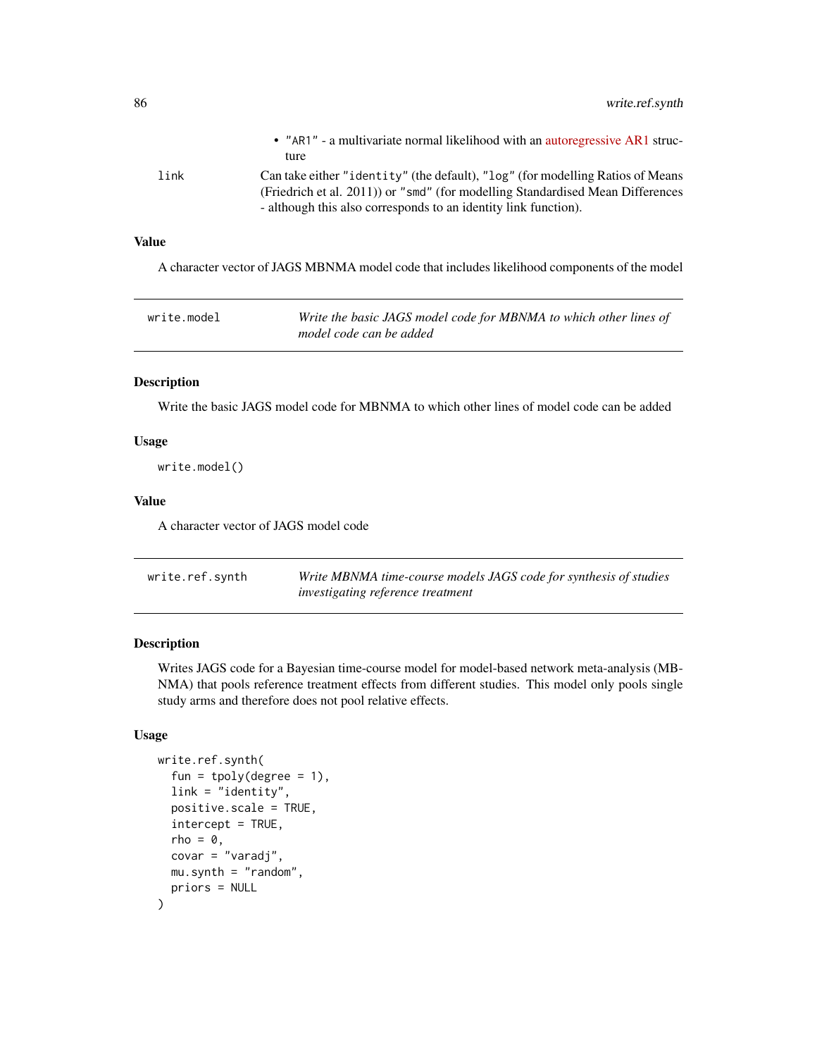- "AR1" - a multivariate normal likelihood with an autoregressive AR1 structure

| | |
|---|---|
| link | Can take either "identity" (the default), "log" (for modelling Ratios of Means (Friedrich et al. 2011)) or "smd" (for modelling Standardised Mean Differences - although this also corresponds to an identity link function). |

### Value

A character vector of JAGS MBNMA model code that includes likelihood components of the model

---

## write.model — *Write the basic JAGS model code for MBNMA to which other lines of model code can be added*

---

### Description

Write the basic JAGS model code for MBNMA to which other lines of model code can be added

### Usage

```
write.model()
```

### Value

A character vector of JAGS model code

---

## write.ref.synth — *Write MBNMA time-course models JAGS code for synthesis of studies investigating reference treatment*

---

### Description

Writes JAGS code for a Bayesian time-course model for model-based network meta-analysis (MBNMA) that pools reference treatment effects from different studies. This model only pools single study arms and therefore does not pool relative effects.

### Usage

```
write.ref.synth(
  fun = tpoly(degree = 1),
  link = "identity",
  positive.scale = TRUE,
  intercept = TRUE,
  rho = 0,
  covar = "varadj",
  mu.synth = "random",
  priors = NULL
)
```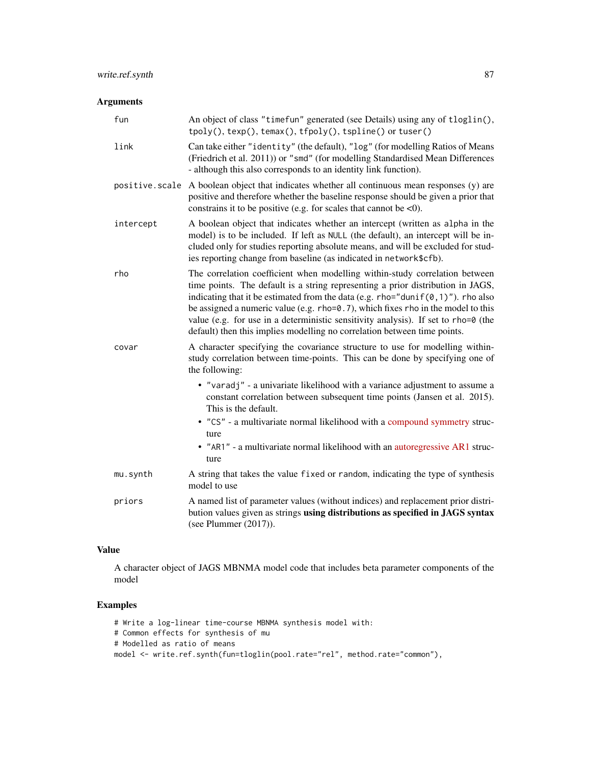## Arguments

| | |
|---|---|
| `fun` | An object of class `"timefun"` generated (see Details) using any of `tloglin()`, `tpoly()`, `texp()`, `temax()`, `tfpoly()`, `tspline()` or `tuser()` |
| `link` | Can take either `"identity"` (the default), `"log"` (for modelling Ratios of Means (Friedrich et al. 2011)) or `"smd"` (for modelling Standardised Mean Differences - although this also corresponds to an identity link function). |
| `positive.scale` | A boolean object that indicates whether all continuous mean responses (y) are positive and therefore whether the baseline response should be given a prior that constrains it to be positive (e.g. for scales that cannot be <0). |
| `intercept` | A boolean object that indicates whether an intercept (written as `alpha` in the model) is to be included. If left as `NULL` (the default), an intercept will be included only for studies reporting absolute means, and will be excluded for studies reporting change from baseline (as indicated in `network$cfb`). |
| `rho` | The correlation coefficient when modelling within-study correlation between time points. The default is a string representing a prior distribution in JAGS, indicating that it be estimated from the data (e.g. `rho="dunif(0,1)"`). `rho` also be assigned a numeric value (e.g. `rho=0.7`), which fixes `rho` in the model to this value (e.g. for use in a deterministic sensitivity analysis). If set to `rho=0` (the default) then this implies modelling no correlation between time points. |
| `covar` | A character specifying the covariance structure to use for modelling within-study correlation between time-points. This can be done by specifying one of the following: <br> • `"varadj"` - a univariate likelihood with a variance adjustment to assume a constant correlation between subsequent time points (Jansen et al. 2015). This is the default. <br> • `"CS"` - a multivariate normal likelihood with a compound symmetry structure <br> • `"AR1"` - a multivariate normal likelihood with an autoregressive AR1 structure |
| `mu.synth` | A string that takes the value `fixed` or `random`, indicating the type of synthesis model to use |
| `priors` | A named list of parameter values (without indices) and replacement prior distribution values given as strings **using distributions as specified in JAGS syntax** (see Plummer (2017)). |

## Value

A character object of JAGS MBNMA model code that includes beta parameter components of the model

## Examples

```
# Write a log-linear time-course MBNMA synthesis model with:
# Common effects for synthesis of mu
# Modelled as ratio of means
model <- write.ref.synth(fun=tloglin(pool.rate="rel", method.rate="common"),
```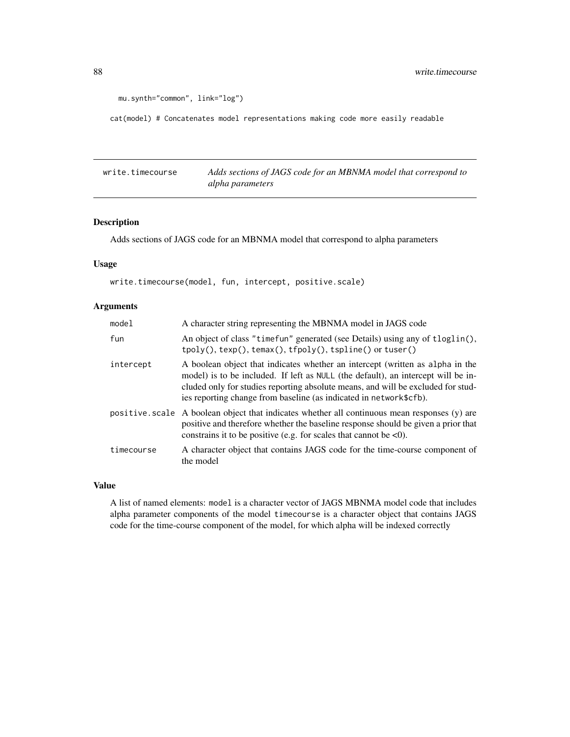```
  mu.synth="common", link="log")

cat(model) # Concatenates model representations making code more easily readable
```

## write.timecourse — *Adds sections of JAGS code for an MBNMA model that correspond to alpha parameters*

### Description

Adds sections of JAGS code for an MBNMA model that correspond to alpha parameters

### Usage

```
write.timecourse(model, fun, intercept, positive.scale)
```

### Arguments

| | |
|---|---|
| model | A character string representing the MBNMA model in JAGS code |
| fun | An object of class "timefun" generated (see Details) using any of tloglin(), tpoly(), texp(), temax(), tfpoly(), tspline() or tuser() |
| intercept | A boolean object that indicates whether an intercept (written as alpha in the model) is to be included. If left as NULL (the default), an intercept will be included only for studies reporting absolute means, and will be excluded for studies reporting change from baseline (as indicated in network$cfb). |
| positive.scale | A boolean object that indicates whether all continuous mean responses (y) are positive and therefore whether the baseline response should be given a prior that constrains it to be positive (e.g. for scales that cannot be <0). |
| timecourse | A character object that contains JAGS code for the time-course component of the model |

### Value

A list of named elements: model is a character vector of JAGS MBNMA model code that includes alpha parameter components of the model timecourse is a character object that contains JAGS code for the time-course component of the model, for which alpha will be indexed correctly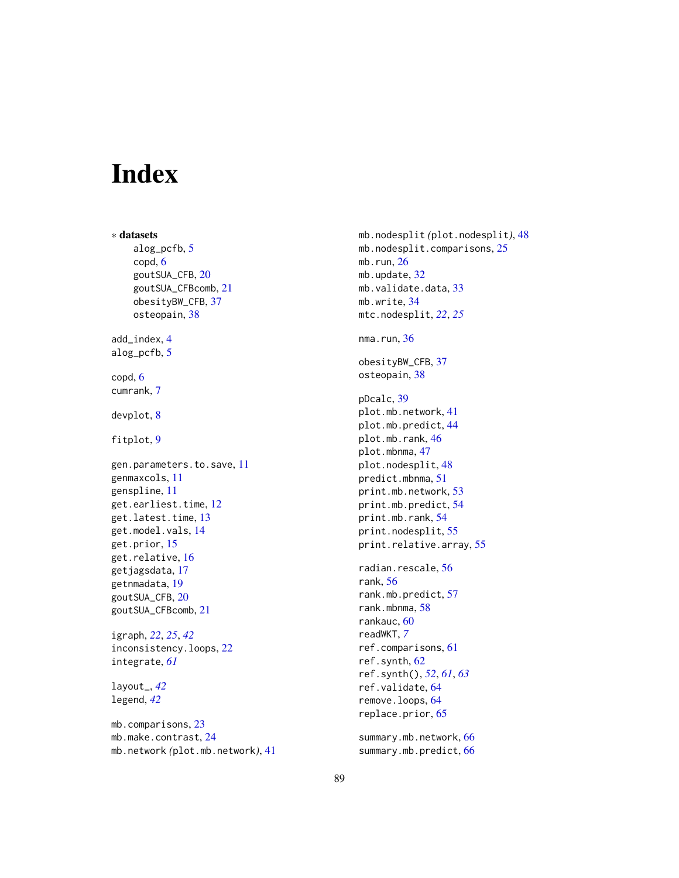# Index

∗ **datasets**

- alog_pcfb, 5
- copd, 6
- goutSUA_CFB, 20
- goutSUA_CFBcomb, 21
- obesityBW_CFB, 37
- osteopain, 38

add_index, 4
alog_pcfb, 5

copd, 6
cumrank, 7

devplot, 8

fitplot, 9

gen.parameters.to.save, 11
genmaxcols, 11
genspline, 11
get.earliest.time, 12
get.latest.time, 13
get.model.vals, 14
get.prior, 15
get.relative, 16
getjagsdata, 17
getnmadata, 19
goutSUA_CFB, 20
goutSUA_CFBcomb, 21

igraph, *22*, *25*, *42*
inconsistency.loops, 22
integrate, *61*

layout_, *42*
legend, *42*

mb.comparisons, 23
mb.make.contrast, 24
mb.network *(*plot.mb.network*)*, 41
mb.nodesplit *(*plot.nodesplit*)*, 48
mb.nodesplit.comparisons, 25
mb.run, 26
mb.update, 32
mb.validate.data, 33
mb.write, 34
mtc.nodesplit, *22*, *25*

nma.run, 36

obesityBW_CFB, 37
osteopain, 38

pDcalc, 39
plot.mb.network, 41
plot.mb.predict, 44
plot.mb.rank, 46
plot.mbnma, 47
plot.nodesplit, 48
predict.mbnma, 51
print.mb.network, 53
print.mb.predict, 54
print.mb.rank, 54
print.nodesplit, 55
print.relative.array, 55

radian.rescale, 56
rank, 56
rank.mb.predict, 57
rank.mbnma, 58
rankauc, 60
readWKT, *7*
ref.comparisons, 61
ref.synth, 62
ref.synth(), *52*, *61*, *63*
ref.validate, 64
remove.loops, 64
replace.prior, 65

summary.mb.network, 66
summary.mb.predict, 66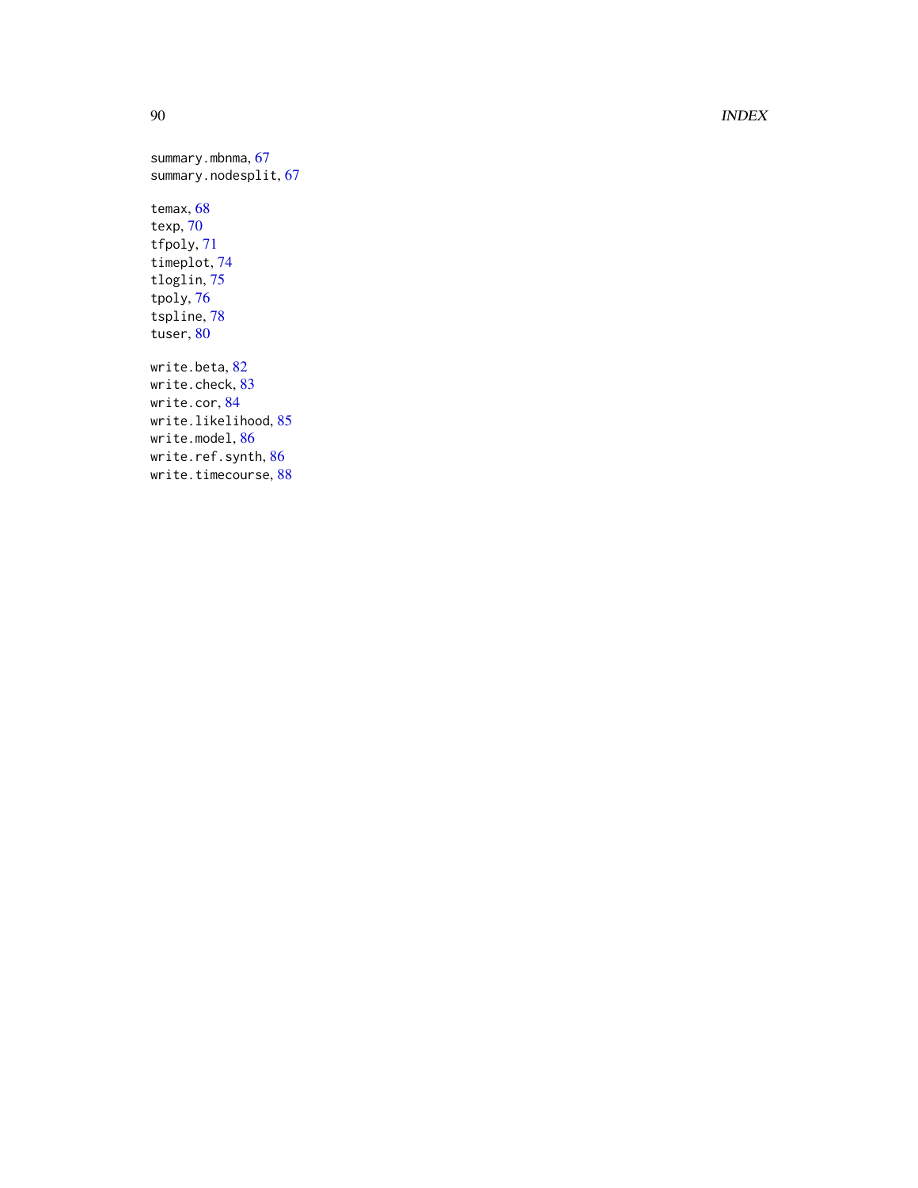summary.mbnma, 67
summary.nodesplit, 67

temax, 68
texp, 70
tfpoly, 71
timeplot, 74
tloglin, 75
tpoly, 76
tspline, 78
tuser, 80

write.beta, 82
write.check, 83
write.cor, 84
write.likelihood, 85
write.model, 86
write.ref.synth, 86
write.timecourse, 88